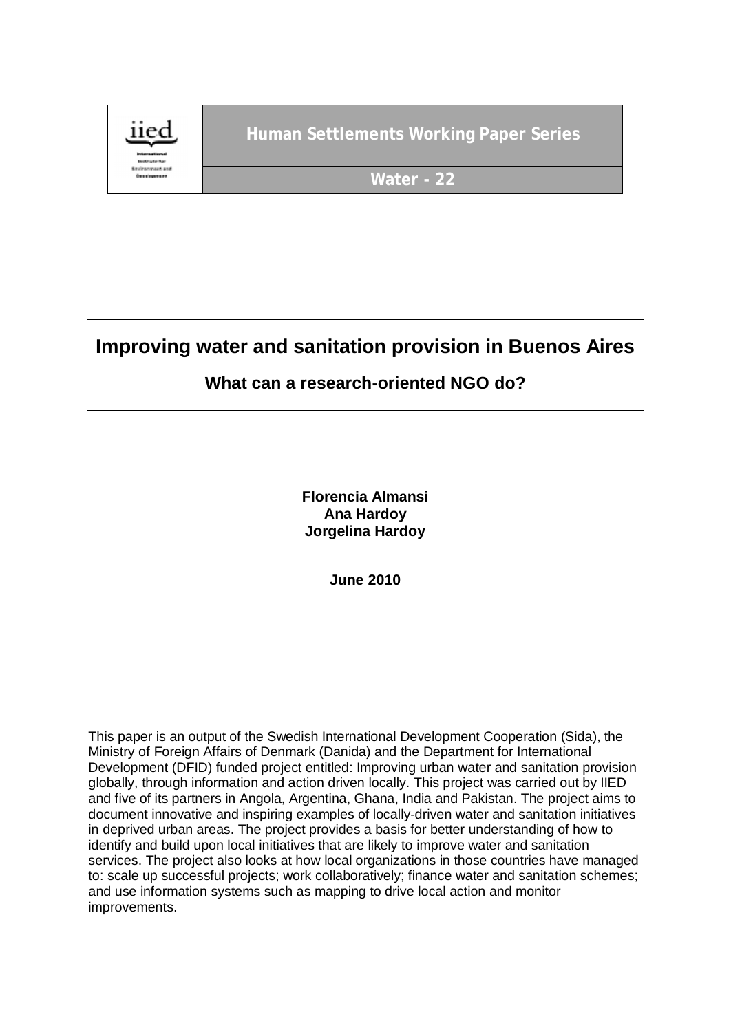iied

International Institute for Environment and Development

**Human Settlements Working Paper Series**

**Water - 22**

# Improving water and sanitation provision in Buenos Aires

## What can a research-oriented NGO do?

**Florencia Almansi**
**Ana Hardoy**
**Jorgelina Hardoy**

**June 2010**

This paper is an output of the Swedish International Development Cooperation (Sida), the Ministry of Foreign Affairs of Denmark (Danida) and the Department for International Development (DFID) funded project entitled: Improving urban water and sanitation provision globally, through information and action driven locally. This project was carried out by IIED and five of its partners in Angola, Argentina, Ghana, India and Pakistan. The project aims to document innovative and inspiring examples of locally-driven water and sanitation initiatives in deprived urban areas. The project provides a basis for better understanding of how to identify and build upon local initiatives that are likely to improve water and sanitation services. The project also looks at how local organizations in those countries have managed to: scale up successful projects; work collaboratively; finance water and sanitation schemes; and use information systems such as mapping to drive local action and monitor improvements.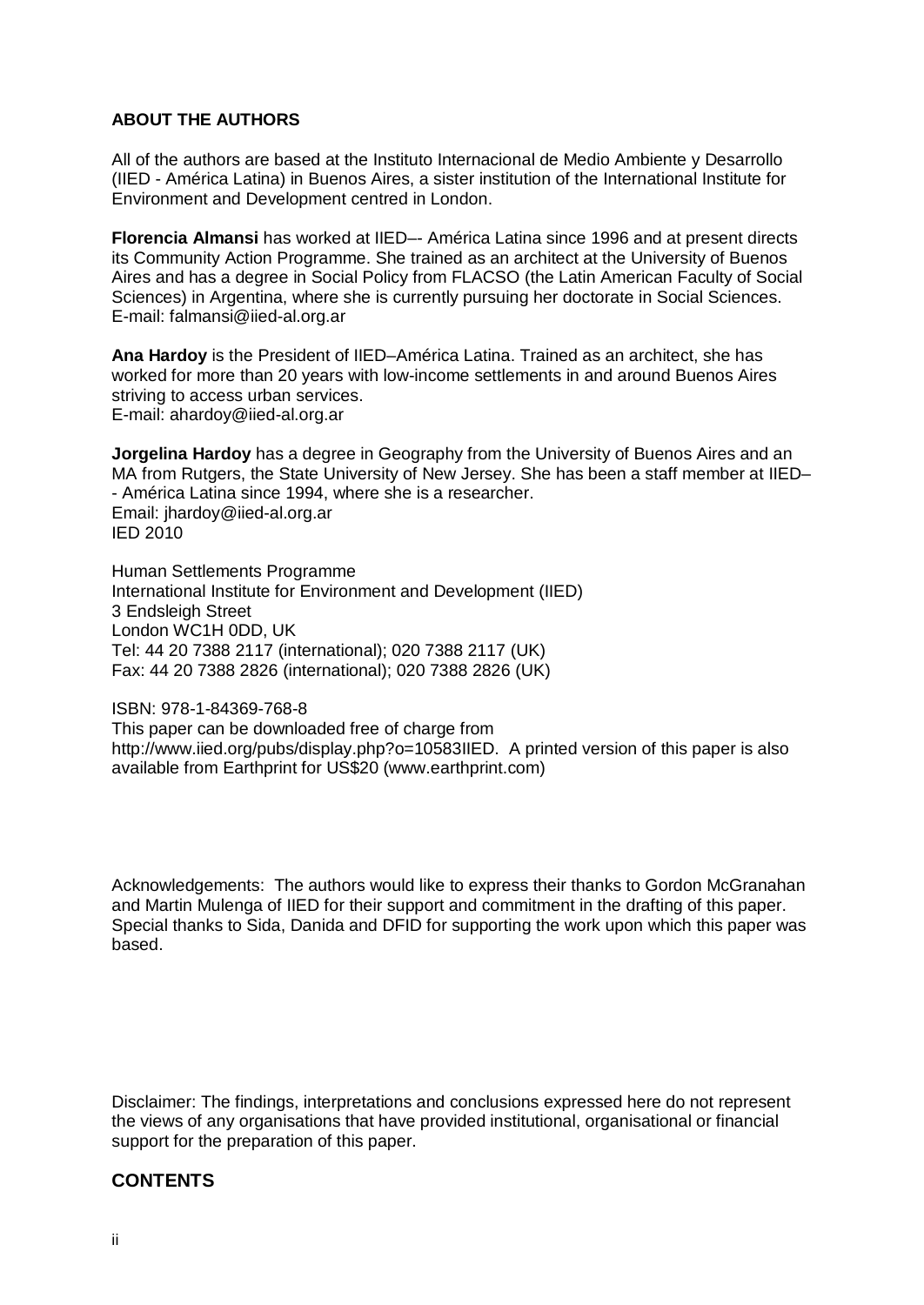**ABOUT THE AUTHORS**

All of the authors are based at the Instituto Internacional de Medio Ambiente y Desarrollo (IIED - América Latina) in Buenos Aires, a sister institution of the International Institute for Environment and Development centred in London.

**Florencia Almansi** has worked at IIED–- América Latina since 1996 and at present directs its Community Action Programme. She trained as an architect at the University of Buenos Aires and has a degree in Social Policy from FLACSO (the Latin American Faculty of Social Sciences) in Argentina, where she is currently pursuing her doctorate in Social Sciences.
E-mail: falmansi@iied-al.org.ar

**Ana Hardoy** is the President of IIED–América Latina. Trained as an architect, she has worked for more than 20 years with low-income settlements in and around Buenos Aires striving to access urban services.
E-mail: ahardoy@iied-al.org.ar

**Jorgelina Hardoy** has a degree in Geography from the University of Buenos Aires and an MA from Rutgers, the State University of New Jersey. She has been a staff member at IIED–- América Latina since 1994, where she is a researcher.
Email: jhardoy@iied-al.org.ar
IED 2010

Human Settlements Programme
International Institute for Environment and Development (IIED)
3 Endsleigh Street
London WC1H 0DD, UK
Tel: 44 20 7388 2117 (international); 020 7388 2117 (UK)
Fax: 44 20 7388 2826 (international); 020 7388 2826 (UK)

ISBN: 978-1-84369-768-8
This paper can be downloaded free of charge from http://www.iied.org/pubs/display.php?o=10583IIED. A printed version of this paper is also available from Earthprint for US$20 (www.earthprint.com)

Acknowledgements: The authors would like to express their thanks to Gordon McGranahan and Martin Mulenga of IIED for their support and commitment in the drafting of this paper. Special thanks to Sida, Danida and DFID for supporting the work upon which this paper was based.

Disclaimer: The findings, interpretations and conclusions expressed here do not represent the views of any organisations that have provided institutional, organisational or financial support for the preparation of this paper.

## CONTENTS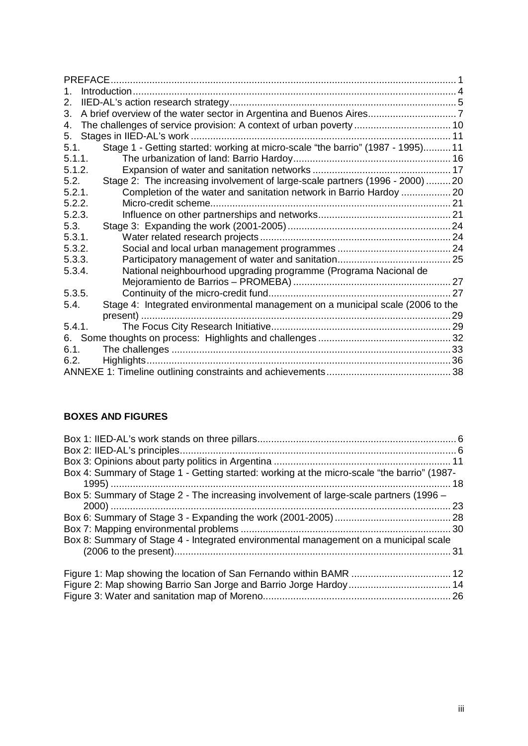PREFACE ..... 1
1. Introduction ..... 4
2. IIED-AL's action research strategy ..... 5
3. A brief overview of the water sector in Argentina and Buenos Aires ..... 7
4. The challenges of service provision: A context of urban poverty ..... 10
5. Stages in IIED-AL's work ..... 11
5.1. Stage 1 - Getting started: working at micro-scale "the barrio" (1987 - 1995) ..... 11
5.1.1. The urbanization of land: Barrio Hardoy ..... 16
5.1.2. Expansion of water and sanitation networks ..... 17
5.2. Stage 2: The increasing involvement of large-scale partners (1996 - 2000) ..... 20
5.2.1. Completion of the water and sanitation network in Barrio Hardoy ..... 20
5.2.2. Micro-credit scheme ..... 21
5.2.3. Influence on other partnerships and networks ..... 21
5.3. Stage 3: Expanding the work (2001-2005) ..... 24
5.3.1. Water related research projects ..... 24
5.3.2. Social and local urban management programmes ..... 24
5.3.3. Participatory management of water and sanitation ..... 25
5.3.4. National neighbourhood upgrading programme (Programa Nacional de Mejoramiento de Barrios – PROMEBA) ..... 27
5.3.5. Continuity of the micro-credit fund ..... 27
5.4. Stage 4: Integrated environmental management on a municipal scale (2006 to the present) ..... 29
5.4.1. The Focus City Research Initiative ..... 29
6. Some thoughts on process: Highlights and challenges ..... 32
6.1. The challenges ..... 33
6.2. Highlights ..... 36
ANNEXE 1: Timeline outlining constraints and achievements ..... 38

**BOXES AND FIGURES**

Box 1: IIED-AL's work stands on three pillars ..... 6
Box 2: IIED-AL's principles ..... 6
Box 3: Opinions about party politics in Argentina ..... 11
Box 4: Summary of Stage 1 - Getting started: working at the micro-scale "the barrio" (1987-1995) ..... 18
Box 5: Summary of Stage 2 - The increasing involvement of large-scale partners (1996 – 2000) ..... 23
Box 6: Summary of Stage 3 - Expanding the work (2001-2005) ..... 28
Box 7: Mapping environmental problems ..... 30
Box 8: Summary of Stage 4 - Integrated environmental management on a municipal scale (2006 to the present) ..... 31

Figure 1: Map showing the location of San Fernando within BAMR ..... 12
Figure 2: Map showing Barrio San Jorge and Barrio Jorge Hardoy ..... 14
Figure 3: Water and sanitation map of Moreno ..... 26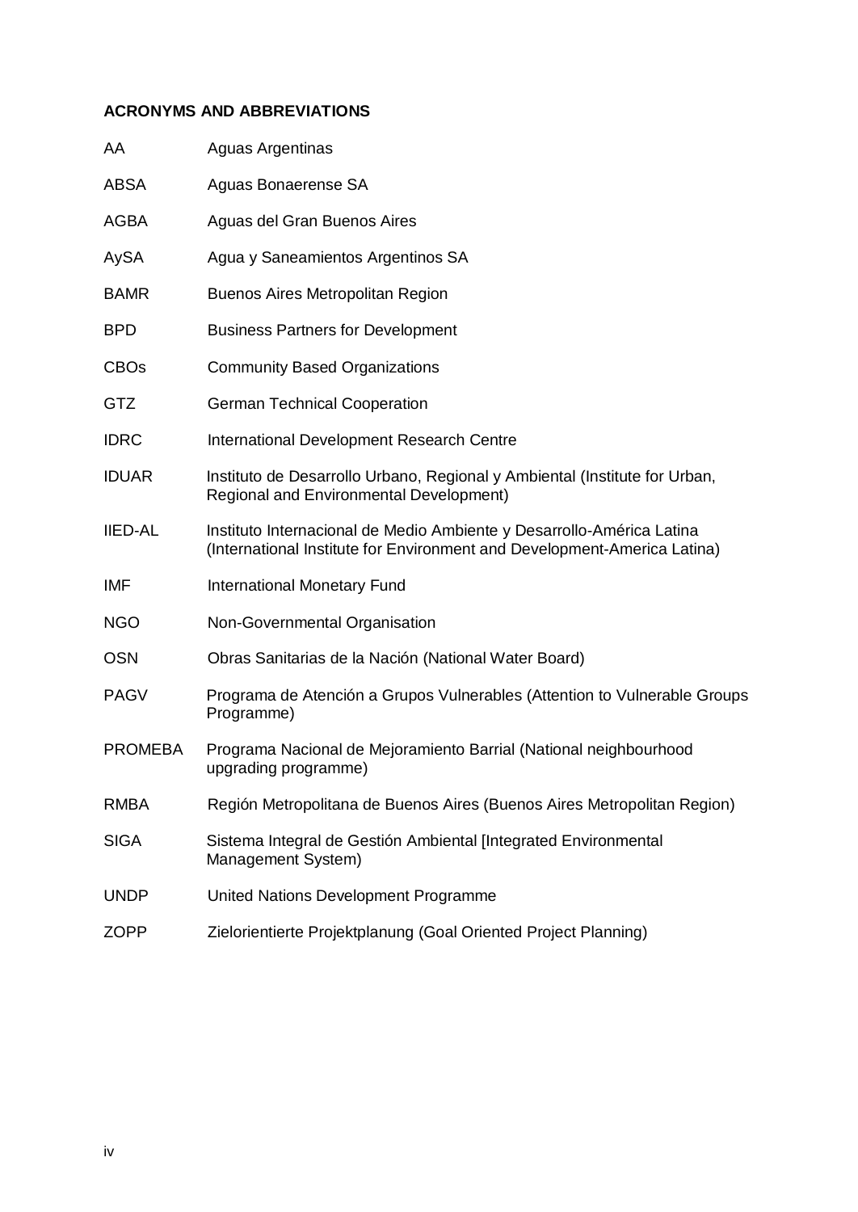**ACRONYMS AND ABBREVIATIONS**

| | |
|---|---|
| AA | Aguas Argentinas |
| ABSA | Aguas Bonaerense SA |
| AGBA | Aguas del Gran Buenos Aires |
| AySA | Agua y Saneamientos Argentinos SA |
| BAMR | Buenos Aires Metropolitan Region |
| BPD | Business Partners for Development |
| CBOs | Community Based Organizations |
| GTZ | German Technical Cooperation |
| IDRC | International Development Research Centre |
| IDUAR | Instituto de Desarrollo Urbano, Regional y Ambiental (Institute for Urban, Regional and Environmental Development) |
| IIED-AL | Instituto Internacional de Medio Ambiente y Desarrollo-América Latina (International Institute for Environment and Development-America Latina) |
| IMF | International Monetary Fund |
| NGO | Non-Governmental Organisation |
| OSN | Obras Sanitarias de la Nación (National Water Board) |
| PAGV | Programa de Atención a Grupos Vulnerables (Attention to Vulnerable Groups Programme) |
| PROMEBA | Programa Nacional de Mejoramiento Barrial (National neighbourhood upgrading programme) |
| RMBA | Región Metropolitana de Buenos Aires (Buenos Aires Metropolitan Region) |
| SIGA | Sistema Integral de Gestión Ambiental [Integrated Environmental Management System) |
| UNDP | United Nations Development Programme |
| ZOPP | Zielorientierte Projektplanung (Goal Oriented Project Planning) |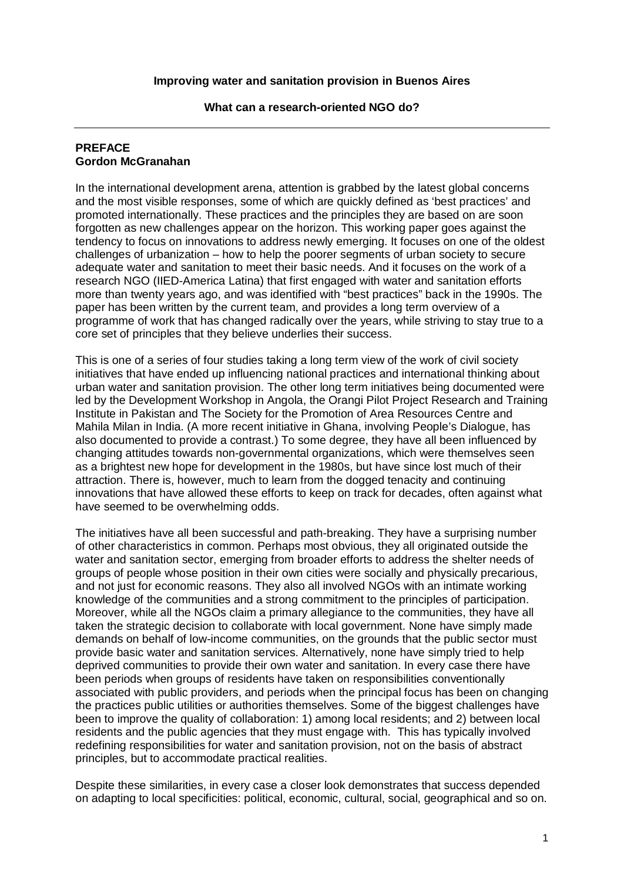**Improving water and sanitation provision in Buenos Aires**

**What can a research-oriented NGO do?**

---

## PREFACE
**Gordon McGranahan**

In the international development arena, attention is grabbed by the latest global concerns and the most visible responses, some of which are quickly defined as 'best practices' and promoted internationally. These practices and the principles they are based on are soon forgotten as new challenges appear on the horizon. This working paper goes against the tendency to focus on innovations to address newly emerging. It focuses on one of the oldest challenges of urbanization – how to help the poorer segments of urban society to secure adequate water and sanitation to meet their basic needs. And it focuses on the work of a research NGO (IIED-America Latina) that first engaged with water and sanitation efforts more than twenty years ago, and was identified with "best practices" back in the 1990s. The paper has been written by the current team, and provides a long term overview of a programme of work that has changed radically over the years, while striving to stay true to a core set of principles that they believe underlies their success.

This is one of a series of four studies taking a long term view of the work of civil society initiatives that have ended up influencing national practices and international thinking about urban water and sanitation provision. The other long term initiatives being documented were led by the Development Workshop in Angola, the Orangi Pilot Project Research and Training Institute in Pakistan and The Society for the Promotion of Area Resources Centre and Mahila Milan in India. (A more recent initiative in Ghana, involving People's Dialogue, has also documented to provide a contrast.) To some degree, they have all been influenced by changing attitudes towards non-governmental organizations, which were themselves seen as a brightest new hope for development in the 1980s, but have since lost much of their attraction. There is, however, much to learn from the dogged tenacity and continuing innovations that have allowed these efforts to keep on track for decades, often against what have seemed to be overwhelming odds.

The initiatives have all been successful and path-breaking. They have a surprising number of other characteristics in common. Perhaps most obvious, they all originated outside the water and sanitation sector, emerging from broader efforts to address the shelter needs of groups of people whose position in their own cities were socially and physically precarious, and not just for economic reasons. They also all involved NGOs with an intimate working knowledge of the communities and a strong commitment to the principles of participation. Moreover, while all the NGOs claim a primary allegiance to the communities, they have all taken the strategic decision to collaborate with local government. None have simply made demands on behalf of low-income communities, on the grounds that the public sector must provide basic water and sanitation services. Alternatively, none have simply tried to help deprived communities to provide their own water and sanitation. In every case there have been periods when groups of residents have taken on responsibilities conventionally associated with public providers, and periods when the principal focus has been on changing the practices public utilities or authorities themselves. Some of the biggest challenges have been to improve the quality of collaboration: 1) among local residents; and 2) between local residents and the public agencies that they must engage with. This has typically involved redefining responsibilities for water and sanitation provision, not on the basis of abstract principles, but to accommodate practical realities.

Despite these similarities, in every case a closer look demonstrates that success depended on adapting to local specificities: political, economic, cultural, social, geographical and so on.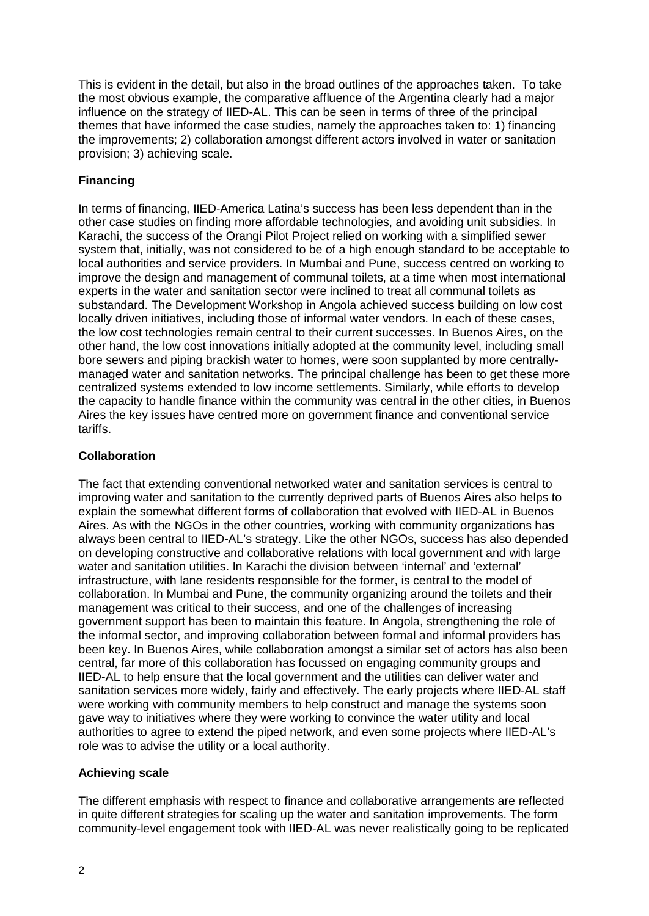This is evident in the detail, but also in the broad outlines of the approaches taken. To take the most obvious example, the comparative affluence of the Argentina clearly had a major influence on the strategy of IIED-AL. This can be seen in terms of three of the principal themes that have informed the case studies, namely the approaches taken to: 1) financing the improvements; 2) collaboration amongst different actors involved in water or sanitation provision; 3) achieving scale.

### Financing

In terms of financing, IIED-America Latina's success has been less dependent than in the other case studies on finding more affordable technologies, and avoiding unit subsidies. In Karachi, the success of the Orangi Pilot Project relied on working with a simplified sewer system that, initially, was not considered to be of a high enough standard to be acceptable to local authorities and service providers. In Mumbai and Pune, success centred on working to improve the design and management of communal toilets, at a time when most international experts in the water and sanitation sector were inclined to treat all communal toilets as substandard. The Development Workshop in Angola achieved success building on low cost locally driven initiatives, including those of informal water vendors. In each of these cases, the low cost technologies remain central to their current successes. In Buenos Aires, on the other hand, the low cost innovations initially adopted at the community level, including small bore sewers and piping brackish water to homes, were soon supplanted by more centrally-managed water and sanitation networks. The principal challenge has been to get these more centralized systems extended to low income settlements. Similarly, while efforts to develop the capacity to handle finance within the community was central in the other cities, in Buenos Aires the key issues have centred more on government finance and conventional service tariffs.

### Collaboration

The fact that extending conventional networked water and sanitation services is central to improving water and sanitation to the currently deprived parts of Buenos Aires also helps to explain the somewhat different forms of collaboration that evolved with IIED-AL in Buenos Aires. As with the NGOs in the other countries, working with community organizations has always been central to IIED-AL's strategy. Like the other NGOs, success has also depended on developing constructive and collaborative relations with local government and with large water and sanitation utilities. In Karachi the division between 'internal' and 'external' infrastructure, with lane residents responsible for the former, is central to the model of collaboration. In Mumbai and Pune, the community organizing around the toilets and their management was critical to their success, and one of the challenges of increasing government support has been to maintain this feature. In Angola, strengthening the role of the informal sector, and improving collaboration between formal and informal providers has been key. In Buenos Aires, while collaboration amongst a similar set of actors has also been central, far more of this collaboration has focussed on engaging community groups and IIED-AL to help ensure that the local government and the utilities can deliver water and sanitation services more widely, fairly and effectively. The early projects where IIED-AL staff were working with community members to help construct and manage the systems soon gave way to initiatives where they were working to convince the water utility and local authorities to agree to extend the piped network, and even some projects where IIED-AL's role was to advise the utility or a local authority.

### Achieving scale

The different emphasis with respect to finance and collaborative arrangements are reflected in quite different strategies for scaling up the water and sanitation improvements. The form community-level engagement took with IIED-AL was never realistically going to be replicated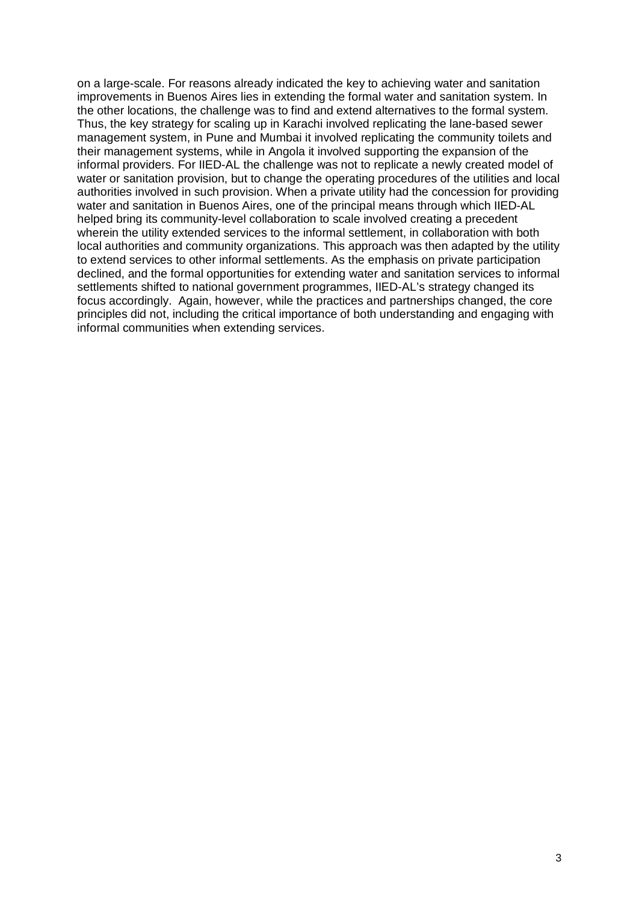on a large-scale. For reasons already indicated the key to achieving water and sanitation improvements in Buenos Aires lies in extending the formal water and sanitation system. In the other locations, the challenge was to find and extend alternatives to the formal system. Thus, the key strategy for scaling up in Karachi involved replicating the lane-based sewer management system, in Pune and Mumbai it involved replicating the community toilets and their management systems, while in Angola it involved supporting the expansion of the informal providers. For IIED-AL the challenge was not to replicate a newly created model of water or sanitation provision, but to change the operating procedures of the utilities and local authorities involved in such provision. When a private utility had the concession for providing water and sanitation in Buenos Aires, one of the principal means through which IIED-AL helped bring its community-level collaboration to scale involved creating a precedent wherein the utility extended services to the informal settlement, in collaboration with both local authorities and community organizations. This approach was then adapted by the utility to extend services to other informal settlements. As the emphasis on private participation declined, and the formal opportunities for extending water and sanitation services to informal settlements shifted to national government programmes, IIED-AL's strategy changed its focus accordingly. Again, however, while the practices and partnerships changed, the core principles did not, including the critical importance of both understanding and engaging with informal communities when extending services.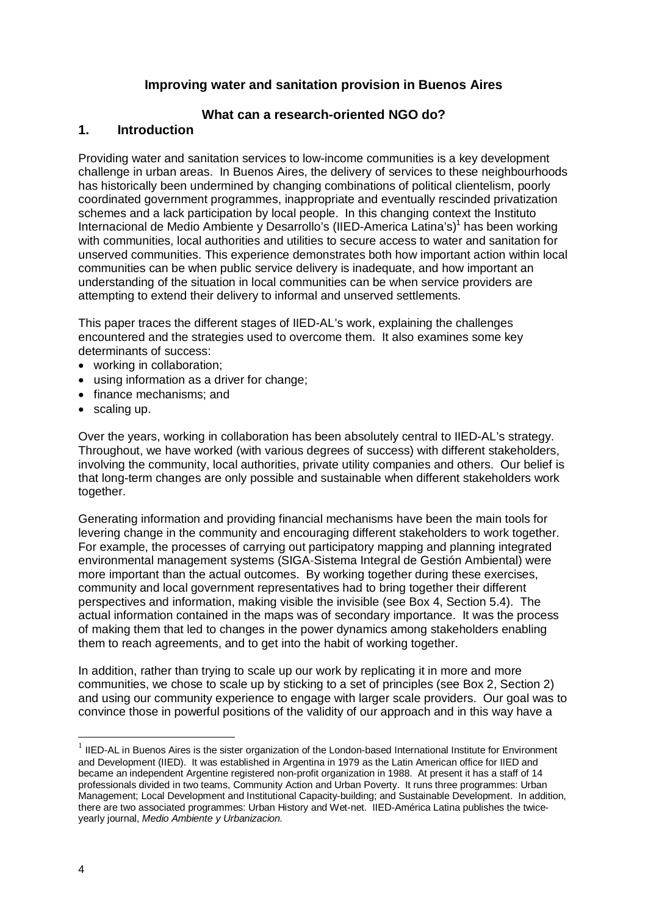**Improving water and sanitation provision in Buenos Aires**

**What can a research-oriented NGO do?**

## 1. Introduction

Providing water and sanitation services to low-income communities is a key development challenge in urban areas. In Buenos Aires, the delivery of services to these neighbourhoods has historically been undermined by changing combinations of political clientelism, poorly coordinated government programmes, inappropriate and eventually rescinded privatization schemes and a lack participation by local people. In this changing context the Instituto Internacional de Medio Ambiente y Desarrollo's (IIED-America Latina's)[1] has been working with communities, local authorities and utilities to secure access to water and sanitation for unserved communities. This experience demonstrates both how important action within local communities can be when public service delivery is inadequate, and how important an understanding of the situation in local communities can be when service providers are attempting to extend their delivery to informal and unserved settlements.

This paper traces the different stages of IIED-AL's work, explaining the challenges encountered and the strategies used to overcome them. It also examines some key determinants of success:

- working in collaboration;
- using information as a driver for change;
- finance mechanisms; and
- scaling up.

Over the years, working in collaboration has been absolutely central to IIED-AL's strategy. Throughout, we have worked (with various degrees of success) with different stakeholders, involving the community, local authorities, private utility companies and others. Our belief is that long-term changes are only possible and sustainable when different stakeholders work together.

Generating information and providing financial mechanisms have been the main tools for levering change in the community and encouraging different stakeholders to work together. For example, the processes of carrying out participatory mapping and planning integrated environmental management systems (SIGA-Sistema Integral de Gestión Ambiental) were more important than the actual outcomes. By working together during these exercises, community and local government representatives had to bring together their different perspectives and information, making visible the invisible (see Box 4, Section 5.4). The actual information contained in the maps was of secondary importance. It was the process of making them that led to changes in the power dynamics among stakeholders enabling them to reach agreements, and to get into the habit of working together.

In addition, rather than trying to scale up our work by replicating it in more and more communities, we chose to scale up by sticking to a set of principles (see Box 2, Section 2) and using our community experience to engage with larger scale providers. Our goal was to convince those in powerful positions of the validity of our approach and in this way have a

---

[1] IIED-AL in Buenos Aires is the sister organization of the London-based International Institute for Environment and Development (IIED). It was established in Argentina in 1979 as the Latin American office for IIED and became an independent Argentine registered non-profit organization in 1988. At present it has a staff of 14 professionals divided in two teams, Community Action and Urban Poverty. It runs three programmes: Urban Management; Local Development and Institutional Capacity-building; and Sustainable Development. In addition, there are two associated programmes: Urban History and Wet-net. IIED-América Latina publishes the twice-yearly journal, *Medio Ambiente y Urbanizacion.*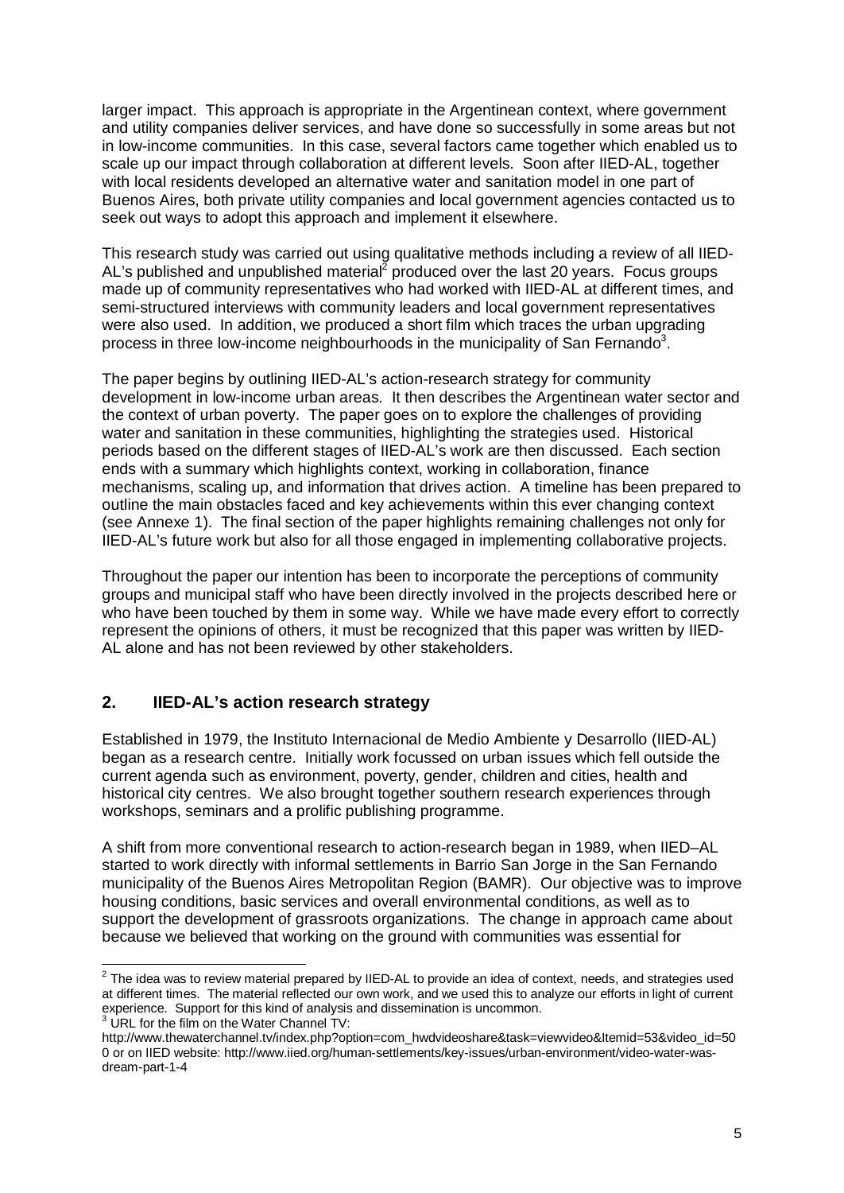larger impact. This approach is appropriate in the Argentinean context, where government and utility companies deliver services, and have done so successfully in some areas but not in low-income communities. In this case, several factors came together which enabled us to scale up our impact through collaboration at different levels. Soon after IIED-AL, together with local residents developed an alternative water and sanitation model in one part of Buenos Aires, both private utility companies and local government agencies contacted us to seek out ways to adopt this approach and implement it elsewhere.

This research study was carried out using qualitative methods including a review of all IIED-AL's published and unpublished material[2] produced over the last 20 years. Focus groups made up of community representatives who had worked with IIED-AL at different times, and semi-structured interviews with community leaders and local government representatives were also used. In addition, we produced a short film which traces the urban upgrading process in three low-income neighbourhoods in the municipality of San Fernando[3].

The paper begins by outlining IIED-AL's action-research strategy for community development in low-income urban areas. It then describes the Argentinean water sector and the context of urban poverty. The paper goes on to explore the challenges of providing water and sanitation in these communities, highlighting the strategies used. Historical periods based on the different stages of IIED-AL's work are then discussed. Each section ends with a summary which highlights context, working in collaboration, finance mechanisms, scaling up, and information that drives action. A timeline has been prepared to outline the main obstacles faced and key achievements within this ever changing context (see Annexe 1). The final section of the paper highlights remaining challenges not only for IIED-AL's future work but also for all those engaged in implementing collaborative projects.

Throughout the paper our intention has been to incorporate the perceptions of community groups and municipal staff who have been directly involved in the projects described here or who have been touched by them in some way. While we have made every effort to correctly represent the opinions of others, it must be recognized that this paper was written by IIED-AL alone and has not been reviewed by other stakeholders.

## 2. IIED-AL's action research strategy

Established in 1979, the Instituto Internacional de Medio Ambiente y Desarrollo (IIED-AL) began as a research centre. Initially work focussed on urban issues which fell outside the current agenda such as environment, poverty, gender, children and cities, health and historical city centres. We also brought together southern research experiences through workshops, seminars and a prolific publishing programme.

A shift from more conventional research to action-research began in 1989, when IIED–AL started to work directly with informal settlements in Barrio San Jorge in the San Fernando municipality of the Buenos Aires Metropolitan Region (BAMR). Our objective was to improve housing conditions, basic services and overall environmental conditions, as well as to support the development of grassroots organizations. The change in approach came about because we believed that working on the ground with communities was essential for

---

[2] The idea was to review material prepared by IIED-AL to provide an idea of context, needs, and strategies used at different times. The material reflected our own work, and we used this to analyze our efforts in light of current experience. Support for this kind of analysis and dissemination is uncommon.

[3] URL for the film on the Water Channel TV: http://www.thewaterchannel.tv/index.php?option=com_hwdvideoshare&task=viewvideo&Itemid=53&video_id=500 or on IIED website: http://www.iied.org/human-settlements/key-issues/urban-environment/video-water-was-dream-part-1-4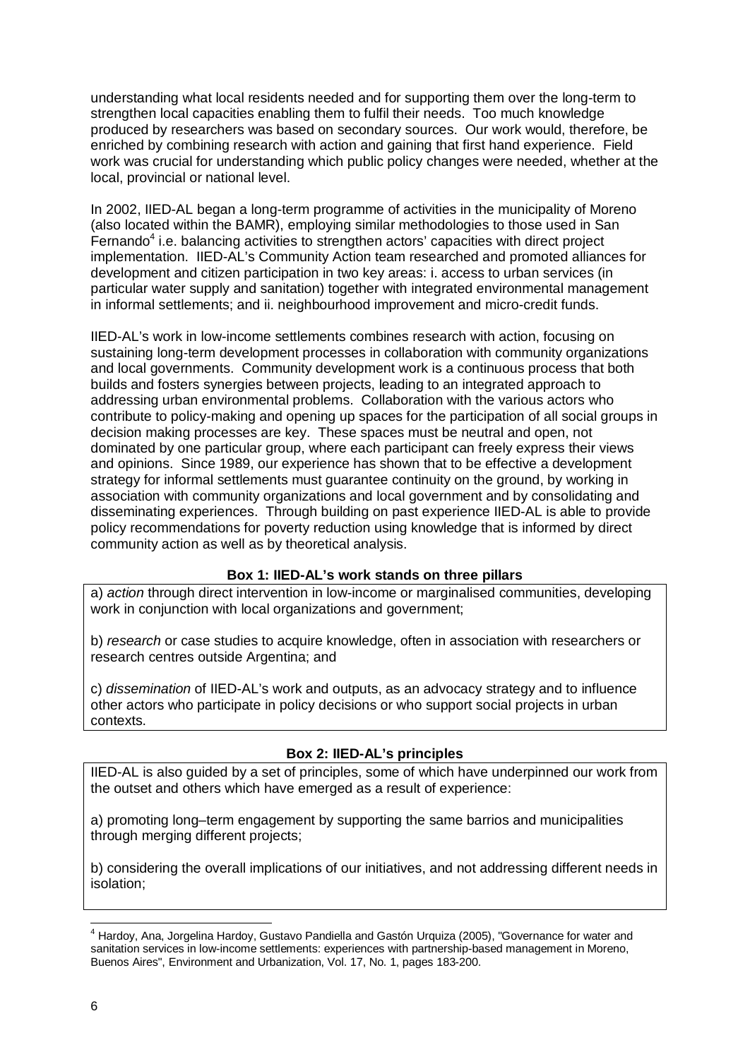understanding what local residents needed and for supporting them over the long-term to strengthen local capacities enabling them to fulfil their needs. Too much knowledge produced by researchers was based on secondary sources. Our work would, therefore, be enriched by combining research with action and gaining that first hand experience. Field work was crucial for understanding which public policy changes were needed, whether at the local, provincial or national level.

In 2002, IIED-AL began a long-term programme of activities in the municipality of Moreno (also located within the BAMR), employing similar methodologies to those used in San Fernando[4] i.e. balancing activities to strengthen actors' capacities with direct project implementation. IIED-AL's Community Action team researched and promoted alliances for development and citizen participation in two key areas: i. access to urban services (in particular water supply and sanitation) together with integrated environmental management in informal settlements; and ii. neighbourhood improvement and micro-credit funds.

IIED-AL's work in low-income settlements combines research with action, focusing on sustaining long-term development processes in collaboration with community organizations and local governments. Community development work is a continuous process that both builds and fosters synergies between projects, leading to an integrated approach to addressing urban environmental problems. Collaboration with the various actors who contribute to policy-making and opening up spaces for the participation of all social groups in decision making processes are key. These spaces must be neutral and open, not dominated by one particular group, where each participant can freely express their views and opinions. Since 1989, our experience has shown that to be effective a development strategy for informal settlements must guarantee continuity on the ground, by working in association with community organizations and local government and by consolidating and disseminating experiences. Through building on past experience IIED-AL is able to provide policy recommendations for poverty reduction using knowledge that is informed by direct community action as well as by theoretical analysis.

**Box 1: IIED-AL's work stands on three pillars**

a) *action* through direct intervention in low-income or marginalised communities, developing work in conjunction with local organizations and government;

b) *research* or case studies to acquire knowledge, often in association with researchers or research centres outside Argentina; and

c) *dissemination* of IIED-AL's work and outputs, as an advocacy strategy and to influence other actors who participate in policy decisions or who support social projects in urban contexts.

**Box 2: IIED-AL's principles**

IIED-AL is also guided by a set of principles, some of which have underpinned our work from the outset and others which have emerged as a result of experience:

a) promoting long–term engagement by supporting the same barrios and municipalities through merging different projects;

b) considering the overall implications of our initiatives, and not addressing different needs in isolation;

---

[4] Hardoy, Ana, Jorgelina Hardoy, Gustavo Pandiella and Gastón Urquiza (2005), "Governance for water and sanitation services in low-income settlements: experiences with partnership-based management in Moreno, Buenos Aires", Environment and Urbanization, Vol. 17, No. 1, pages 183-200.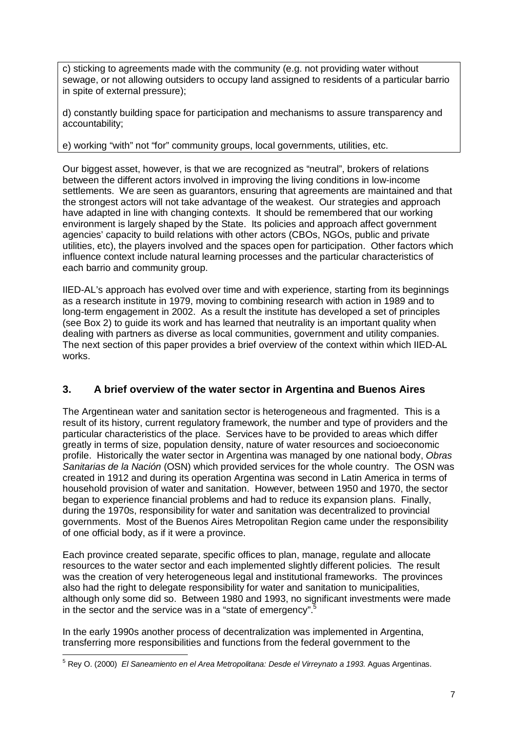c) sticking to agreements made with the community (e.g. not providing water without sewage, or not allowing outsiders to occupy land assigned to residents of a particular barrio in spite of external pressure);

d) constantly building space for participation and mechanisms to assure transparency and accountability;

e) working "with" not "for" community groups, local governments, utilities, etc.

Our biggest asset, however, is that we are recognized as "neutral", brokers of relations between the different actors involved in improving the living conditions in low-income settlements. We are seen as guarantors, ensuring that agreements are maintained and that the strongest actors will not take advantage of the weakest. Our strategies and approach have adapted in line with changing contexts. It should be remembered that our working environment is largely shaped by the State. Its policies and approach affect government agencies' capacity to build relations with other actors (CBOs, NGOs, public and private utilities, etc), the players involved and the spaces open for participation. Other factors which influence context include natural learning processes and the particular characteristics of each barrio and community group.

IIED-AL's approach has evolved over time and with experience, starting from its beginnings as a research institute in 1979, moving to combining research with action in 1989 and to long-term engagement in 2002. As a result the institute has developed a set of principles (see Box 2) to guide its work and has learned that neutrality is an important quality when dealing with partners as diverse as local communities, government and utility companies. The next section of this paper provides a brief overview of the context within which IIED-AL works.

## 3. A brief overview of the water sector in Argentina and Buenos Aires

The Argentinean water and sanitation sector is heterogeneous and fragmented. This is a result of its history, current regulatory framework, the number and type of providers and the particular characteristics of the place. Services have to be provided to areas which differ greatly in terms of size, population density, nature of water resources and socioeconomic profile. Historically the water sector in Argentina was managed by one national body, *Obras Sanitarias de la Nación* (OSN) which provided services for the whole country. The OSN was created in 1912 and during its operation Argentina was second in Latin America in terms of household provision of water and sanitation. However, between 1950 and 1970, the sector began to experience financial problems and had to reduce its expansion plans. Finally, during the 1970s, responsibility for water and sanitation was decentralized to provincial governments. Most of the Buenos Aires Metropolitan Region came under the responsibility of one official body, as if it were a province.

Each province created separate, specific offices to plan, manage, regulate and allocate resources to the water sector and each implemented slightly different policies. The result was the creation of very heterogeneous legal and institutional frameworks. The provinces also had the right to delegate responsibility for water and sanitation to municipalities, although only some did so. Between 1980 and 1993, no significant investments were made in the sector and the service was in a "state of emergency".[5]

In the early 1990s another process of decentralization was implemented in Argentina, transferring more responsibilities and functions from the federal government to the

[5] Rey O. (2000) *El Saneamiento en el Area Metropolitana: Desde el Virreynato a 1993.* Aguas Argentinas.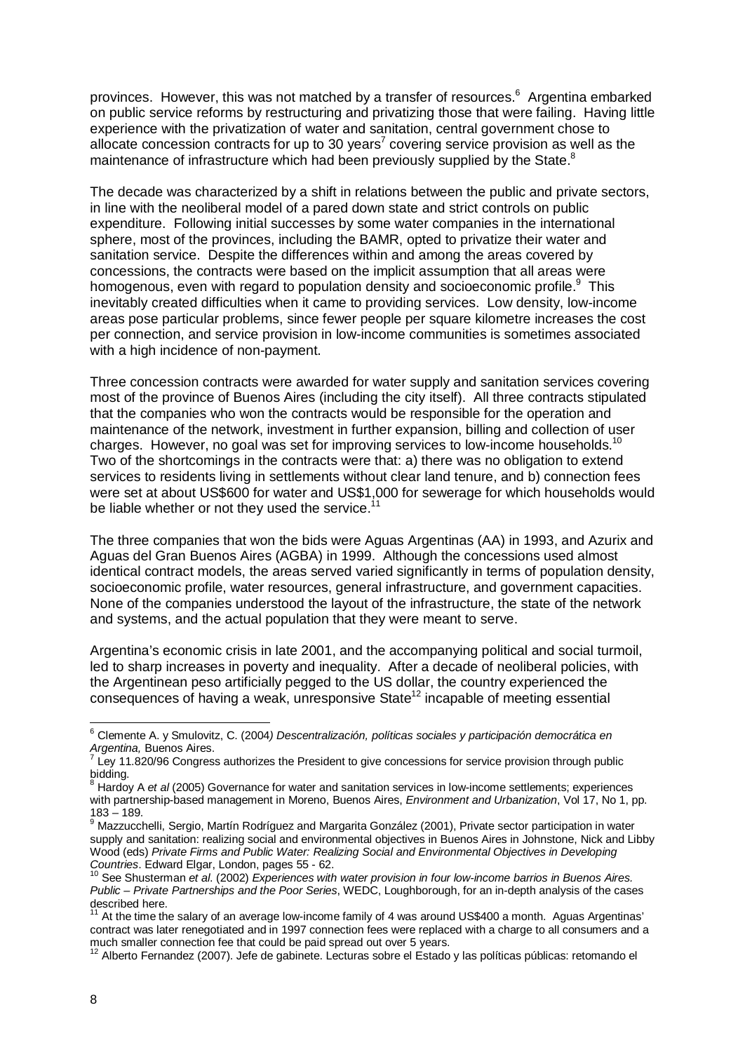provinces. However, this was not matched by a transfer of resources.[6] Argentina embarked on public service reforms by restructuring and privatizing those that were failing. Having little experience with the privatization of water and sanitation, central government chose to allocate concession contracts for up to 30 years[7] covering service provision as well as the maintenance of infrastructure which had been previously supplied by the State.[8]

The decade was characterized by a shift in relations between the public and private sectors, in line with the neoliberal model of a pared down state and strict controls on public expenditure. Following initial successes by some water companies in the international sphere, most of the provinces, including the BAMR, opted to privatize their water and sanitation service. Despite the differences within and among the areas covered by concessions, the contracts were based on the implicit assumption that all areas were homogenous, even with regard to population density and socioeconomic profile.[9] This inevitably created difficulties when it came to providing services. Low density, low-income areas pose particular problems, since fewer people per square kilometre increases the cost per connection, and service provision in low-income communities is sometimes associated with a high incidence of non-payment.

Three concession contracts were awarded for water supply and sanitation services covering most of the province of Buenos Aires (including the city itself). All three contracts stipulated that the companies who won the contracts would be responsible for the operation and maintenance of the network, investment in further expansion, billing and collection of user charges. However, no goal was set for improving services to low-income households.[10] Two of the shortcomings in the contracts were that: a) there was no obligation to extend services to residents living in settlements without clear land tenure, and b) connection fees were set at about US$600 for water and US$1,000 for sewerage for which households would be liable whether or not they used the service.[11]

The three companies that won the bids were Aguas Argentinas (AA) in 1993, and Azurix and Aguas del Gran Buenos Aires (AGBA) in 1999. Although the concessions used almost identical contract models, the areas served varied significantly in terms of population density, socioeconomic profile, water resources, general infrastructure, and government capacities. None of the companies understood the layout of the infrastructure, the state of the network and systems, and the actual population that they were meant to serve.

Argentina's economic crisis in late 2001, and the accompanying political and social turmoil, led to sharp increases in poverty and inequality. After a decade of neoliberal policies, with the Argentinean peso artificially pegged to the US dollar, the country experienced the consequences of having a weak, unresponsive State[12] incapable of meeting essential

---

[6] Clemente A. y Smulovitz, C. (2004) *Descentralización, políticas sociales y participación democrática en Argentina,* Buenos Aires.

[7] Ley 11.820/96 Congress authorizes the President to give concessions for service provision through public bidding.

[8] Hardoy A *et al* (2005) Governance for water and sanitation services in low-income settlements; experiences with partnership-based management in Moreno, Buenos Aires, *Environment and Urbanization*, Vol 17, No 1, pp. 183 – 189.

[9] Mazzucchelli, Sergio, Martín Rodríguez and Margarita González (2001), Private sector participation in water supply and sanitation: realizing social and environmental objectives in Buenos Aires in Johnstone, Nick and Libby Wood (eds) *Private Firms and Public Water: Realizing Social and Environmental Objectives in Developing Countries*. Edward Elgar, London, pages 55 - 62.

[10] See Shusterman *et al.* (2002) *Experiences with water provision in four low-income barrios in Buenos Aires. Public – Private Partnerships and the Poor Series*, WEDC, Loughborough, for an in-depth analysis of the cases described here.

[11] At the time the salary of an average low-income family of 4 was around US$400 a month. Aguas Argentinas' contract was later renegotiated and in 1997 connection fees were replaced with a charge to all consumers and a much smaller connection fee that could be paid spread out over 5 years.

[12] Alberto Fernandez (2007). Jefe de gabinete. Lecturas sobre el Estado y las políticas públicas: retomando el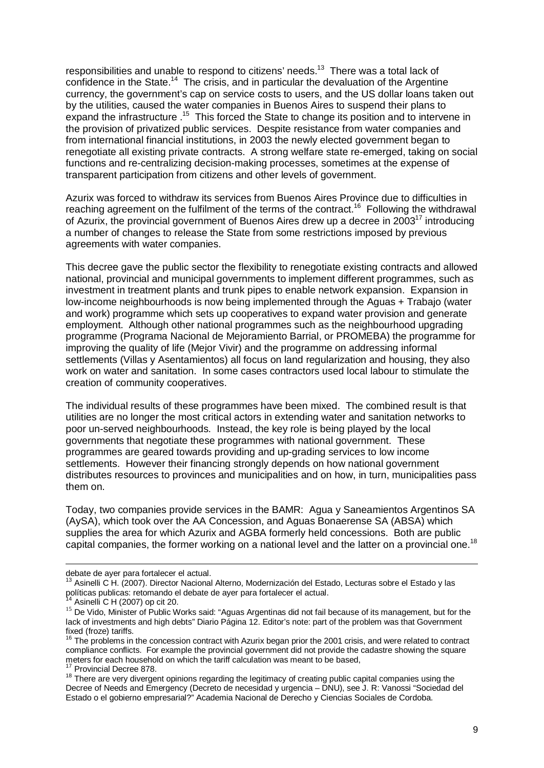responsibilities and unable to respond to citizens' needs.[13] There was a total lack of confidence in the State.[14] The crisis, and in particular the devaluation of the Argentine currency, the government's cap on service costs to users, and the US dollar loans taken out by the utilities, caused the water companies in Buenos Aires to suspend their plans to expand the infrastructure .[15] This forced the State to change its position and to intervene in the provision of privatized public services. Despite resistance from water companies and from international financial institutions, in 2003 the newly elected government began to renegotiate all existing private contracts. A strong welfare state re-emerged, taking on social functions and re-centralizing decision-making processes, sometimes at the expense of transparent participation from citizens and other levels of government.

Azurix was forced to withdraw its services from Buenos Aires Province due to difficulties in reaching agreement on the fulfilment of the terms of the contract.[16] Following the withdrawal of Azurix, the provincial government of Buenos Aires drew up a decree in 2003[17] introducing a number of changes to release the State from some restrictions imposed by previous agreements with water companies.

This decree gave the public sector the flexibility to renegotiate existing contracts and allowed national, provincial and municipal governments to implement different programmes, such as investment in treatment plants and trunk pipes to enable network expansion. Expansion in low-income neighbourhoods is now being implemented through the Aguas + Trabajo (water and work) programme which sets up cooperatives to expand water provision and generate employment. Although other national programmes such as the neighbourhood upgrading programme (Programa Nacional de Mejoramiento Barrial, or PROMEBA) the programme for improving the quality of life (Mejor Vivir) and the programme on addressing informal settlements (Villas y Asentamientos) all focus on land regularization and housing, they also work on water and sanitation. In some cases contractors used local labour to stimulate the creation of community cooperatives.

The individual results of these programmes have been mixed. The combined result is that utilities are no longer the most critical actors in extending water and sanitation networks to poor un-served neighbourhoods. Instead, the key role is being played by the local governments that negotiate these programmes with national government. These programmes are geared towards providing and up-grading services to low income settlements. However their financing strongly depends on how national government distributes resources to provinces and municipalities and on how, in turn, municipalities pass them on.

Today, two companies provide services in the BAMR: Agua y Saneamientos Argentinos SA (AySA), which took over the AA Concession, and Aguas Bonaerense SA (ABSA) which supplies the area for which Azurix and AGBA formerly held concessions. Both are public capital companies, the former working on a national level and the latter on a provincial one.[18]

---

debate de ayer para fortalecer el actual.

[13] Asinelli C H. (2007). Director Nacional Alterno, Modernización del Estado, Lecturas sobre el Estado y las políticas publicas: retomando el debate de ayer para fortalecer el actual.

[14] Asinelli C H (2007) op cit 20.

[15] De Vido, Minister of Public Works said: "Aguas Argentinas did not fail because of its management, but for the lack of investments and high debts" Diario Página 12. Editor's note: part of the problem was that Government fixed (froze) tariffs.

[16] The problems in the concession contract with Azurix began prior the 2001 crisis, and were related to contract compliance conflicts. For example the provincial government did not provide the cadastre showing the square meters for each household on which the tariff calculation was meant to be based,

[17] Provincial Decree 878.

[18] There are very divergent opinions regarding the legitimacy of creating public capital companies using the Decree of Needs and Emergency (Decreto de necesidad y urgencia – DNU), see J. R: Vanossi "Sociedad del Estado o el gobierno empresarial?" Academia Nacional de Derecho y Ciencias Sociales de Cordoba.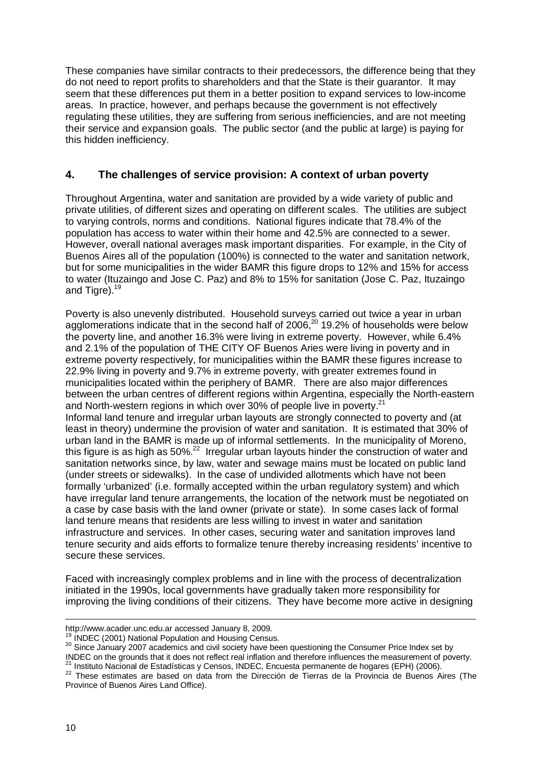These companies have similar contracts to their predecessors, the difference being that they do not need to report profits to shareholders and that the State is their guarantor. It may seem that these differences put them in a better position to expand services to low-income areas. In practice, however, and perhaps because the government is not effectively regulating these utilities, they are suffering from serious inefficiencies, and are not meeting their service and expansion goals. The public sector (and the public at large) is paying for this hidden inefficiency.

## 4. The challenges of service provision: A context of urban poverty

Throughout Argentina, water and sanitation are provided by a wide variety of public and private utilities, of different sizes and operating on different scales. The utilities are subject to varying controls, norms and conditions. National figures indicate that 78.4% of the population has access to water within their home and 42.5% are connected to a sewer. However, overall national averages mask important disparities. For example, in the City of Buenos Aires all of the population (100%) is connected to the water and sanitation network, but for some municipalities in the wider BAMR this figure drops to 12% and 15% for access to water (Ituzaingo and Jose C. Paz) and 8% to 15% for sanitation (Jose C. Paz, Ituzaingo and Tigre).[19]

Poverty is also unevenly distributed. Household surveys carried out twice a year in urban agglomerations indicate that in the second half of 2006,[20] 19.2% of households were below the poverty line, and another 16.3% were living in extreme poverty. However, while 6.4% and 2.1% of the population of THE CITY OF Buenos Aries were living in poverty and in extreme poverty respectively, for municipalities within the BAMR these figures increase to 22.9% living in poverty and 9.7% in extreme poverty, with greater extremes found in municipalities located within the periphery of BAMR. There are also major differences between the urban centres of different regions within Argentina, especially the North-eastern and North-western regions in which over 30% of people live in poverty.[21]

Informal land tenure and irregular urban layouts are strongly connected to poverty and (at least in theory) undermine the provision of water and sanitation. It is estimated that 30% of urban land in the BAMR is made up of informal settlements. In the municipality of Moreno, this figure is as high as 50%.[22] Irregular urban layouts hinder the construction of water and sanitation networks since, by law, water and sewage mains must be located on public land (under streets or sidewalks). In the case of undivided allotments which have not been formally 'urbanized' (i.e. formally accepted within the urban regulatory system) and which have irregular land tenure arrangements, the location of the network must be negotiated on a case by case basis with the land owner (private or state). In some cases lack of formal land tenure means that residents are less willing to invest in water and sanitation infrastructure and services. In other cases, securing water and sanitation improves land tenure security and aids efforts to formalize tenure thereby increasing residents' incentive to secure these services.

Faced with increasingly complex problems and in line with the process of decentralization initiated in the 1990s, local governments have gradually taken more responsibility for improving the living conditions of their citizens. They have become more active in designing

---

http://www.acader.unc.edu.ar accessed January 8, 2009.

[19] INDEC (2001) National Population and Housing Census.

[20] Since January 2007 academics and civil society have been questioning the Consumer Price Index set by INDEC on the grounds that it does not reflect real inflation and therefore influences the measurement of poverty.

[21] Instituto Nacional de Estadísticas y Censos, INDEC, Encuesta permanente de hogares (EPH) (2006).

[22] These estimates are based on data from the Dirección de Tierras de la Provincia de Buenos Aires (The Province of Buenos Aires Land Office).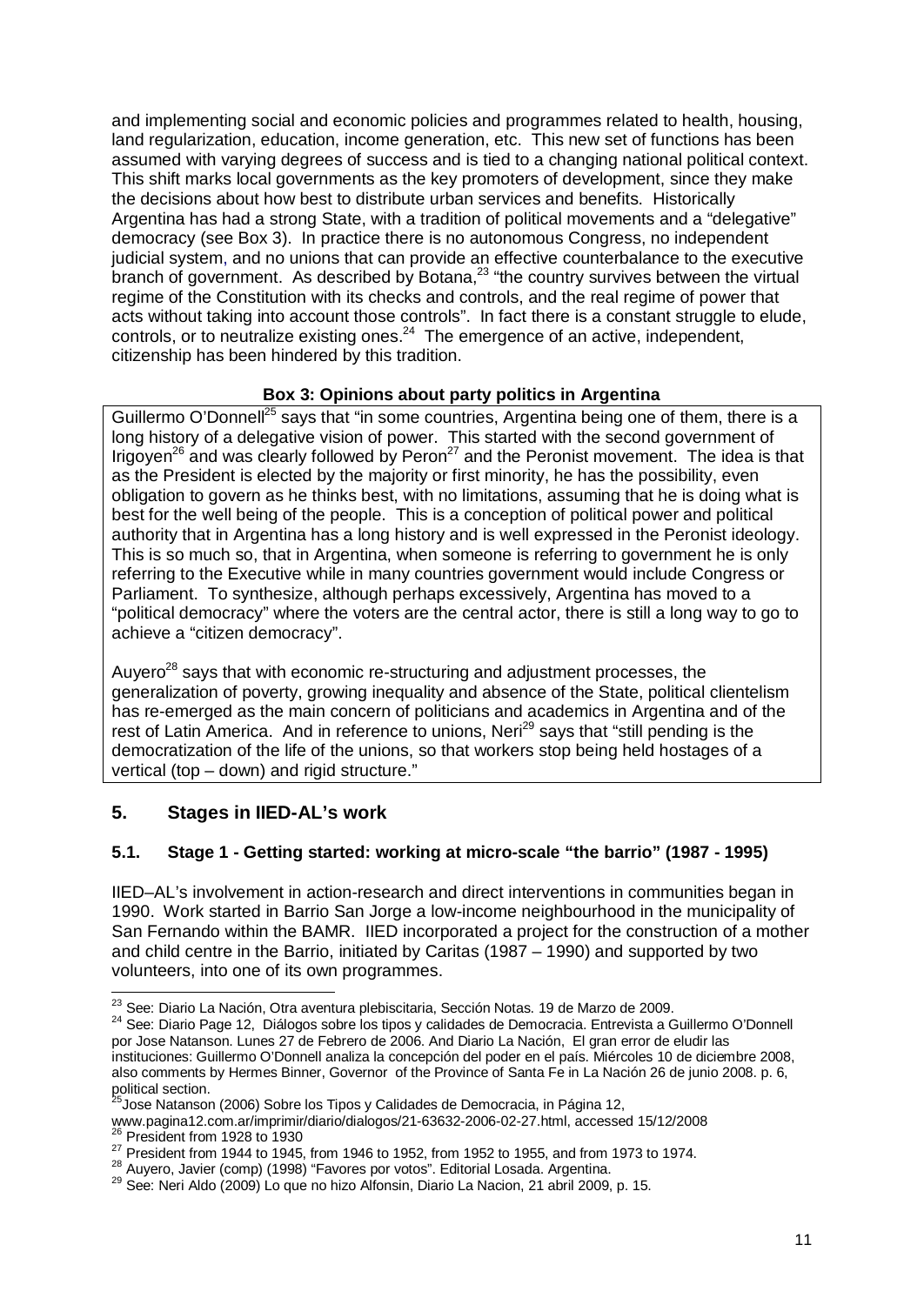and implementing social and economic policies and programmes related to health, housing, land regularization, education, income generation, etc. This new set of functions has been assumed with varying degrees of success and is tied to a changing national political context. This shift marks local governments as the key promoters of development, since they make the decisions about how best to distribute urban services and benefits. Historically Argentina has had a strong State, with a tradition of political movements and a "delegative" democracy (see Box 3). In practice there is no autonomous Congress, no independent judicial system, and no unions that can provide an effective counterbalance to the executive branch of government. As described by Botana,[23] "the country survives between the virtual regime of the Constitution with its checks and controls, and the real regime of power that acts without taking into account those controls". In fact there is a constant struggle to elude, controls, or to neutralize existing ones.[24] The emergence of an active, independent, citizenship has been hindered by this tradition.

**Box 3: Opinions about party politics in Argentina**

Guillermo O'Donnell[25] says that "in some countries, Argentina being one of them, there is a long history of a delegative vision of power. This started with the second government of Irigoyen[26] and was clearly followed by Peron[27] and the Peronist movement. The idea is that as the President is elected by the majority or first minority, he has the possibility, even obligation to govern as he thinks best, with no limitations, assuming that he is doing what is best for the well being of the people. This is a conception of political power and political authority that in Argentina has a long history and is well expressed in the Peronist ideology. This is so much so, that in Argentina, when someone is referring to government he is only referring to the Executive while in many countries government would include Congress or Parliament. To synthesize, although perhaps excessively, Argentina has moved to a "political democracy" where the voters are the central actor, there is still a long way to go to achieve a "citizen democracy".

Auyero[28] says that with economic re-structuring and adjustment processes, the generalization of poverty, growing inequality and absence of the State, political clientelism has re-emerged as the main concern of politicians and academics in Argentina and of the rest of Latin America. And in reference to unions, Neri[29] says that "still pending is the democratization of the life of the unions, so that workers stop being held hostages of a vertical (top – down) and rigid structure."

## 5. Stages in IIED-AL's work

### 5.1. Stage 1 - Getting started: working at micro-scale "the barrio" (1987 - 1995)

IIED–AL's involvement in action-research and direct interventions in communities began in 1990. Work started in Barrio San Jorge a low-income neighbourhood in the municipality of San Fernando within the BAMR. IIED incorporated a project for the construction of a mother and child centre in the Barrio, initiated by Caritas (1987 – 1990) and supported by two volunteers, into one of its own programmes.

---

[23] See: Diario La Nación, Otra aventura plebiscitaria, Sección Notas. 19 de Marzo de 2009.

[24] See: Diario Page 12, Diálogos sobre los tipos y calidades de Democracia. Entrevista a Guillermo O'Donnell por Jose Natanson. Lunes 27 de Febrero de 2006. And Diario La Nación, El gran error de eludir las instituciones: Guillermo O'Donnell analiza la concepción del poder en el país. Miércoles 10 de diciembre 2008, also comments by Hermes Binner, Governor of the Province of Santa Fe in La Nación 26 de junio 2008. p. 6, political section.

[25] Jose Natanson (2006) Sobre los Tipos y Calidades de Democracia, in Página 12, www.pagina12.com.ar/imprimir/diario/dialogos/21-63632-2006-02-27.html, accessed 15/12/2008

[26] President from 1928 to 1930

[27] President from 1944 to 1945, from 1946 to 1952, from 1952 to 1955, and from 1973 to 1974.

[28] Auyero, Javier (comp) (1998) "Favores por votos". Editorial Losada. Argentina.

[29] See: Neri Aldo (2009) Lo que no hizo Alfonsin, Diario La Nacion, 21 abril 2009, p. 15.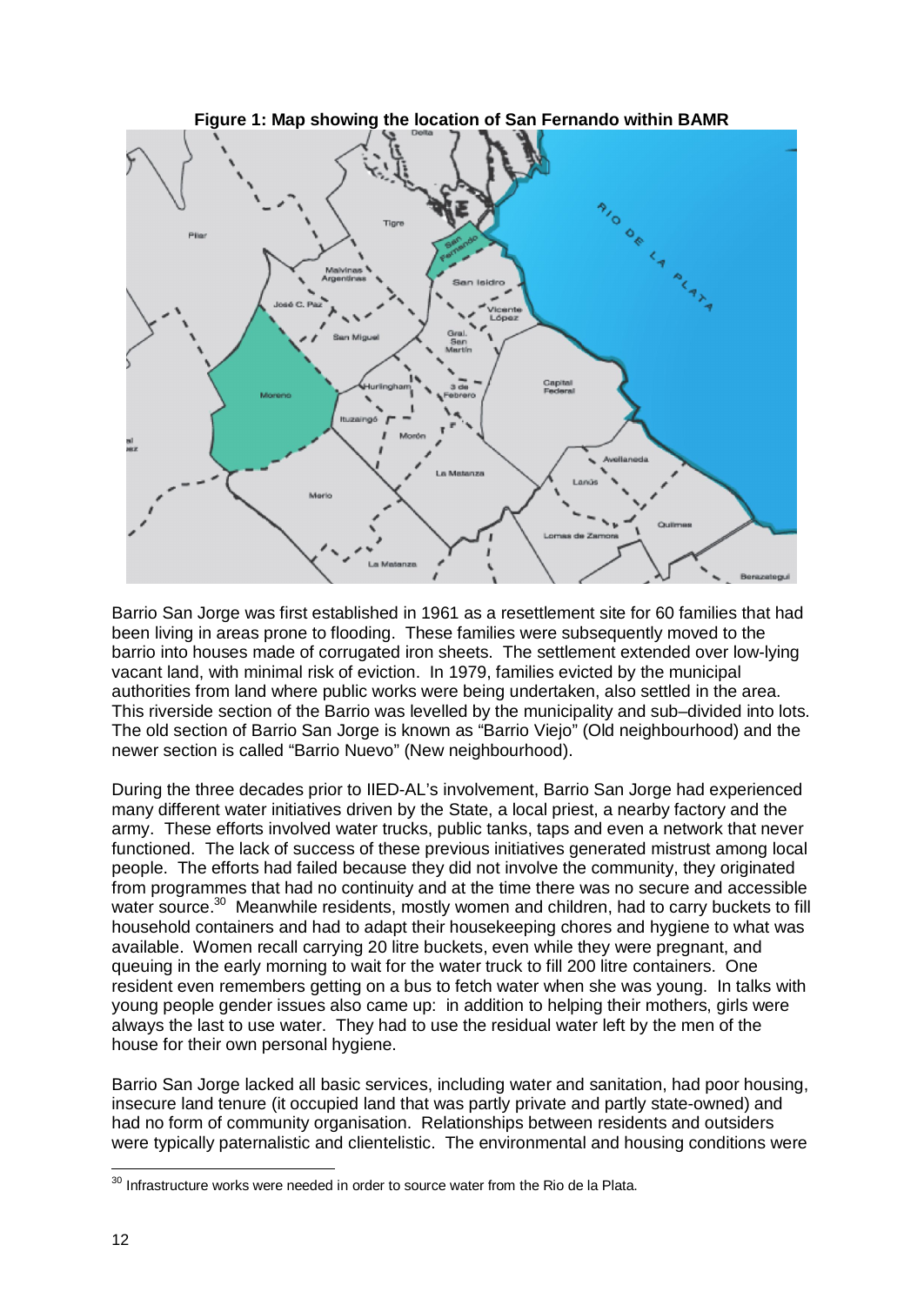**Figure 1: Map showing the location of San Fernando within BAMR**

Barrio San Jorge was first established in 1961 as a resettlement site for 60 families that had been living in areas prone to flooding. These families were subsequently moved to the barrio into houses made of corrugated iron sheets. The settlement extended over low-lying vacant land, with minimal risk of eviction. In 1979, families evicted by the municipal authorities from land where public works were being undertaken, also settled in the area. This riverside section of the Barrio was levelled by the municipality and sub–divided into lots. The old section of Barrio San Jorge is known as "Barrio Viejo" (Old neighbourhood) and the newer section is called "Barrio Nuevo" (New neighbourhood).

During the three decades prior to IIED-AL's involvement, Barrio San Jorge had experienced many different water initiatives driven by the State, a local priest, a nearby factory and the army. These efforts involved water trucks, public tanks, taps and even a network that never functioned. The lack of success of these previous initiatives generated mistrust among local people. The efforts had failed because they did not involve the community, they originated from programmes that had no continuity and at the time there was no secure and accessible water source.[30] Meanwhile residents, mostly women and children, had to carry buckets to fill household containers and had to adapt their housekeeping chores and hygiene to what was available. Women recall carrying 20 litre buckets, even while they were pregnant, and queuing in the early morning to wait for the water truck to fill 200 litre containers. One resident even remembers getting on a bus to fetch water when she was young. In talks with young people gender issues also came up: in addition to helping their mothers, girls were always the last to use water. They had to use the residual water left by the men of the house for their own personal hygiene.

Barrio San Jorge lacked all basic services, including water and sanitation, had poor housing, insecure land tenure (it occupied land that was partly private and partly state-owned) and had no form of community organisation. Relationships between residents and outsiders were typically paternalistic and clientelistic. The environmental and housing conditions were

---

[30] Infrastructure works were needed in order to source water from the Rio de la Plata.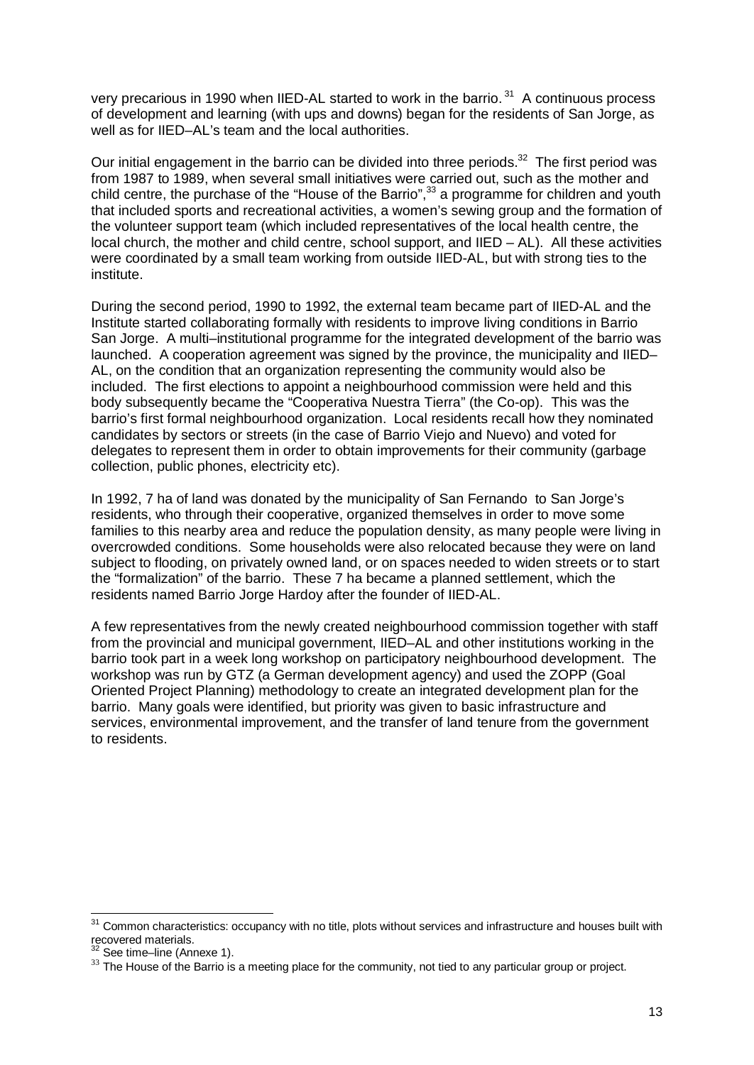very precarious in 1990 when IIED-AL started to work in the barrio.[31] A continuous process of development and learning (with ups and downs) began for the residents of San Jorge, as well as for IIED–AL's team and the local authorities.

Our initial engagement in the barrio can be divided into three periods.[32] The first period was from 1987 to 1989, when several small initiatives were carried out, such as the mother and child centre, the purchase of the "House of the Barrio",[33] a programme for children and youth that included sports and recreational activities, a women's sewing group and the formation of the volunteer support team (which included representatives of the local health centre, the local church, the mother and child centre, school support, and IIED – AL). All these activities were coordinated by a small team working from outside IIED-AL, but with strong ties to the institute.

During the second period, 1990 to 1992, the external team became part of IIED-AL and the Institute started collaborating formally with residents to improve living conditions in Barrio San Jorge. A multi–institutional programme for the integrated development of the barrio was launched. A cooperation agreement was signed by the province, the municipality and IIED–AL, on the condition that an organization representing the community would also be included. The first elections to appoint a neighbourhood commission were held and this body subsequently became the "Cooperativa Nuestra Tierra" (the Co-op). This was the barrio's first formal neighbourhood organization. Local residents recall how they nominated candidates by sectors or streets (in the case of Barrio Viejo and Nuevo) and voted for delegates to represent them in order to obtain improvements for their community (garbage collection, public phones, electricity etc).

In 1992, 7 ha of land was donated by the municipality of San Fernando to San Jorge's residents, who through their cooperative, organized themselves in order to move some families to this nearby area and reduce the population density, as many people were living in overcrowded conditions. Some households were also relocated because they were on land subject to flooding, on privately owned land, or on spaces needed to widen streets or to start the "formalization" of the barrio. These 7 ha became a planned settlement, which the residents named Barrio Jorge Hardoy after the founder of IIED-AL.

A few representatives from the newly created neighbourhood commission together with staff from the provincial and municipal government, IIED–AL and other institutions working in the barrio took part in a week long workshop on participatory neighbourhood development. The workshop was run by GTZ (a German development agency) and used the ZOPP (Goal Oriented Project Planning) methodology to create an integrated development plan for the barrio. Many goals were identified, but priority was given to basic infrastructure and services, environmental improvement, and the transfer of land tenure from the government to residents.

---

[31] Common characteristics: occupancy with no title, plots without services and infrastructure and houses built with recovered materials.

[32] See time–line (Annexe 1).

[33] The House of the Barrio is a meeting place for the community, not tied to any particular group or project.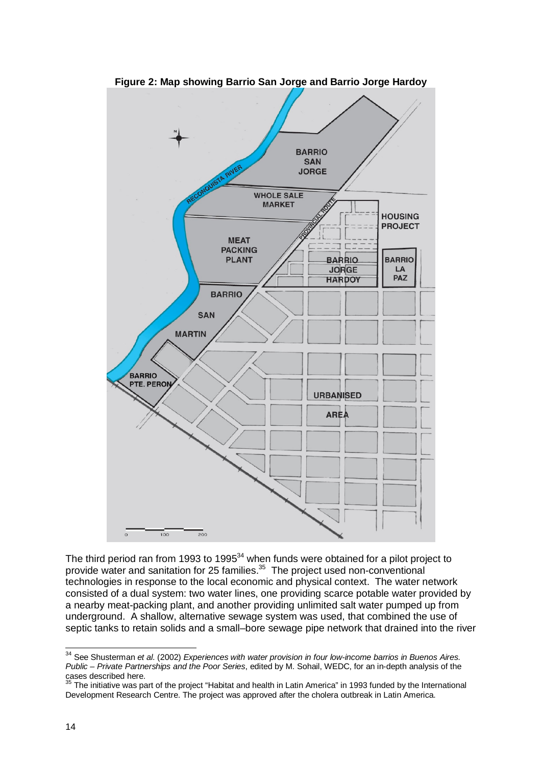**Figure 2: Map showing Barrio San Jorge and Barrio Jorge Hardoy**

The third period ran from 1993 to 1995[34] when funds were obtained for a pilot project to provide water and sanitation for 25 families.[35] The project used non-conventional technologies in response to the local economic and physical context. The water network consisted of a dual system: two water lines, one providing scarce potable water provided by a nearby meat-packing plant, and another providing unlimited salt water pumped up from underground. A shallow, alternative sewage system was used, that combined the use of septic tanks to retain solids and a small–bore sewage pipe network that drained into the river

---

[34] See Shusterman *et al.* (2002) *Experiences with water provision in four low-income barrios in Buenos Aires. Public – Private Partnerships and the Poor Series*, edited by M. Sohail, WEDC, for an in-depth analysis of the cases described here.

[35] The initiative was part of the project "Habitat and health in Latin America" in 1993 funded by the International Development Research Centre. The project was approved after the cholera outbreak in Latin America.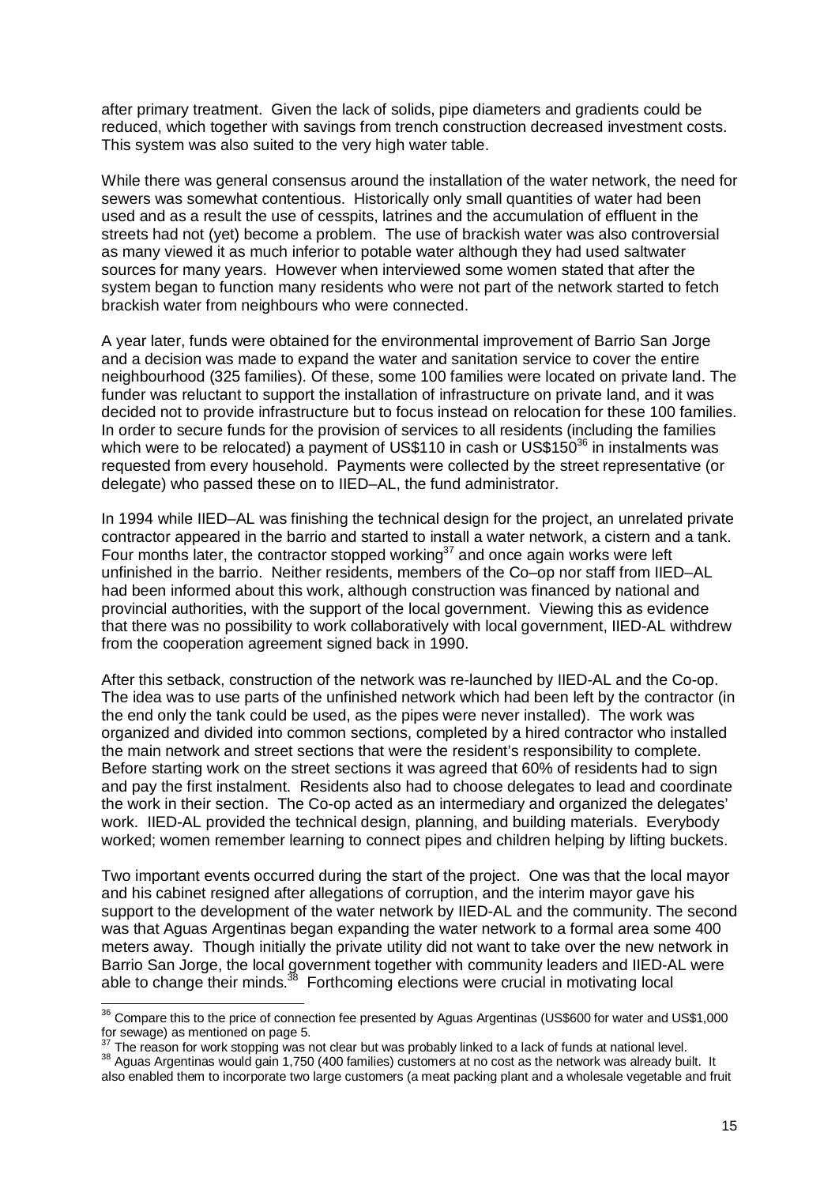after primary treatment. Given the lack of solids, pipe diameters and gradients could be reduced, which together with savings from trench construction decreased investment costs. This system was also suited to the very high water table.

While there was general consensus around the installation of the water network, the need for sewers was somewhat contentious. Historically only small quantities of water had been used and as a result the use of cesspits, latrines and the accumulation of effluent in the streets had not (yet) become a problem. The use of brackish water was also controversial as many viewed it as much inferior to potable water although they had used saltwater sources for many years. However when interviewed some women stated that after the system began to function many residents who were not part of the network started to fetch brackish water from neighbours who were connected.

A year later, funds were obtained for the environmental improvement of Barrio San Jorge and a decision was made to expand the water and sanitation service to cover the entire neighbourhood (325 families). Of these, some 100 families were located on private land. The funder was reluctant to support the installation of infrastructure on private land, and it was decided not to provide infrastructure but to focus instead on relocation for these 100 families. In order to secure funds for the provision of services to all residents (including the families which were to be relocated) a payment of US$110 in cash or US$150[36] in instalments was requested from every household. Payments were collected by the street representative (or delegate) who passed these on to IIED–AL, the fund administrator.

In 1994 while IIED–AL was finishing the technical design for the project, an unrelated private contractor appeared in the barrio and started to install a water network, a cistern and a tank. Four months later, the contractor stopped working[37] and once again works were left unfinished in the barrio. Neither residents, members of the Co–op nor staff from IIED–AL had been informed about this work, although construction was financed by national and provincial authorities, with the support of the local government. Viewing this as evidence that there was no possibility to work collaboratively with local government, IIED-AL withdrew from the cooperation agreement signed back in 1990.

After this setback, construction of the network was re-launched by IIED-AL and the Co-op. The idea was to use parts of the unfinished network which had been left by the contractor (in the end only the tank could be used, as the pipes were never installed). The work was organized and divided into common sections, completed by a hired contractor who installed the main network and street sections that were the resident's responsibility to complete. Before starting work on the street sections it was agreed that 60% of residents had to sign and pay the first instalment. Residents also had to choose delegates to lead and coordinate the work in their section. The Co-op acted as an intermediary and organized the delegates' work. IIED-AL provided the technical design, planning, and building materials. Everybody worked; women remember learning to connect pipes and children helping by lifting buckets.

Two important events occurred during the start of the project. One was that the local mayor and his cabinet resigned after allegations of corruption, and the interim mayor gave his support to the development of the water network by IIED-AL and the community. The second was that Aguas Argentinas began expanding the water network to a formal area some 400 meters away. Though initially the private utility did not want to take over the new network in Barrio San Jorge, the local government together with community leaders and IIED-AL were able to change their minds.[38] Forthcoming elections were crucial in motivating local

---

[36] Compare this to the price of connection fee presented by Aguas Argentinas (US$600 for water and US$1,000 for sewage) as mentioned on page 5.

[37] The reason for work stopping was not clear but was probably linked to a lack of funds at national level.

[38] Aguas Argentinas would gain 1,750 (400 families) customers at no cost as the network was already built. It also enabled them to incorporate two large customers (a meat packing plant and a wholesale vegetable and fruit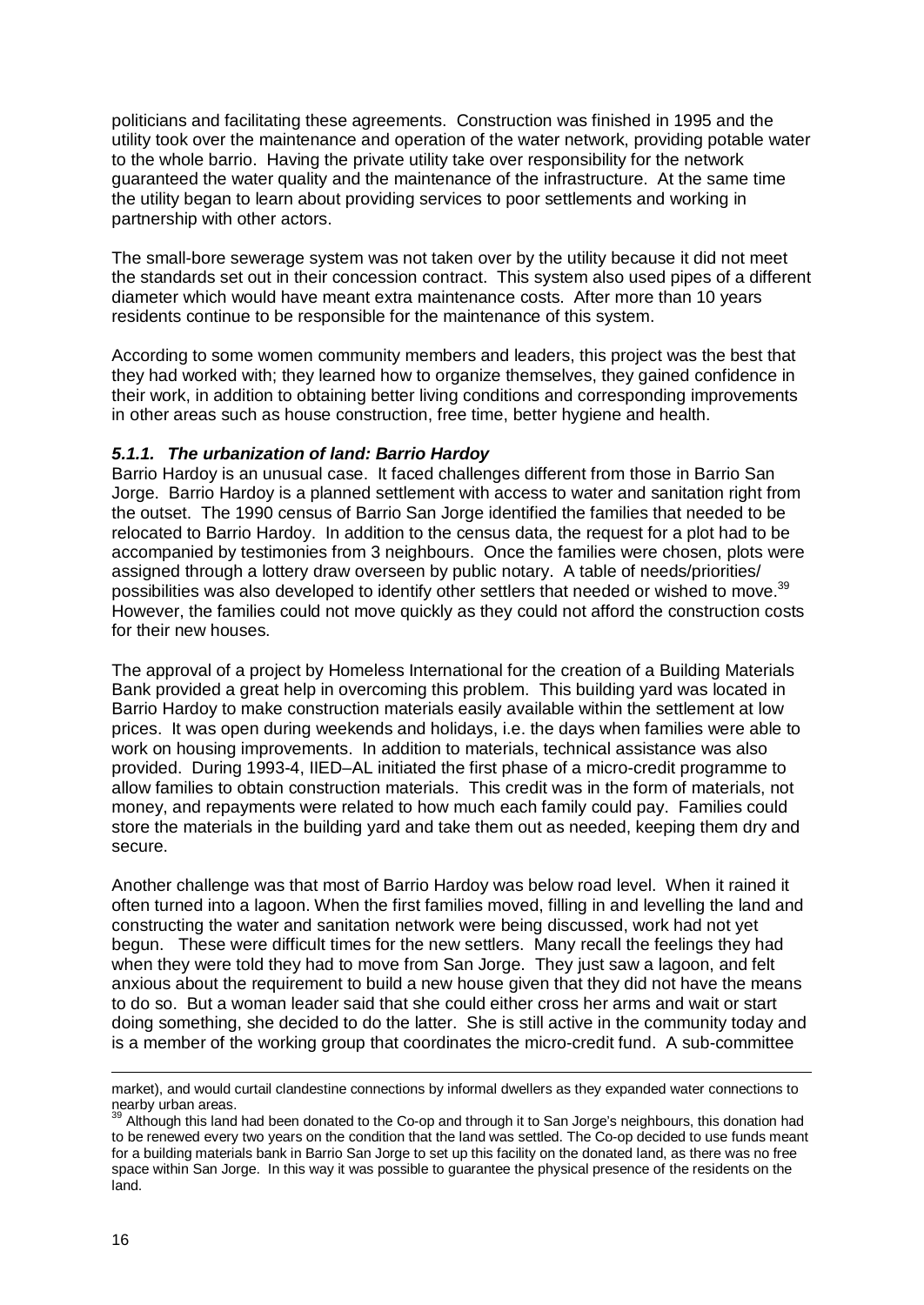politicians and facilitating these agreements. Construction was finished in 1995 and the utility took over the maintenance and operation of the water network, providing potable water to the whole barrio. Having the private utility take over responsibility for the network guaranteed the water quality and the maintenance of the infrastructure. At the same time the utility began to learn about providing services to poor settlements and working in partnership with other actors.

The small-bore sewerage system was not taken over by the utility because it did not meet the standards set out in their concession contract. This system also used pipes of a different diameter which would have meant extra maintenance costs. After more than 10 years residents continue to be responsible for the maintenance of this system.

According to some women community members and leaders, this project was the best that they had worked with; they learned how to organize themselves, they gained confidence in their work, in addition to obtaining better living conditions and corresponding improvements in other areas such as house construction, free time, better hygiene and health.

#### *5.1.1. The urbanization of land: Barrio Hardoy*

Barrio Hardoy is an unusual case. It faced challenges different from those in Barrio San Jorge. Barrio Hardoy is a planned settlement with access to water and sanitation right from the outset. The 1990 census of Barrio San Jorge identified the families that needed to be relocated to Barrio Hardoy. In addition to the census data, the request for a plot had to be accompanied by testimonies from 3 neighbours. Once the families were chosen, plots were assigned through a lottery draw overseen by public notary. A table of needs/priorities/ possibilities was also developed to identify other settlers that needed or wished to move.[39] However, the families could not move quickly as they could not afford the construction costs for their new houses.

The approval of a project by Homeless International for the creation of a Building Materials Bank provided a great help in overcoming this problem. This building yard was located in Barrio Hardoy to make construction materials easily available within the settlement at low prices. It was open during weekends and holidays, i.e. the days when families were able to work on housing improvements. In addition to materials, technical assistance was also provided. During 1993-4, IIED–AL initiated the first phase of a micro-credit programme to allow families to obtain construction materials. This credit was in the form of materials, not money, and repayments were related to how much each family could pay. Families could store the materials in the building yard and take them out as needed, keeping them dry and secure.

Another challenge was that most of Barrio Hardoy was below road level. When it rained it often turned into a lagoon. When the first families moved, filling in and levelling the land and constructing the water and sanitation network were being discussed, work had not yet begun. These were difficult times for the new settlers. Many recall the feelings they had when they were told they had to move from San Jorge. They just saw a lagoon, and felt anxious about the requirement to build a new house given that they did not have the means to do so. But a woman leader said that she could either cross her arms and wait or start doing something, she decided to do the latter. She is still active in the community today and is a member of the working group that coordinates the micro-credit fund. A sub-committee

---

market), and would curtail clandestine connections by informal dwellers as they expanded water connections to nearby urban areas.

[39] Although this land had been donated to the Co-op and through it to San Jorge's neighbours, this donation had to be renewed every two years on the condition that the land was settled. The Co-op decided to use funds meant for a building materials bank in Barrio San Jorge to set up this facility on the donated land, as there was no free space within San Jorge. In this way it was possible to guarantee the physical presence of the residents on the land.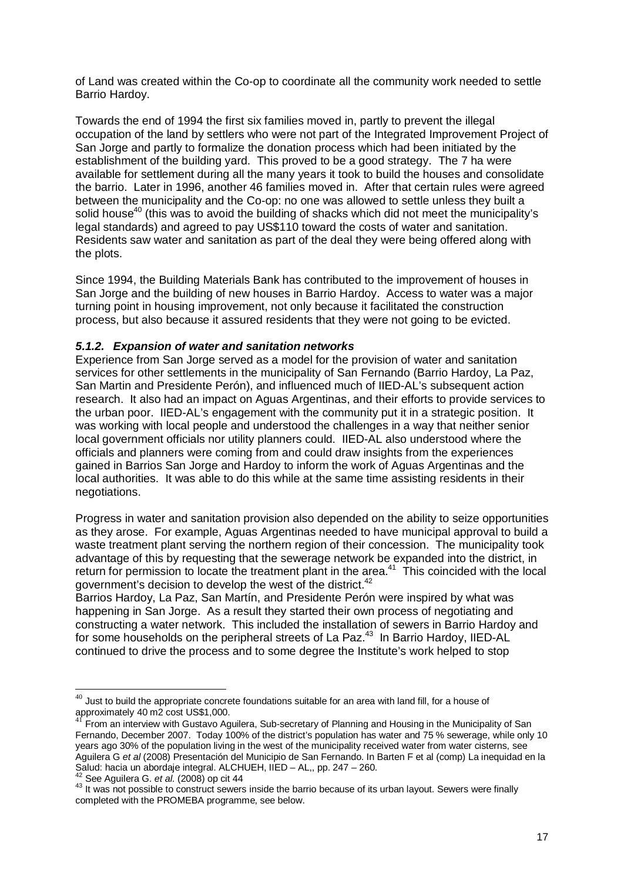of Land was created within the Co-op to coordinate all the community work needed to settle Barrio Hardoy.

Towards the end of 1994 the first six families moved in, partly to prevent the illegal occupation of the land by settlers who were not part of the Integrated Improvement Project of San Jorge and partly to formalize the donation process which had been initiated by the establishment of the building yard. This proved to be a good strategy. The 7 ha were available for settlement during all the many years it took to build the houses and consolidate the barrio. Later in 1996, another 46 families moved in. After that certain rules were agreed between the municipality and the Co-op: no one was allowed to settle unless they built a solid house[40] (this was to avoid the building of shacks which did not meet the municipality's legal standards) and agreed to pay US$110 toward the costs of water and sanitation. Residents saw water and sanitation as part of the deal they were being offered along with the plots.

Since 1994, the Building Materials Bank has contributed to the improvement of houses in San Jorge and the building of new houses in Barrio Hardoy. Access to water was a major turning point in housing improvement, not only because it facilitated the construction process, but also because it assured residents that they were not going to be evicted.

#### *5.1.2. Expansion of water and sanitation networks*

Experience from San Jorge served as a model for the provision of water and sanitation services for other settlements in the municipality of San Fernando (Barrio Hardoy, La Paz, San Martin and Presidente Perón), and influenced much of IIED-AL's subsequent action research. It also had an impact on Aguas Argentinas, and their efforts to provide services to the urban poor. IIED-AL's engagement with the community put it in a strategic position. It was working with local people and understood the challenges in a way that neither senior local government officials nor utility planners could. IIED-AL also understood where the officials and planners were coming from and could draw insights from the experiences gained in Barrios San Jorge and Hardoy to inform the work of Aguas Argentinas and the local authorities. It was able to do this while at the same time assisting residents in their negotiations.

Progress in water and sanitation provision also depended on the ability to seize opportunities as they arose. For example, Aguas Argentinas needed to have municipal approval to build a waste treatment plant serving the northern region of their concession. The municipality took advantage of this by requesting that the sewerage network be expanded into the district, in return for permission to locate the treatment plant in the area.[41] This coincided with the local government's decision to develop the west of the district.[42]

Barrios Hardoy, La Paz, San Martín, and Presidente Perón were inspired by what was happening in San Jorge. As a result they started their own process of negotiating and constructing a water network. This included the installation of sewers in Barrio Hardoy and for some households on the peripheral streets of La Paz.[43] In Barrio Hardoy, IIED-AL continued to drive the process and to some degree the Institute's work helped to stop

---

[40] Just to build the appropriate concrete foundations suitable for an area with land fill, for a house of approximately 40 m2 cost US$1,000.

[41] From an interview with Gustavo Aguilera, Sub-secretary of Planning and Housing in the Municipality of San Fernando, December 2007. Today 100% of the district's population has water and 75 % sewerage, while only 10 years ago 30% of the population living in the west of the municipality received water from water cisterns, see Aguilera G *et al* (2008) Presentación del Municipio de San Fernando. In Barten F et al (comp) La inequidad en la Salud: hacia un abordaje integral. ALCHUEH, IIED – AL,, pp. 247 – 260.

[42] See Aguilera G. *et al*. (2008) op cit 44

[43] It was not possible to construct sewers inside the barrio because of its urban layout. Sewers were finally completed with the PROMEBA programme, see below.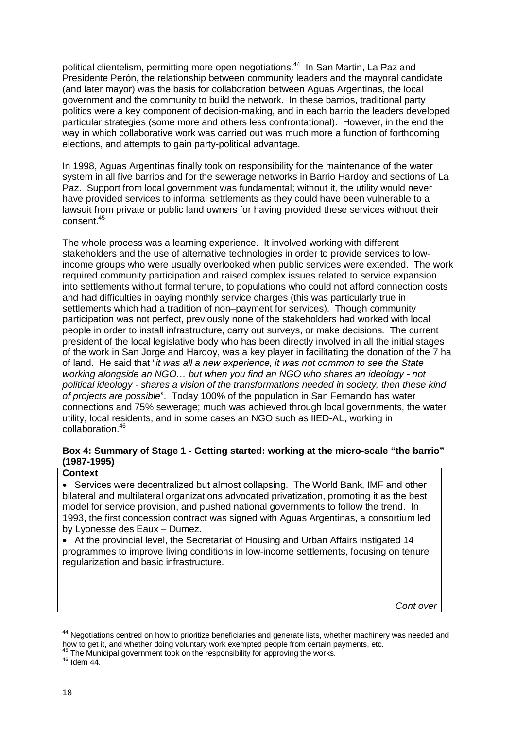political clientelism, permitting more open negotiations.[44] In San Martin, La Paz and Presidente Perón, the relationship between community leaders and the mayoral candidate (and later mayor) was the basis for collaboration between Aguas Argentinas, the local government and the community to build the network. In these barrios, traditional party politics were a key component of decision-making, and in each barrio the leaders developed particular strategies (some more and others less confrontational). However, in the end the way in which collaborative work was carried out was much more a function of forthcoming elections, and attempts to gain party-political advantage.

In 1998, Aguas Argentinas finally took on responsibility for the maintenance of the water system in all five barrios and for the sewerage networks in Barrio Hardoy and sections of La Paz. Support from local government was fundamental; without it, the utility would never have provided services to informal settlements as they could have been vulnerable to a lawsuit from private or public land owners for having provided these services without their consent.[45]

The whole process was a learning experience. It involved working with different stakeholders and the use of alternative technologies in order to provide services to low-income groups who were usually overlooked when public services were extended. The work required community participation and raised complex issues related to service expansion into settlements without formal tenure, to populations who could not afford connection costs and had difficulties in paying monthly service charges (this was particularly true in settlements which had a tradition of non–payment for services). Though community participation was not perfect, previously none of the stakeholders had worked with local people in order to install infrastructure, carry out surveys, or make decisions. The current president of the local legislative body who has been directly involved in all the initial stages of the work in San Jorge and Hardoy, was a key player in facilitating the donation of the 7 ha of land. He said that "*it was all a new experience, it was not common to see the State working alongside an NGO… but when you find an NGO who shares an ideology - not political ideology - shares a vision of the transformations needed in society, then these kind of projects are possible*". Today 100% of the population in San Fernando has water connections and 75% sewerage; much was achieved through local governments, the water utility, local residents, and in some cases an NGO such as IIED-AL, working in collaboration.[46]

**Box 4: Summary of Stage 1 - Getting started: working at the micro-scale "the barrio" (1987-1995)**

**Context**

- Services were decentralized but almost collapsing. The World Bank, IMF and other bilateral and multilateral organizations advocated privatization, promoting it as the best model for service provision, and pushed national governments to follow the trend. In 1993, the first concession contract was signed with Aguas Argentinas, a consortium led by Lyonesse des Eaux – Dumez.
- At the provincial level, the Secretariat of Housing and Urban Affairs instigated 14 programmes to improve living conditions in low-income settlements, focusing on tenure regularization and basic infrastructure.

*Cont over*

---

[44] Negotiations centred on how to prioritize beneficiaries and generate lists, whether machinery was needed and how to get it, and whether doing voluntary work exempted people from certain payments, etc.

[45] The Municipal government took on the responsibility for approving the works.

[46] Idem 44.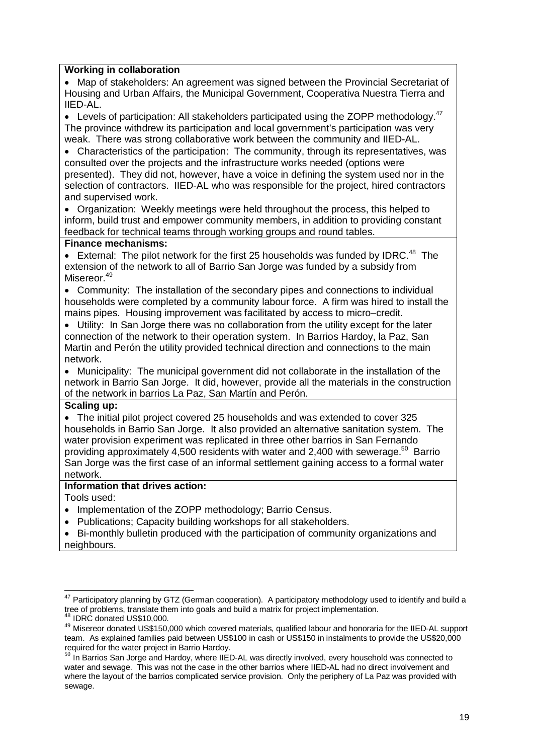**Working in collaboration**

- Map of stakeholders: An agreement was signed between the Provincial Secretariat of Housing and Urban Affairs, the Municipal Government, Cooperativa Nuestra Tierra and IIED-AL.
- Levels of participation: All stakeholders participated using the ZOPP methodology.[47] The province withdrew its participation and local government's participation was very weak. There was strong collaborative work between the community and IIED-AL.
- Characteristics of the participation: The community, through its representatives, was consulted over the projects and the infrastructure works needed (options were presented). They did not, however, have a voice in defining the system used nor in the selection of contractors. IIED-AL who was responsible for the project, hired contractors and supervised work.
- Organization: Weekly meetings were held throughout the process, this helped to inform, build trust and empower community members, in addition to providing constant feedback for technical teams through working groups and round tables.

**Finance mechanisms:**

- External: The pilot network for the first 25 households was funded by IDRC.[48] The extension of the network to all of Barrio San Jorge was funded by a subsidy from Misereor.[49]
- Community: The installation of the secondary pipes and connections to individual households were completed by a community labour force. A firm was hired to install the mains pipes. Housing improvement was facilitated by access to micro–credit.
- Utility: In San Jorge there was no collaboration from the utility except for the later connection of the network to their operation system. In Barrios Hardoy, la Paz, San Martin and Perón the utility provided technical direction and connections to the main network.
- Municipality: The municipal government did not collaborate in the installation of the network in Barrio San Jorge. It did, however, provide all the materials in the construction of the network in barrios La Paz, San Martín and Perón.

**Scaling up:**

- The initial pilot project covered 25 households and was extended to cover 325 households in Barrio San Jorge. It also provided an alternative sanitation system. The water provision experiment was replicated in three other barrios in San Fernando providing approximately 4,500 residents with water and 2,400 with sewerage.[50] Barrio San Jorge was the first case of an informal settlement gaining access to a formal water network.

**Information that drives action:**

Tools used:

- Implementation of the ZOPP methodology; Barrio Census.
- Publications; Capacity building workshops for all stakeholders.
- Bi-monthly bulletin produced with the participation of community organizations and neighbours.

---

[47] Participatory planning by GTZ (German cooperation). A participatory methodology used to identify and build a tree of problems, translate them into goals and build a matrix for project implementation.

[48] IDRC donated US$10,000.

[49] Misereor donated US$150,000 which covered materials, qualified labour and honoraria for the IIED-AL support team. As explained families paid between US$100 in cash or US$150 in instalments to provide the US$20,000 required for the water project in Barrio Hardoy.

[50] In Barrios San Jorge and Hardoy, where IIED-AL was directly involved, every household was connected to water and sewage. This was not the case in the other barrios where IIED-AL had no direct involvement and where the layout of the barrios complicated service provision. Only the periphery of La Paz was provided with sewage.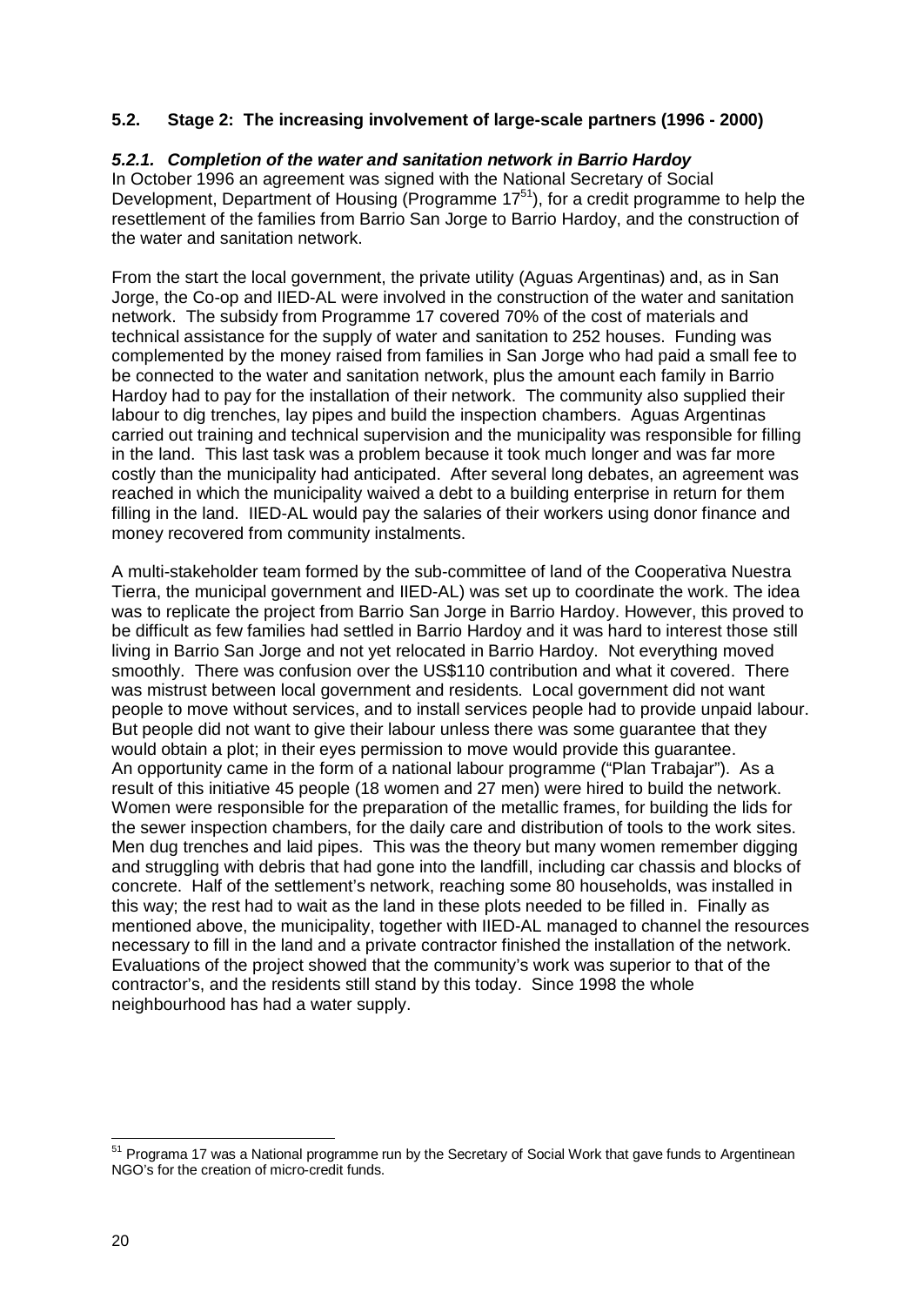## 5.2. Stage 2: The increasing involvement of large-scale partners (1996 - 2000)

### *5.2.1. Completion of the water and sanitation network in Barrio Hardoy*

In October 1996 an agreement was signed with the National Secretary of Social Development, Department of Housing (Programme 17[51]), for a credit programme to help the resettlement of the families from Barrio San Jorge to Barrio Hardoy, and the construction of the water and sanitation network.

From the start the local government, the private utility (Aguas Argentinas) and, as in San Jorge, the Co-op and IIED-AL were involved in the construction of the water and sanitation network. The subsidy from Programme 17 covered 70% of the cost of materials and technical assistance for the supply of water and sanitation to 252 houses. Funding was complemented by the money raised from families in San Jorge who had paid a small fee to be connected to the water and sanitation network, plus the amount each family in Barrio Hardoy had to pay for the installation of their network. The community also supplied their labour to dig trenches, lay pipes and build the inspection chambers. Aguas Argentinas carried out training and technical supervision and the municipality was responsible for filling in the land. This last task was a problem because it took much longer and was far more costly than the municipality had anticipated. After several long debates, an agreement was reached in which the municipality waived a debt to a building enterprise in return for them filling in the land. IIED-AL would pay the salaries of their workers using donor finance and money recovered from community instalments.

A multi-stakeholder team formed by the sub-committee of land of the Cooperativa Nuestra Tierra, the municipal government and IIED-AL) was set up to coordinate the work. The idea was to replicate the project from Barrio San Jorge in Barrio Hardoy. However, this proved to be difficult as few families had settled in Barrio Hardoy and it was hard to interest those still living in Barrio San Jorge and not yet relocated in Barrio Hardoy. Not everything moved smoothly. There was confusion over the US$110 contribution and what it covered. There was mistrust between local government and residents. Local government did not want people to move without services, and to install services people had to provide unpaid labour. But people did not want to give their labour unless there was some guarantee that they would obtain a plot; in their eyes permission to move would provide this guarantee. An opportunity came in the form of a national labour programme ("Plan Trabajar"). As a result of this initiative 45 people (18 women and 27 men) were hired to build the network. Women were responsible for the preparation of the metallic frames, for building the lids for the sewer inspection chambers, for the daily care and distribution of tools to the work sites. Men dug trenches and laid pipes. This was the theory but many women remember digging and struggling with debris that had gone into the landfill, including car chassis and blocks of concrete. Half of the settlement's network, reaching some 80 households, was installed in this way; the rest had to wait as the land in these plots needed to be filled in. Finally as mentioned above, the municipality, together with IIED-AL managed to channel the resources necessary to fill in the land and a private contractor finished the installation of the network. Evaluations of the project showed that the community's work was superior to that of the contractor's, and the residents still stand by this today. Since 1998 the whole neighbourhood has had a water supply.

---

[51] Programa 17 was a National programme run by the Secretary of Social Work that gave funds to Argentinean NGO's for the creation of micro-credit funds.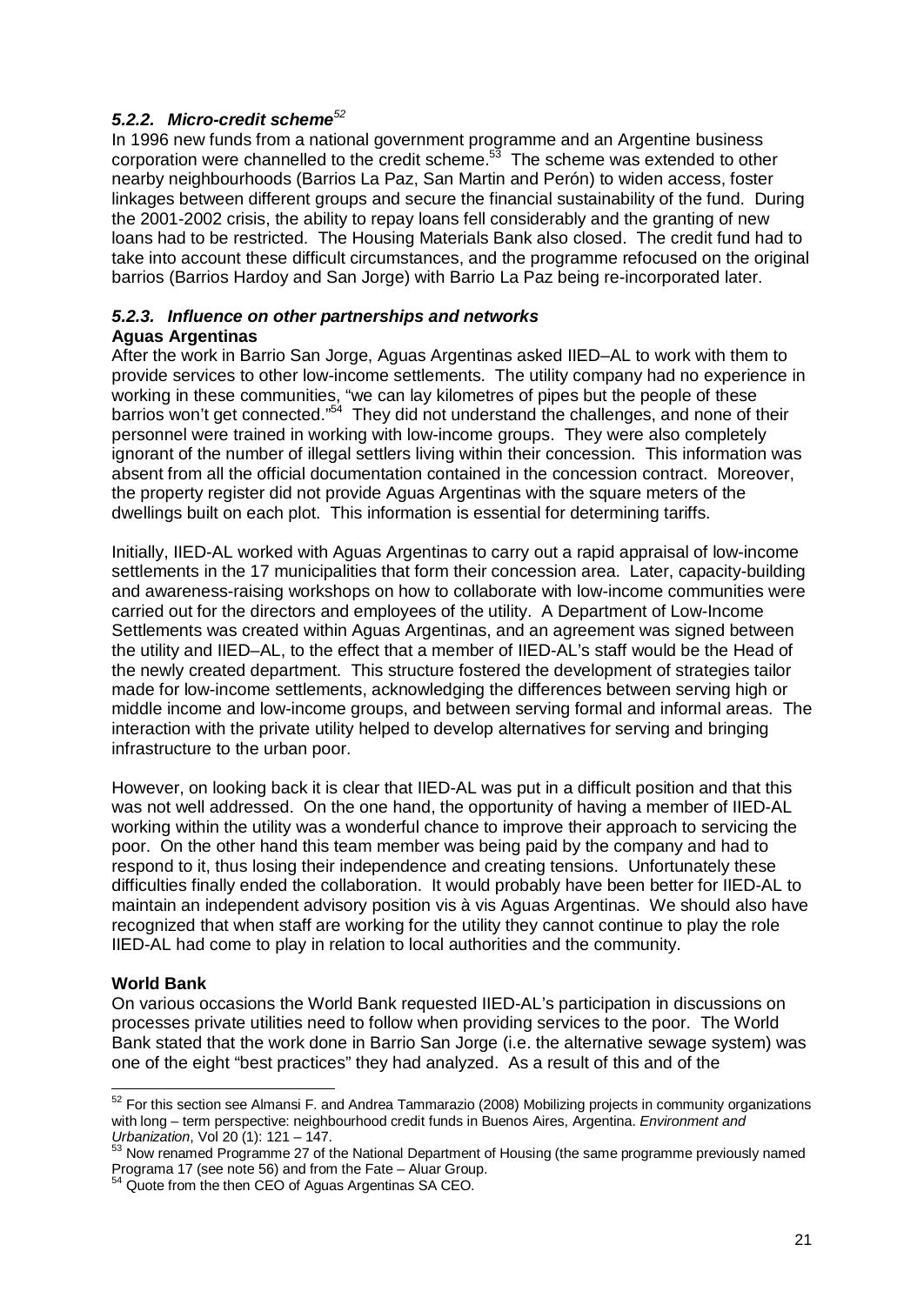### *5.2.2. Micro-credit scheme*[52]

In 1996 new funds from a national government programme and an Argentine business corporation were channelled to the credit scheme.[53] The scheme was extended to other nearby neighbourhoods (Barrios La Paz, San Martin and Perón) to widen access, foster linkages between different groups and secure the financial sustainability of the fund. During the 2001-2002 crisis, the ability to repay loans fell considerably and the granting of new loans had to be restricted. The Housing Materials Bank also closed. The credit fund had to take into account these difficult circumstances, and the programme refocused on the original barrios (Barrios Hardoy and San Jorge) with Barrio La Paz being re-incorporated later.

### *5.2.3. Influence on other partnerships and networks*

**Aguas Argentinas**

After the work in Barrio San Jorge, Aguas Argentinas asked IIED–AL to work with them to provide services to other low-income settlements. The utility company had no experience in working in these communities, "we can lay kilometres of pipes but the people of these barrios won't get connected."[54] They did not understand the challenges, and none of their personnel were trained in working with low-income groups. They were also completely ignorant of the number of illegal settlers living within their concession. This information was absent from all the official documentation contained in the concession contract. Moreover, the property register did not provide Aguas Argentinas with the square meters of the dwellings built on each plot. This information is essential for determining tariffs.

Initially, IIED-AL worked with Aguas Argentinas to carry out a rapid appraisal of low-income settlements in the 17 municipalities that form their concession area. Later, capacity-building and awareness-raising workshops on how to collaborate with low-income communities were carried out for the directors and employees of the utility. A Department of Low-Income Settlements was created within Aguas Argentinas, and an agreement was signed between the utility and IIED–AL, to the effect that a member of IIED-AL's staff would be the Head of the newly created department. This structure fostered the development of strategies tailor made for low-income settlements, acknowledging the differences between serving high or middle income and low-income groups, and between serving formal and informal areas. The interaction with the private utility helped to develop alternatives for serving and bringing infrastructure to the urban poor.

However, on looking back it is clear that IIED-AL was put in a difficult position and that this was not well addressed. On the one hand, the opportunity of having a member of IIED-AL working within the utility was a wonderful chance to improve their approach to servicing the poor. On the other hand this team member was being paid by the company and had to respond to it, thus losing their independence and creating tensions. Unfortunately these difficulties finally ended the collaboration. It would probably have been better for IIED-AL to maintain an independent advisory position vis à vis Aguas Argentinas. We should also have recognized that when staff are working for the utility they cannot continue to play the role IIED-AL had come to play in relation to local authorities and the community.

**World Bank**

On various occasions the World Bank requested IIED-AL's participation in discussions on processes private utilities need to follow when providing services to the poor. The World Bank stated that the work done in Barrio San Jorge (i.e. the alternative sewage system) was one of the eight "best practices" they had analyzed. As a result of this and of the

---

[52] For this section see Almansi F. and Andrea Tammarazio (2008) Mobilizing projects in community organizations with long – term perspective: neighbourhood credit funds in Buenos Aires, Argentina. *Environment and Urbanization*, Vol 20 (1): 121 – 147.

[53] Now renamed Programme 27 of the National Department of Housing (the same programme previously named Programa 17 (see note 56) and from the Fate – Aluar Group.

[54] Quote from the then CEO of Aguas Argentinas SA CEO.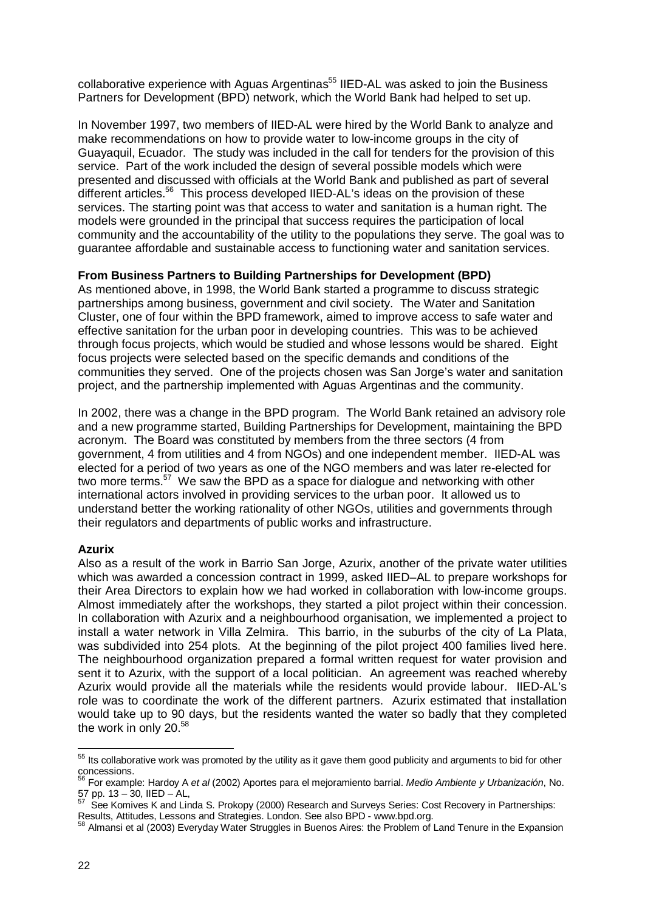collaborative experience with Aguas Argentinas[55] IIED-AL was asked to join the Business Partners for Development (BPD) network, which the World Bank had helped to set up.

In November 1997, two members of IIED-AL were hired by the World Bank to analyze and make recommendations on how to provide water to low-income groups in the city of Guayaquil, Ecuador. The study was included in the call for tenders for the provision of this service. Part of the work included the design of several possible models which were presented and discussed with officials at the World Bank and published as part of several different articles.[56] This process developed IIED-AL's ideas on the provision of these services. The starting point was that access to water and sanitation is a human right. The models were grounded in the principal that success requires the participation of local community and the accountability of the utility to the populations they serve. The goal was to guarantee affordable and sustainable access to functioning water and sanitation services.

**From Business Partners to Building Partnerships for Development (BPD)**

As mentioned above, in 1998, the World Bank started a programme to discuss strategic partnerships among business, government and civil society. The Water and Sanitation Cluster, one of four within the BPD framework, aimed to improve access to safe water and effective sanitation for the urban poor in developing countries. This was to be achieved through focus projects, which would be studied and whose lessons would be shared. Eight focus projects were selected based on the specific demands and conditions of the communities they served. One of the projects chosen was San Jorge's water and sanitation project, and the partnership implemented with Aguas Argentinas and the community.

In 2002, there was a change in the BPD program. The World Bank retained an advisory role and a new programme started, Building Partnerships for Development, maintaining the BPD acronym. The Board was constituted by members from the three sectors (4 from government, 4 from utilities and 4 from NGOs) and one independent member. IIED-AL was elected for a period of two years as one of the NGO members and was later re-elected for two more terms.[57] We saw the BPD as a space for dialogue and networking with other international actors involved in providing services to the urban poor. It allowed us to understand better the working rationality of other NGOs, utilities and governments through their regulators and departments of public works and infrastructure.

**Azurix**

Also as a result of the work in Barrio San Jorge, Azurix, another of the private water utilities which was awarded a concession contract in 1999, asked IIED–AL to prepare workshops for their Area Directors to explain how we had worked in collaboration with low-income groups. Almost immediately after the workshops, they started a pilot project within their concession. In collaboration with Azurix and a neighbourhood organisation, we implemented a project to install a water network in Villa Zelmira. This barrio, in the suburbs of the city of La Plata, was subdivided into 254 plots. At the beginning of the pilot project 400 families lived here. The neighbourhood organization prepared a formal written request for water provision and sent it to Azurix, with the support of a local politician. An agreement was reached whereby Azurix would provide all the materials while the residents would provide labour. IIED-AL's role was to coordinate the work of the different partners. Azurix estimated that installation would take up to 90 days, but the residents wanted the water so badly that they completed the work in only 20.[58]

---

[55] Its collaborative work was promoted by the utility as it gave them good publicity and arguments to bid for other concessions.

[56] For example: Hardoy A *et al* (2002) Aportes para el mejoramiento barrial. *Medio Ambiente y Urbanización*, No. 57 pp. 13 – 30, IIED – AL,

[57] See Komives K and Linda S. Prokopy (2000) Research and Surveys Series: Cost Recovery in Partnerships: Results, Attitudes, Lessons and Strategies. London. See also BPD - www.bpd.org.

[58] Almansi et al (2003) Everyday Water Struggles in Buenos Aires: the Problem of Land Tenure in the Expansion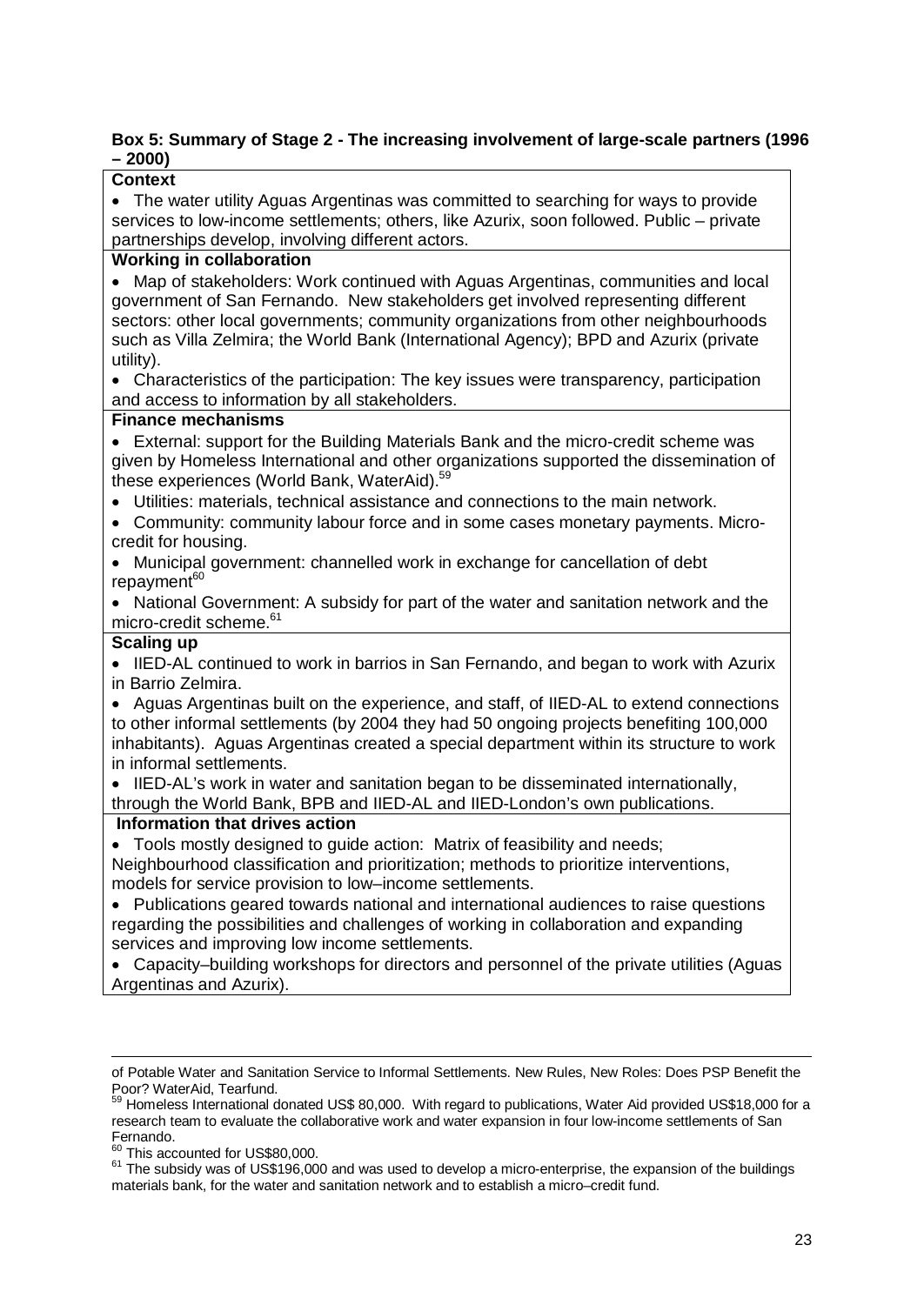**Box 5: Summary of Stage 2 - The increasing involvement of large-scale partners (1996 – 2000)**

**Context**

- The water utility Aguas Argentinas was committed to searching for ways to provide services to low-income settlements; others, like Azurix, soon followed. Public – private partnerships develop, involving different actors.

**Working in collaboration**

- Map of stakeholders: Work continued with Aguas Argentinas, communities and local government of San Fernando. New stakeholders get involved representing different sectors: other local governments; community organizations from other neighbourhoods such as Villa Zelmira; the World Bank (International Agency); BPD and Azurix (private utility).
- Characteristics of the participation: The key issues were transparency, participation and access to information by all stakeholders.

**Finance mechanisms**

- External: support for the Building Materials Bank and the micro-credit scheme was given by Homeless International and other organizations supported the dissemination of these experiences (World Bank, WaterAid).[59]
- Utilities: materials, technical assistance and connections to the main network.
- Community: community labour force and in some cases monetary payments. Micro-credit for housing.
- Municipal government: channelled work in exchange for cancellation of debt repayment[60]
- National Government: A subsidy for part of the water and sanitation network and the micro-credit scheme.[61]

**Scaling up**

- IIED-AL continued to work in barrios in San Fernando, and began to work with Azurix in Barrio Zelmira.
- Aguas Argentinas built on the experience, and staff, of IIED-AL to extend connections to other informal settlements (by 2004 they had 50 ongoing projects benefiting 100,000 inhabitants). Aguas Argentinas created a special department within its structure to work in informal settlements.
- IIED-AL's work in water and sanitation began to be disseminated internationally, through the World Bank, BPB and IIED-AL and IIED-London's own publications.

**Information that drives action**

- Tools mostly designed to guide action: Matrix of feasibility and needs; Neighbourhood classification and prioritization; methods to prioritize interventions, models for service provision to low–income settlements.
- Publications geared towards national and international audiences to raise questions regarding the possibilities and challenges of working in collaboration and expanding services and improving low income settlements.
- Capacity–building workshops for directors and personnel of the private utilities (Aguas Argentinas and Azurix).

---

of Potable Water and Sanitation Service to Informal Settlements. New Rules, New Roles: Does PSP Benefit the Poor? WaterAid, Tearfund.

[59] Homeless International donated US$ 80,000. With regard to publications, Water Aid provided US$18,000 for a research team to evaluate the collaborative work and water expansion in four low-income settlements of San Fernando.

[60] This accounted for US$80,000.

[61] The subsidy was of US$196,000 and was used to develop a micro-enterprise, the expansion of the buildings materials bank, for the water and sanitation network and to establish a micro–credit fund.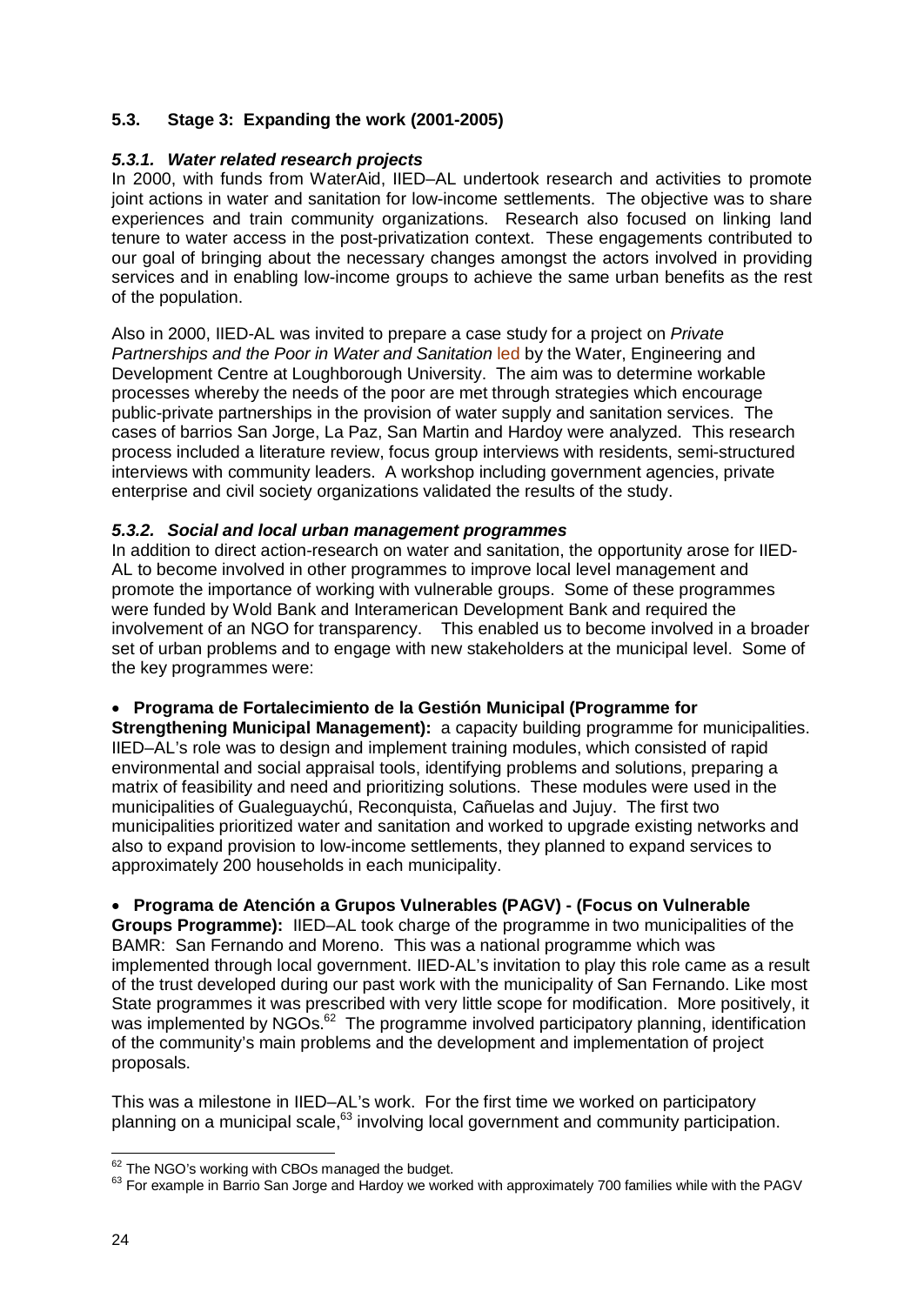## 5.3. Stage 3: Expanding the work (2001-2005)

### *5.3.1. Water related research projects*

In 2000, with funds from WaterAid, IIED–AL undertook research and activities to promote joint actions in water and sanitation for low-income settlements. The objective was to share experiences and train community organizations. Research also focused on linking land tenure to water access in the post-privatization context. These engagements contributed to our goal of bringing about the necessary changes amongst the actors involved in providing services and in enabling low-income groups to achieve the same urban benefits as the rest of the population.

Also in 2000, IIED-AL was invited to prepare a case study for a project on *Private Partnerships and the Poor in Water and Sanitation* led by the Water, Engineering and Development Centre at Loughborough University. The aim was to determine workable processes whereby the needs of the poor are met through strategies which encourage public-private partnerships in the provision of water supply and sanitation services. The cases of barrios San Jorge, La Paz, San Martin and Hardoy were analyzed. This research process included a literature review, focus group interviews with residents, semi-structured interviews with community leaders. A workshop including government agencies, private enterprise and civil society organizations validated the results of the study.

### *5.3.2. Social and local urban management programmes*

In addition to direct action-research on water and sanitation, the opportunity arose for IIED-AL to become involved in other programmes to improve local level management and promote the importance of working with vulnerable groups. Some of these programmes were funded by Wold Bank and Interamerican Development Bank and required the involvement of an NGO for transparency. This enabled us to become involved in a broader set of urban problems and to engage with new stakeholders at the municipal level. Some of the key programmes were:

- **Programa de Fortalecimiento de la Gestión Municipal (Programme for Strengthening Municipal Management):** a capacity building programme for municipalities. IIED–AL's role was to design and implement training modules, which consisted of rapid environmental and social appraisal tools, identifying problems and solutions, preparing a matrix of feasibility and need and prioritizing solutions. These modules were used in the municipalities of Gualeguaychú, Reconquista, Cañuelas and Jujuy. The first two municipalities prioritized water and sanitation and worked to upgrade existing networks and also to expand provision to low-income settlements, they planned to expand services to approximately 200 households in each municipality.

- **Programa de Atención a Grupos Vulnerables (PAGV) - (Focus on Vulnerable Groups Programme):** IIED–AL took charge of the programme in two municipalities of the BAMR: San Fernando and Moreno. This was a national programme which was implemented through local government. IIED-AL's invitation to play this role came as a result of the trust developed during our past work with the municipality of San Fernando. Like most State programmes it was prescribed with very little scope for modification. More positively, it was implemented by NGOs.[62] The programme involved participatory planning, identification of the community's main problems and the development and implementation of project proposals.

This was a milestone in IIED–AL's work. For the first time we worked on participatory planning on a municipal scale,[63] involving local government and community participation.

---

[62] The NGO's working with CBOs managed the budget.

[63] For example in Barrio San Jorge and Hardoy we worked with approximately 700 families while with the PAGV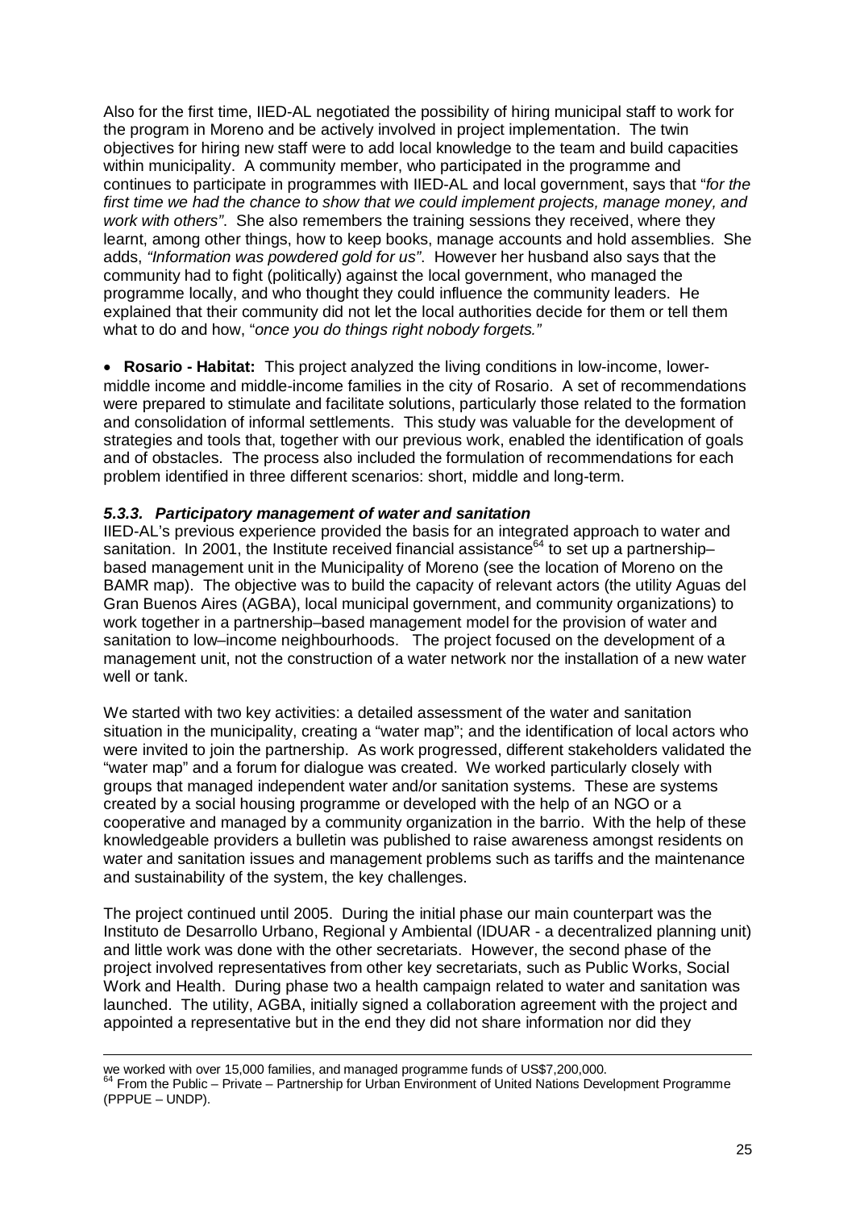Also for the first time, IIED-AL negotiated the possibility of hiring municipal staff to work for the program in Moreno and be actively involved in project implementation. The twin objectives for hiring new staff were to add local knowledge to the team and build capacities within municipality. A community member, who participated in the programme and continues to participate in programmes with IIED-AL and local government, says that "*for the first time we had the chance to show that we could implement projects, manage money, and work with others"*. She also remembers the training sessions they received, where they learnt, among other things, how to keep books, manage accounts and hold assemblies. She adds, *"Information was powdered gold for us"*. However her husband also says that the community had to fight (politically) against the local government, who managed the programme locally, and who thought they could influence the community leaders. He explained that their community did not let the local authorities decide for them or tell them what to do and how, "*once you do things right nobody forgets."*

- **Rosario - Habitat:** This project analyzed the living conditions in low-income, lower-middle income and middle-income families in the city of Rosario. A set of recommendations were prepared to stimulate and facilitate solutions, particularly those related to the formation and consolidation of informal settlements. This study was valuable for the development of strategies and tools that, together with our previous work, enabled the identification of goals and of obstacles. The process also included the formulation of recommendations for each problem identified in three different scenarios: short, middle and long-term.

### *5.3.3. Participatory management of water and sanitation*

IIED-AL's previous experience provided the basis for an integrated approach to water and sanitation. In 2001, the Institute received financial assistance[64] to set up a partnership–based management unit in the Municipality of Moreno (see the location of Moreno on the BAMR map). The objective was to build the capacity of relevant actors (the utility Aguas del Gran Buenos Aires (AGBA), local municipal government, and community organizations) to work together in a partnership–based management model for the provision of water and sanitation to low–income neighbourhoods. The project focused on the development of a management unit, not the construction of a water network nor the installation of a new water well or tank.

We started with two key activities: a detailed assessment of the water and sanitation situation in the municipality, creating a "water map"; and the identification of local actors who were invited to join the partnership. As work progressed, different stakeholders validated the "water map" and a forum for dialogue was created. We worked particularly closely with groups that managed independent water and/or sanitation systems. These are systems created by a social housing programme or developed with the help of an NGO or a cooperative and managed by a community organization in the barrio. With the help of these knowledgeable providers a bulletin was published to raise awareness amongst residents on water and sanitation issues and management problems such as tariffs and the maintenance and sustainability of the system, the key challenges.

The project continued until 2005. During the initial phase our main counterpart was the Instituto de Desarrollo Urbano, Regional y Ambiental (IDUAR - a decentralized planning unit) and little work was done with the other secretariats. However, the second phase of the project involved representatives from other key secretariats, such as Public Works, Social Work and Health. During phase two a health campaign related to water and sanitation was launched. The utility, AGBA, initially signed a collaboration agreement with the project and appointed a representative but in the end they did not share information nor did they

---

we worked with over 15,000 families, and managed programme funds of US$7,200,000.

[64] From the Public – Private – Partnership for Urban Environment of United Nations Development Programme (PPPUE – UNDP).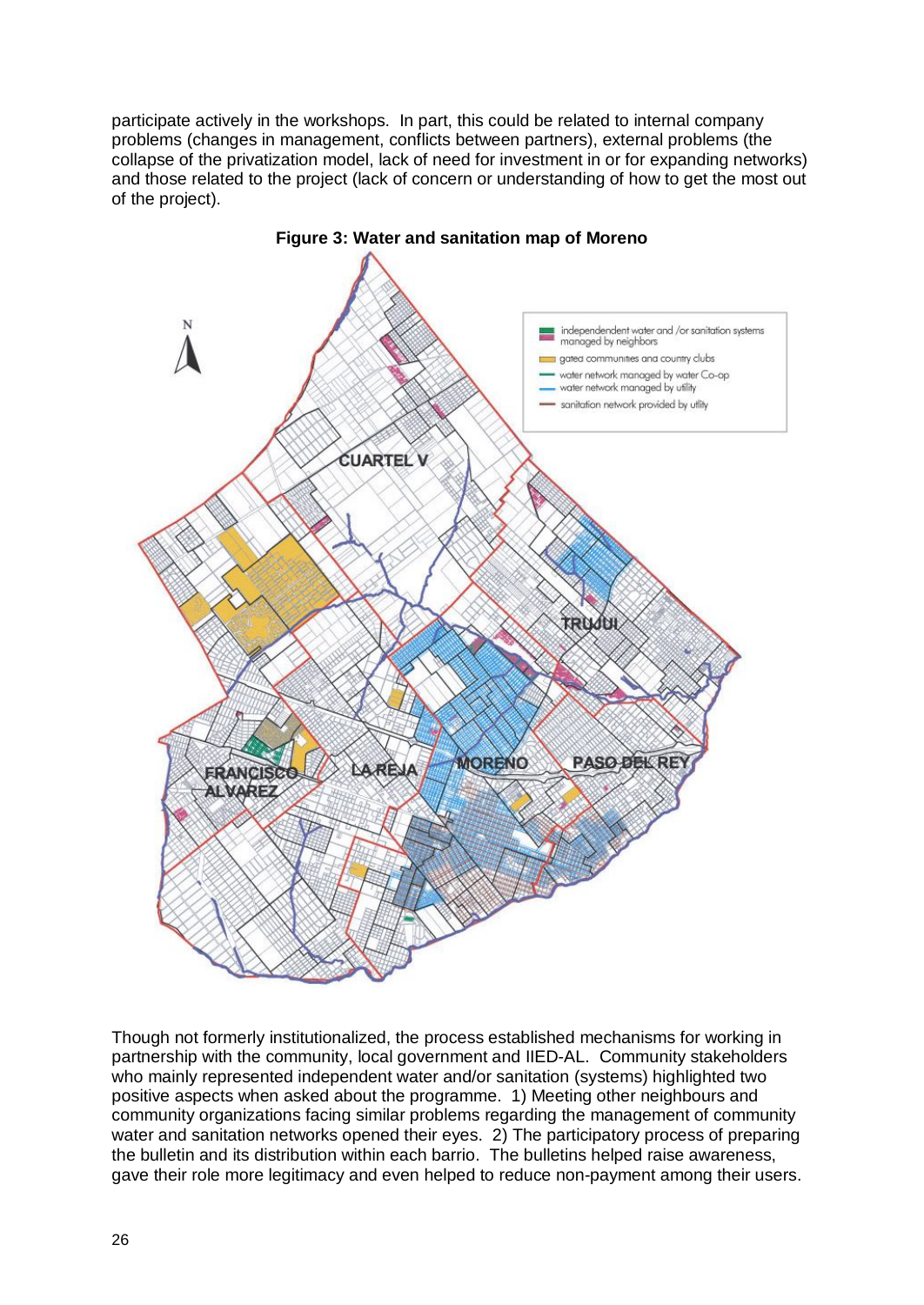participate actively in the workshops. In part, this could be related to internal company problems (changes in management, conflicts between partners), external problems (the collapse of the privatization model, lack of need for investment in or for expanding networks) and those related to the project (lack of concern or understanding of how to get the most out of the project).

**Figure 3: Water and sanitation map of Moreno**

Though not formerly institutionalized, the process established mechanisms for working in partnership with the community, local government and IIED-AL. Community stakeholders who mainly represented independent water and/or sanitation (systems) highlighted two positive aspects when asked about the programme. 1) Meeting other neighbours and community organizations facing similar problems regarding the management of community water and sanitation networks opened their eyes. 2) The participatory process of preparing the bulletin and its distribution within each barrio. The bulletins helped raise awareness, gave their role more legitimacy and even helped to reduce non-payment among their users.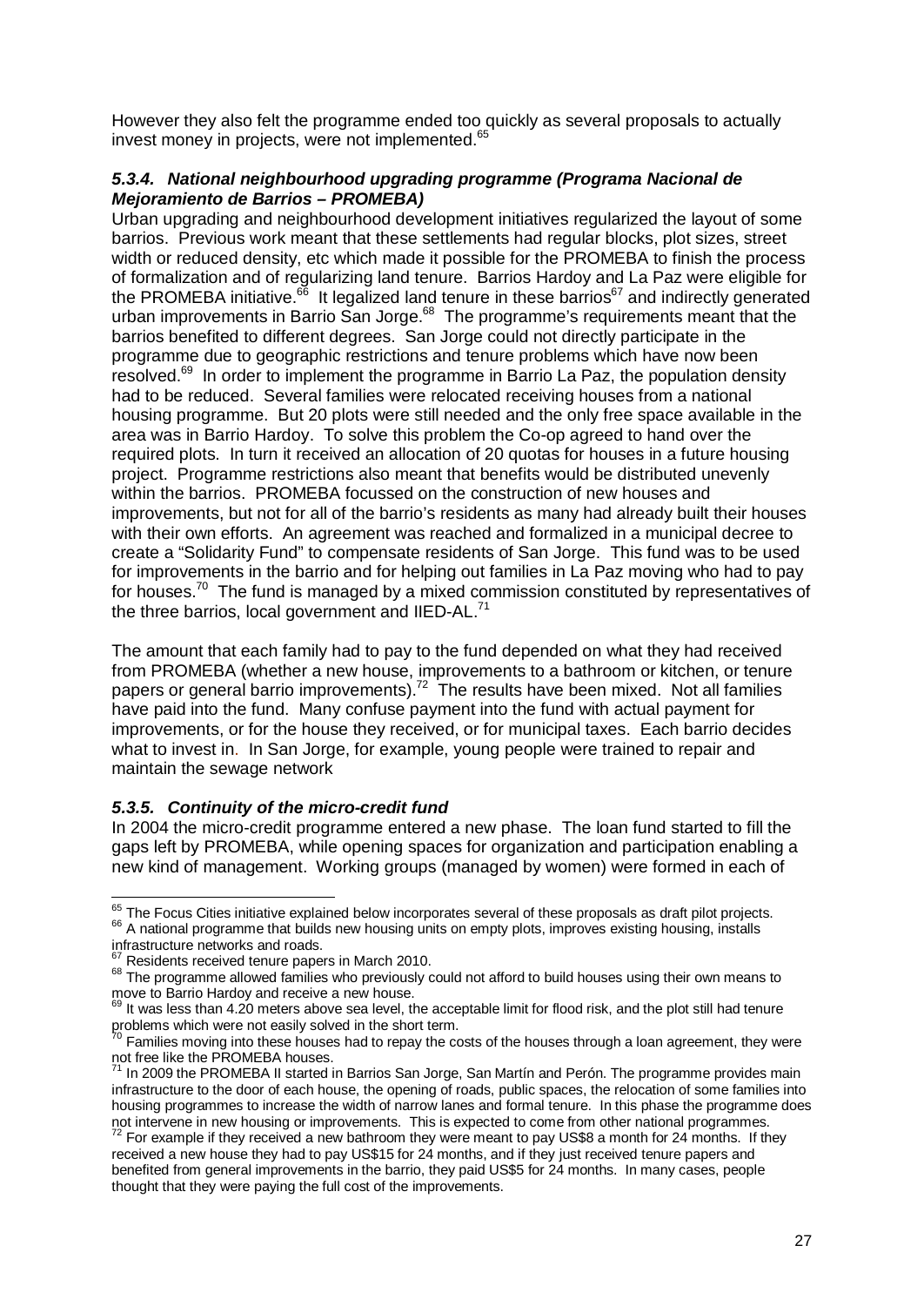However they also felt the programme ended too quickly as several proposals to actually invest money in projects, were not implemented.[65]

### *5.3.4. National neighbourhood upgrading programme (Programa Nacional de Mejoramiento de Barrios – PROMEBA)*

Urban upgrading and neighbourhood development initiatives regularized the layout of some barrios. Previous work meant that these settlements had regular blocks, plot sizes, street width or reduced density, etc which made it possible for the PROMEBA to finish the process of formalization and of regularizing land tenure. Barrios Hardoy and La Paz were eligible for the PROMEBA initiative.[66] It legalized land tenure in these barrios[67] and indirectly generated urban improvements in Barrio San Jorge.[68] The programme's requirements meant that the barrios benefited to different degrees. San Jorge could not directly participate in the programme due to geographic restrictions and tenure problems which have now been resolved.[69] In order to implement the programme in Barrio La Paz, the population density had to be reduced. Several families were relocated receiving houses from a national housing programme. But 20 plots were still needed and the only free space available in the area was in Barrio Hardoy. To solve this problem the Co-op agreed to hand over the required plots. In turn it received an allocation of 20 quotas for houses in a future housing project. Programme restrictions also meant that benefits would be distributed unevenly within the barrios. PROMEBA focussed on the construction of new houses and improvements, but not for all of the barrio's residents as many had already built their houses with their own efforts. An agreement was reached and formalized in a municipal decree to create a "Solidarity Fund" to compensate residents of San Jorge. This fund was to be used for improvements in the barrio and for helping out families in La Paz moving who had to pay for houses.[70] The fund is managed by a mixed commission constituted by representatives of the three barrios, local government and IIED-AL.[71]

The amount that each family had to pay to the fund depended on what they had received from PROMEBA (whether a new house, improvements to a bathroom or kitchen, or tenure papers or general barrio improvements).[72] The results have been mixed. Not all families have paid into the fund. Many confuse payment into the fund with actual payment for improvements, or for the house they received, or for municipal taxes. Each barrio decides what to invest in. In San Jorge, for example, young people were trained to repair and maintain the sewage network

### *5.3.5. Continuity of the micro-credit fund*

In 2004 the micro-credit programme entered a new phase. The loan fund started to fill the gaps left by PROMEBA, while opening spaces for organization and participation enabling a new kind of management. Working groups (managed by women) were formed in each of

---

[65] The Focus Cities initiative explained below incorporates several of these proposals as draft pilot projects.

[66] A national programme that builds new housing units on empty plots, improves existing housing, installs infrastructure networks and roads.

[67] Residents received tenure papers in March 2010.

[68] The programme allowed families who previously could not afford to build houses using their own means to move to Barrio Hardoy and receive a new house.

[69] It was less than 4.20 meters above sea level, the acceptable limit for flood risk, and the plot still had tenure problems which were not easily solved in the short term.

[70] Families moving into these houses had to repay the costs of the houses through a loan agreement, they were not free like the PROMEBA houses.

[71] In 2009 the PROMEBA II started in Barrios San Jorge, San Martín and Perón. The programme provides main infrastructure to the door of each house, the opening of roads, public spaces, the relocation of some families into housing programmes to increase the width of narrow lanes and formal tenure. In this phase the programme does not intervene in new housing or improvements. This is expected to come from other national programmes.

[72] For example if they received a new bathroom they were meant to pay US$8 a month for 24 months. If they received a new house they had to pay US$15 for 24 months, and if they just received tenure papers and benefited from general improvements in the barrio, they paid US$5 for 24 months. In many cases, people thought that they were paying the full cost of the improvements.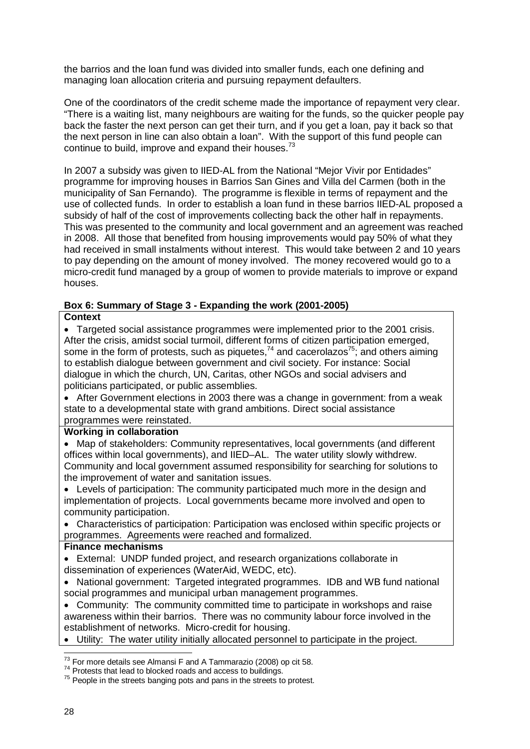the barrios and the loan fund was divided into smaller funds, each one defining and managing loan allocation criteria and pursuing repayment defaulters.

One of the coordinators of the credit scheme made the importance of repayment very clear. "There is a waiting list, many neighbours are waiting for the funds, so the quicker people pay back the faster the next person can get their turn, and if you get a loan, pay it back so that the next person in line can also obtain a loan". With the support of this fund people can continue to build, improve and expand their houses.[73]

In 2007 a subsidy was given to IIED-AL from the National "Mejor Vivir por Entidades" programme for improving houses in Barrios San Gines and Villa del Carmen (both in the municipality of San Fernando). The programme is flexible in terms of repayment and the use of collected funds. In order to establish a loan fund in these barrios IIED-AL proposed a subsidy of half of the cost of improvements collecting back the other half in repayments. This was presented to the community and local government and an agreement was reached in 2008. All those that benefited from housing improvements would pay 50% of what they had received in small instalments without interest. This would take between 2 and 10 years to pay depending on the amount of money involved. The money recovered would go to a micro-credit fund managed by a group of women to provide materials to improve or expand houses.

**Box 6: Summary of Stage 3 - Expanding the work (2001-2005)**

**Context**

- Targeted social assistance programmes were implemented prior to the 2001 crisis. After the crisis, amidst social turmoil, different forms of citizen participation emerged, some in the form of protests, such as piquetes,[74] and cacerolazos[75]; and others aiming to establish dialogue between government and civil society. For instance: Social dialogue in which the church, UN, Caritas, other NGOs and social advisers and politicians participated, or public assemblies.
- After Government elections in 2003 there was a change in government: from a weak state to a developmental state with grand ambitions. Direct social assistance programmes were reinstated.

**Working in collaboration**

- Map of stakeholders: Community representatives, local governments (and different offices within local governments), and IIED–AL. The water utility slowly withdrew. Community and local government assumed responsibility for searching for solutions to the improvement of water and sanitation issues.
- Levels of participation: The community participated much more in the design and implementation of projects. Local governments became more involved and open to community participation.
- Characteristics of participation: Participation was enclosed within specific projects or programmes. Agreements were reached and formalized.

**Finance mechanisms**

- External: UNDP funded project, and research organizations collaborate in dissemination of experiences (WaterAid, WEDC, etc).
- National government: Targeted integrated programmes. IDB and WB fund national social programmes and municipal urban management programmes.
- Community: The community committed time to participate in workshops and raise awareness within their barrios. There was no community labour force involved in the establishment of networks. Micro-credit for housing.
- Utility: The water utility initially allocated personnel to participate in the project.

---

[73] For more details see Almansi F and A Tammarazio (2008) op cit 58.

[74] Protests that lead to blocked roads and access to buildings.

[75] People in the streets banging pots and pans in the streets to protest.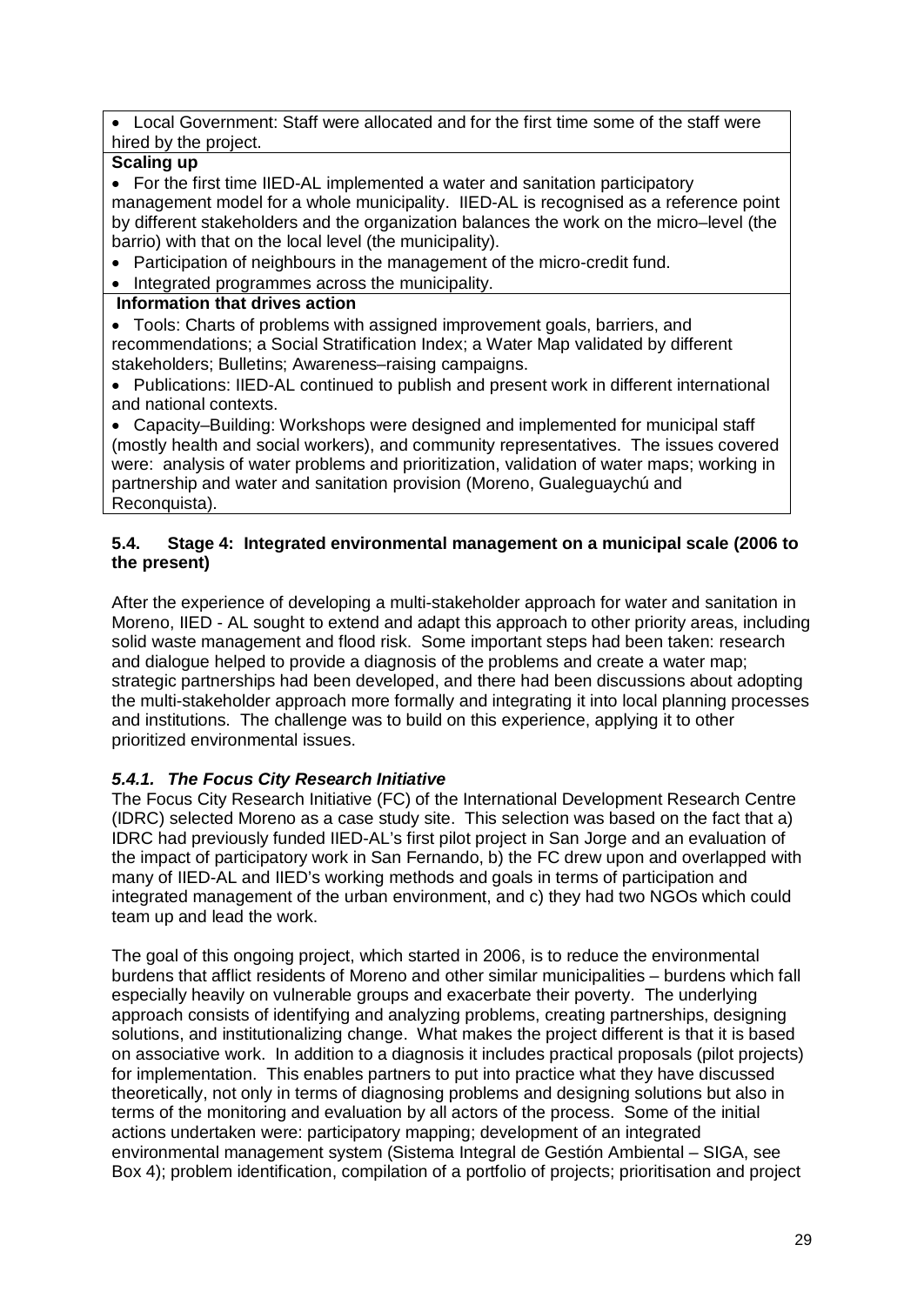- Local Government: Staff were allocated and for the first time some of the staff were hired by the project.

**Scaling up**

- For the first time IIED-AL implemented a water and sanitation participatory management model for a whole municipality. IIED-AL is recognised as a reference point by different stakeholders and the organization balances the work on the micro–level (the barrio) with that on the local level (the municipality).
- Participation of neighbours in the management of the micro-credit fund.
- Integrated programmes across the municipality.

**Information that drives action**

- Tools: Charts of problems with assigned improvement goals, barriers, and recommendations; a Social Stratification Index; a Water Map validated by different stakeholders; Bulletins; Awareness–raising campaigns.
- Publications: IIED-AL continued to publish and present work in different international and national contexts.
- Capacity–Building: Workshops were designed and implemented for municipal staff (mostly health and social workers), and community representatives. The issues covered were: analysis of water problems and prioritization, validation of water maps; working in partnership and water and sanitation provision (Moreno, Gualeguaychú and Reconquista).

### 5.4. Stage 4: Integrated environmental management on a municipal scale (2006 to the present)

After the experience of developing a multi-stakeholder approach for water and sanitation in Moreno, IIED - AL sought to extend and adapt this approach to other priority areas, including solid waste management and flood risk. Some important steps had been taken: research and dialogue helped to provide a diagnosis of the problems and create a water map; strategic partnerships had been developed, and there had been discussions about adopting the multi-stakeholder approach more formally and integrating it into local planning processes and institutions. The challenge was to build on this experience, applying it to other prioritized environmental issues.

#### *5.4.1. The Focus City Research Initiative*

The Focus City Research Initiative (FC) of the International Development Research Centre (IDRC) selected Moreno as a case study site. This selection was based on the fact that a) IDRC had previously funded IIED-AL's first pilot project in San Jorge and an evaluation of the impact of participatory work in San Fernando, b) the FC drew upon and overlapped with many of IIED-AL and IIED's working methods and goals in terms of participation and integrated management of the urban environment, and c) they had two NGOs which could team up and lead the work.

The goal of this ongoing project, which started in 2006, is to reduce the environmental burdens that afflict residents of Moreno and other similar municipalities – burdens which fall especially heavily on vulnerable groups and exacerbate their poverty. The underlying approach consists of identifying and analyzing problems, creating partnerships, designing solutions, and institutionalizing change. What makes the project different is that it is based on associative work. In addition to a diagnosis it includes practical proposals (pilot projects) for implementation. This enables partners to put into practice what they have discussed theoretically, not only in terms of diagnosing problems and designing solutions but also in terms of the monitoring and evaluation by all actors of the process. Some of the initial actions undertaken were: participatory mapping; development of an integrated environmental management system (Sistema Integral de Gestión Ambiental – SIGA, see Box 4); problem identification, compilation of a portfolio of projects; prioritisation and project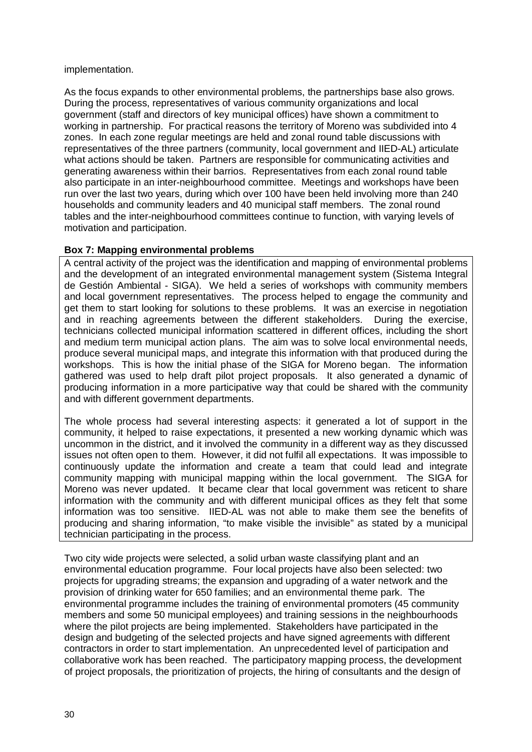implementation.

As the focus expands to other environmental problems, the partnerships base also grows. During the process, representatives of various community organizations and local government (staff and directors of key municipal offices) have shown a commitment to working in partnership. For practical reasons the territory of Moreno was subdivided into 4 zones. In each zone regular meetings are held and zonal round table discussions with representatives of the three partners (community, local government and IIED-AL) articulate what actions should be taken. Partners are responsible for communicating activities and generating awareness within their barrios. Representatives from each zonal round table also participate in an inter-neighbourhood committee. Meetings and workshops have been run over the last two years, during which over 100 have been held involving more than 240 households and community leaders and 40 municipal staff members. The zonal round tables and the inter-neighbourhood committees continue to function, with varying levels of motivation and participation.

**Box 7: Mapping environmental problems**

A central activity of the project was the identification and mapping of environmental problems and the development of an integrated environmental management system (Sistema Integral de Gestión Ambiental - SIGA). We held a series of workshops with community members and local government representatives. The process helped to engage the community and get them to start looking for solutions to these problems. It was an exercise in negotiation and in reaching agreements between the different stakeholders. During the exercise, technicians collected municipal information scattered in different offices, including the short and medium term municipal action plans. The aim was to solve local environmental needs, produce several municipal maps, and integrate this information with that produced during the workshops. This is how the initial phase of the SIGA for Moreno began. The information gathered was used to help draft pilot project proposals. It also generated a dynamic of producing information in a more participative way that could be shared with the community and with different government departments.

The whole process had several interesting aspects: it generated a lot of support in the community, it helped to raise expectations, it presented a new working dynamic which was uncommon in the district, and it involved the community in a different way as they discussed issues not often open to them. However, it did not fulfil all expectations. It was impossible to continuously update the information and create a team that could lead and integrate community mapping with municipal mapping within the local government. The SIGA for Moreno was never updated. It became clear that local government was reticent to share information with the community and with different municipal offices as they felt that some information was too sensitive. IIED-AL was not able to make them see the benefits of producing and sharing information, "to make visible the invisible" as stated by a municipal technician participating in the process.

Two city wide projects were selected, a solid urban waste classifying plant and an environmental education programme. Four local projects have also been selected: two projects for upgrading streams; the expansion and upgrading of a water network and the provision of drinking water for 650 families; and an environmental theme park. The environmental programme includes the training of environmental promoters (45 community members and some 50 municipal employees) and training sessions in the neighbourhoods where the pilot projects are being implemented. Stakeholders have participated in the design and budgeting of the selected projects and have signed agreements with different contractors in order to start implementation. An unprecedented level of participation and collaborative work has been reached. The participatory mapping process, the development of project proposals, the prioritization of projects, the hiring of consultants and the design of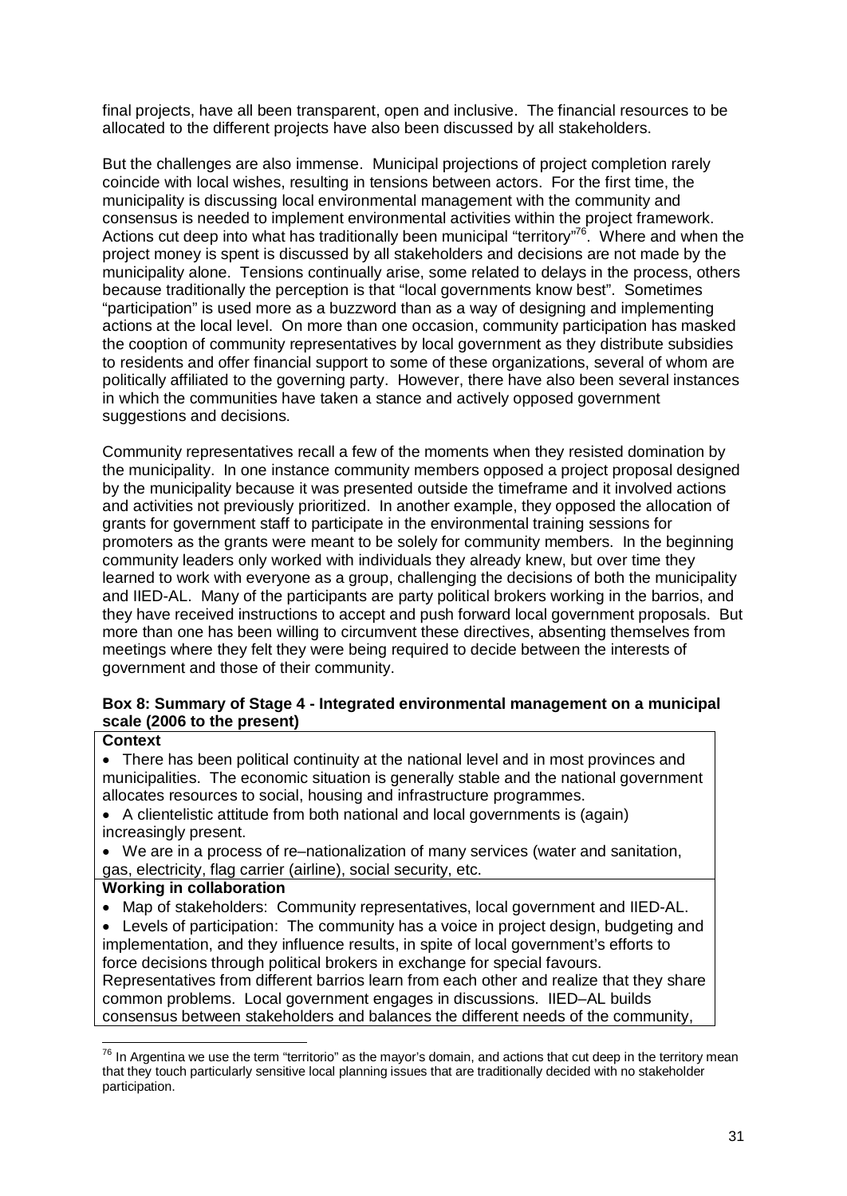final projects, have all been transparent, open and inclusive. The financial resources to be allocated to the different projects have also been discussed by all stakeholders.

But the challenges are also immense. Municipal projections of project completion rarely coincide with local wishes, resulting in tensions between actors. For the first time, the municipality is discussing local environmental management with the community and consensus is needed to implement environmental activities within the project framework. Actions cut deep into what has traditionally been municipal "territory"[76]. Where and when the project money is spent is discussed by all stakeholders and decisions are not made by the municipality alone. Tensions continually arise, some related to delays in the process, others because traditionally the perception is that "local governments know best". Sometimes "participation" is used more as a buzzword than as a way of designing and implementing actions at the local level. On more than one occasion, community participation has masked the cooption of community representatives by local government as they distribute subsidies to residents and offer financial support to some of these organizations, several of whom are politically affiliated to the governing party. However, there have also been several instances in which the communities have taken a stance and actively opposed government suggestions and decisions.

Community representatives recall a few of the moments when they resisted domination by the municipality. In one instance community members opposed a project proposal designed by the municipality because it was presented outside the timeframe and it involved actions and activities not previously prioritized. In another example, they opposed the allocation of grants for government staff to participate in the environmental training sessions for promoters as the grants were meant to be solely for community members. In the beginning community leaders only worked with individuals they already knew, but over time they learned to work with everyone as a group, challenging the decisions of both the municipality and IIED-AL. Many of the participants are party political brokers working in the barrios, and they have received instructions to accept and push forward local government proposals. But more than one has been willing to circumvent these directives, absenting themselves from meetings where they felt they were being required to decide between the interests of government and those of their community.

**Box 8: Summary of Stage 4 - Integrated environmental management on a municipal scale (2006 to the present)**

**Context**

- There has been political continuity at the national level and in most provinces and municipalities. The economic situation is generally stable and the national government allocates resources to social, housing and infrastructure programmes.
- A clientelistic attitude from both national and local governments is (again) increasingly present.
- We are in a process of re–nationalization of many services (water and sanitation, gas, electricity, flag carrier (airline), social security, etc.

**Working in collaboration**

- Map of stakeholders: Community representatives, local government and IIED-AL.
- Levels of participation: The community has a voice in project design, budgeting and implementation, and they influence results, in spite of local government's efforts to force decisions through political brokers in exchange for special favours. Representatives from different barrios learn from each other and realize that they share common problems. Local government engages in discussions. IIED–AL builds consensus between stakeholders and balances the different needs of the community,

[76] In Argentina we use the term "territorio" as the mayor's domain, and actions that cut deep in the territory mean that they touch particularly sensitive local planning issues that are traditionally decided with no stakeholder participation.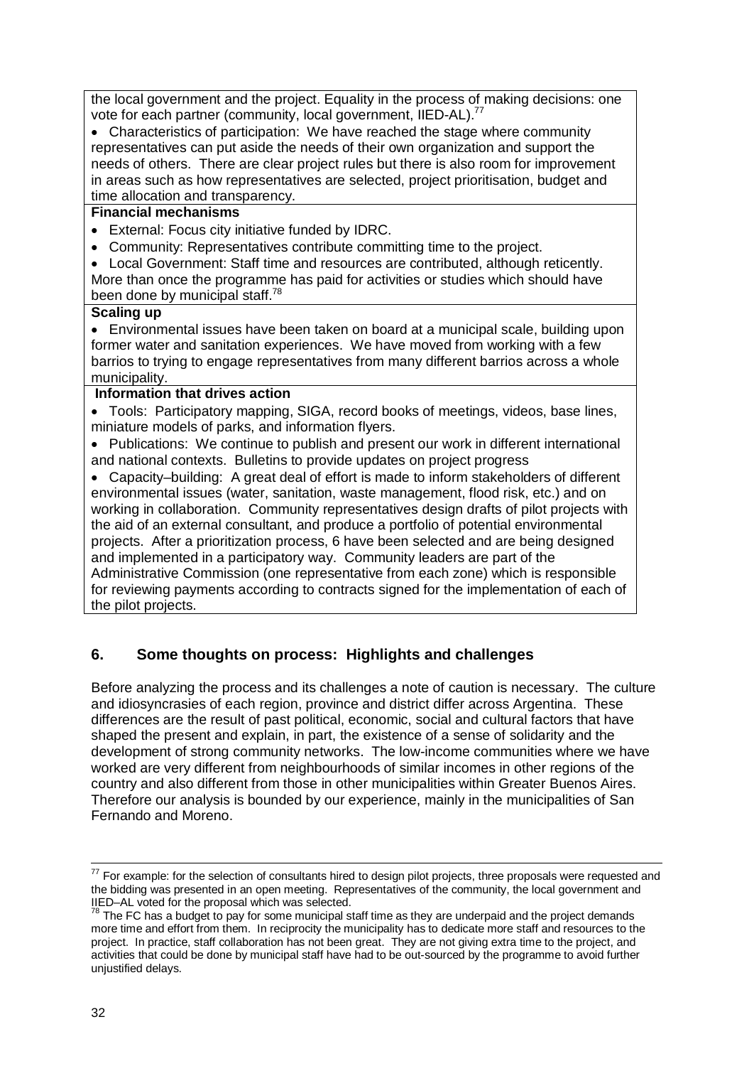the local government and the project. Equality in the process of making decisions: one vote for each partner (community, local government, IIED-AL).[77]

- Characteristics of participation: We have reached the stage where community representatives can put aside the needs of their own organization and support the needs of others. There are clear project rules but there is also room for improvement in areas such as how representatives are selected, project prioritisation, budget and time allocation and transparency.

**Financial mechanisms**

- External: Focus city initiative funded by IDRC.
- Community: Representatives contribute committing time to the project.
- Local Government: Staff time and resources are contributed, although reticently.

More than once the programme has paid for activities or studies which should have been done by municipal staff.[78]

**Scaling up**

- Environmental issues have been taken on board at a municipal scale, building upon former water and sanitation experiences. We have moved from working with a few barrios to trying to engage representatives from many different barrios across a whole municipality.

**Information that drives action**

- Tools: Participatory mapping, SIGA, record books of meetings, videos, base lines, miniature models of parks, and information flyers.
- Publications: We continue to publish and present our work in different international and national contexts. Bulletins to provide updates on project progress
- Capacity–building: A great deal of effort is made to inform stakeholders of different environmental issues (water, sanitation, waste management, flood risk, etc.) and on working in collaboration. Community representatives design drafts of pilot projects with the aid of an external consultant, and produce a portfolio of potential environmental projects. After a prioritization process, 6 have been selected and are being designed and implemented in a participatory way. Community leaders are part of the Administrative Commission (one representative from each zone) which is responsible for reviewing payments according to contracts signed for the implementation of each of the pilot projects.

## 6. Some thoughts on process: Highlights and challenges

Before analyzing the process and its challenges a note of caution is necessary. The culture and idiosyncrasies of each region, province and district differ across Argentina. These differences are the result of past political, economic, social and cultural factors that have shaped the present and explain, in part, the existence of a sense of solidarity and the development of strong community networks. The low-income communities where we have worked are very different from neighbourhoods of similar incomes in other regions of the country and also different from those in other municipalities within Greater Buenos Aires. Therefore our analysis is bounded by our experience, mainly in the municipalities of San Fernando and Moreno.

---

[77] For example: for the selection of consultants hired to design pilot projects, three proposals were requested and the bidding was presented in an open meeting. Representatives of the community, the local government and IIED–AL voted for the proposal which was selected.

[78] The FC has a budget to pay for some municipal staff time as they are underpaid and the project demands more time and effort from them. In reciprocity the municipality has to dedicate more staff and resources to the project. In practice, staff collaboration has not been great. They are not giving extra time to the project, and activities that could be done by municipal staff have had to be out-sourced by the programme to avoid further unjustified delays.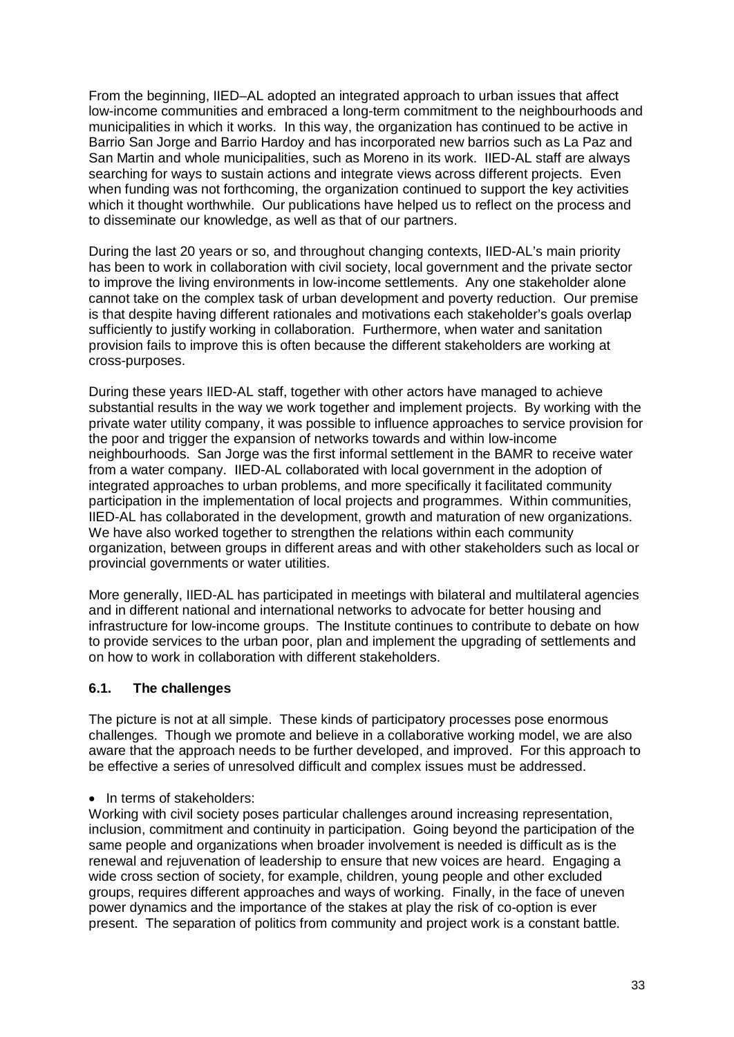From the beginning, IIED–AL adopted an integrated approach to urban issues that affect low-income communities and embraced a long-term commitment to the neighbourhoods and municipalities in which it works. In this way, the organization has continued to be active in Barrio San Jorge and Barrio Hardoy and has incorporated new barrios such as La Paz and San Martin and whole municipalities, such as Moreno in its work. IIED-AL staff are always searching for ways to sustain actions and integrate views across different projects. Even when funding was not forthcoming, the organization continued to support the key activities which it thought worthwhile. Our publications have helped us to reflect on the process and to disseminate our knowledge, as well as that of our partners.

During the last 20 years or so, and throughout changing contexts, IIED-AL's main priority has been to work in collaboration with civil society, local government and the private sector to improve the living environments in low-income settlements. Any one stakeholder alone cannot take on the complex task of urban development and poverty reduction. Our premise is that despite having different rationales and motivations each stakeholder's goals overlap sufficiently to justify working in collaboration. Furthermore, when water and sanitation provision fails to improve this is often because the different stakeholders are working at cross-purposes.

During these years IIED-AL staff, together with other actors have managed to achieve substantial results in the way we work together and implement projects. By working with the private water utility company, it was possible to influence approaches to service provision for the poor and trigger the expansion of networks towards and within low-income neighbourhoods. San Jorge was the first informal settlement in the BAMR to receive water from a water company. IIED-AL collaborated with local government in the adoption of integrated approaches to urban problems, and more specifically it facilitated community participation in the implementation of local projects and programmes. Within communities, IIED-AL has collaborated in the development, growth and maturation of new organizations. We have also worked together to strengthen the relations within each community organization, between groups in different areas and with other stakeholders such as local or provincial governments or water utilities.

More generally, IIED-AL has participated in meetings with bilateral and multilateral agencies and in different national and international networks to advocate for better housing and infrastructure for low-income groups. The Institute continues to contribute to debate on how to provide services to the urban poor, plan and implement the upgrading of settlements and on how to work in collaboration with different stakeholders.

### 6.1. The challenges

The picture is not at all simple. These kinds of participatory processes pose enormous challenges. Though we promote and believe in a collaborative working model, we are also aware that the approach needs to be further developed, and improved. For this approach to be effective a series of unresolved difficult and complex issues must be addressed.

- In terms of stakeholders:

Working with civil society poses particular challenges around increasing representation, inclusion, commitment and continuity in participation. Going beyond the participation of the same people and organizations when broader involvement is needed is difficult as is the renewal and rejuvenation of leadership to ensure that new voices are heard. Engaging a wide cross section of society, for example, children, young people and other excluded groups, requires different approaches and ways of working. Finally, in the face of uneven power dynamics and the importance of the stakes at play the risk of co-option is ever present. The separation of politics from community and project work is a constant battle.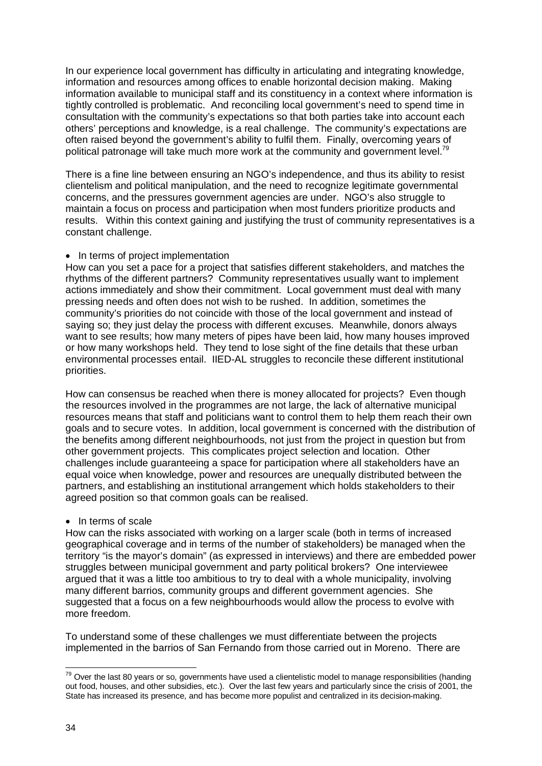In our experience local government has difficulty in articulating and integrating knowledge, information and resources among offices to enable horizontal decision making. Making information available to municipal staff and its constituency in a context where information is tightly controlled is problematic. And reconciling local government's need to spend time in consultation with the community's expectations so that both parties take into account each others' perceptions and knowledge, is a real challenge. The community's expectations are often raised beyond the government's ability to fulfil them. Finally, overcoming years of political patronage will take much more work at the community and government level.[79]

There is a fine line between ensuring an NGO's independence, and thus its ability to resist clientelism and political manipulation, and the need to recognize legitimate governmental concerns, and the pressures government agencies are under. NGO's also struggle to maintain a focus on process and participation when most funders prioritize products and results. Within this context gaining and justifying the trust of community representatives is a constant challenge.

- In terms of project implementation

How can you set a pace for a project that satisfies different stakeholders, and matches the rhythms of the different partners? Community representatives usually want to implement actions immediately and show their commitment. Local government must deal with many pressing needs and often does not wish to be rushed. In addition, sometimes the community's priorities do not coincide with those of the local government and instead of saying so; they just delay the process with different excuses. Meanwhile, donors always want to see results; how many meters of pipes have been laid, how many houses improved or how many workshops held. They tend to lose sight of the fine details that these urban environmental processes entail. IIED-AL struggles to reconcile these different institutional priorities.

How can consensus be reached when there is money allocated for projects? Even though the resources involved in the programmes are not large, the lack of alternative municipal resources means that staff and politicians want to control them to help them reach their own goals and to secure votes. In addition, local government is concerned with the distribution of the benefits among different neighbourhoods, not just from the project in question but from other government projects. This complicates project selection and location. Other challenges include guaranteeing a space for participation where all stakeholders have an equal voice when knowledge, power and resources are unequally distributed between the partners, and establishing an institutional arrangement which holds stakeholders to their agreed position so that common goals can be realised.

- In terms of scale

How can the risks associated with working on a larger scale (both in terms of increased geographical coverage and in terms of the number of stakeholders) be managed when the territory "is the mayor's domain" (as expressed in interviews) and there are embedded power struggles between municipal government and party political brokers? One interviewee argued that it was a little too ambitious to try to deal with a whole municipality, involving many different barrios, community groups and different government agencies. She suggested that a focus on a few neighbourhoods would allow the process to evolve with more freedom.

To understand some of these challenges we must differentiate between the projects implemented in the barrios of San Fernando from those carried out in Moreno. There are

[79] Over the last 80 years or so, governments have used a clientelistic model to manage responsibilities (handing out food, houses, and other subsidies, etc.). Over the last few years and particularly since the crisis of 2001, the State has increased its presence, and has become more populist and centralized in its decision-making.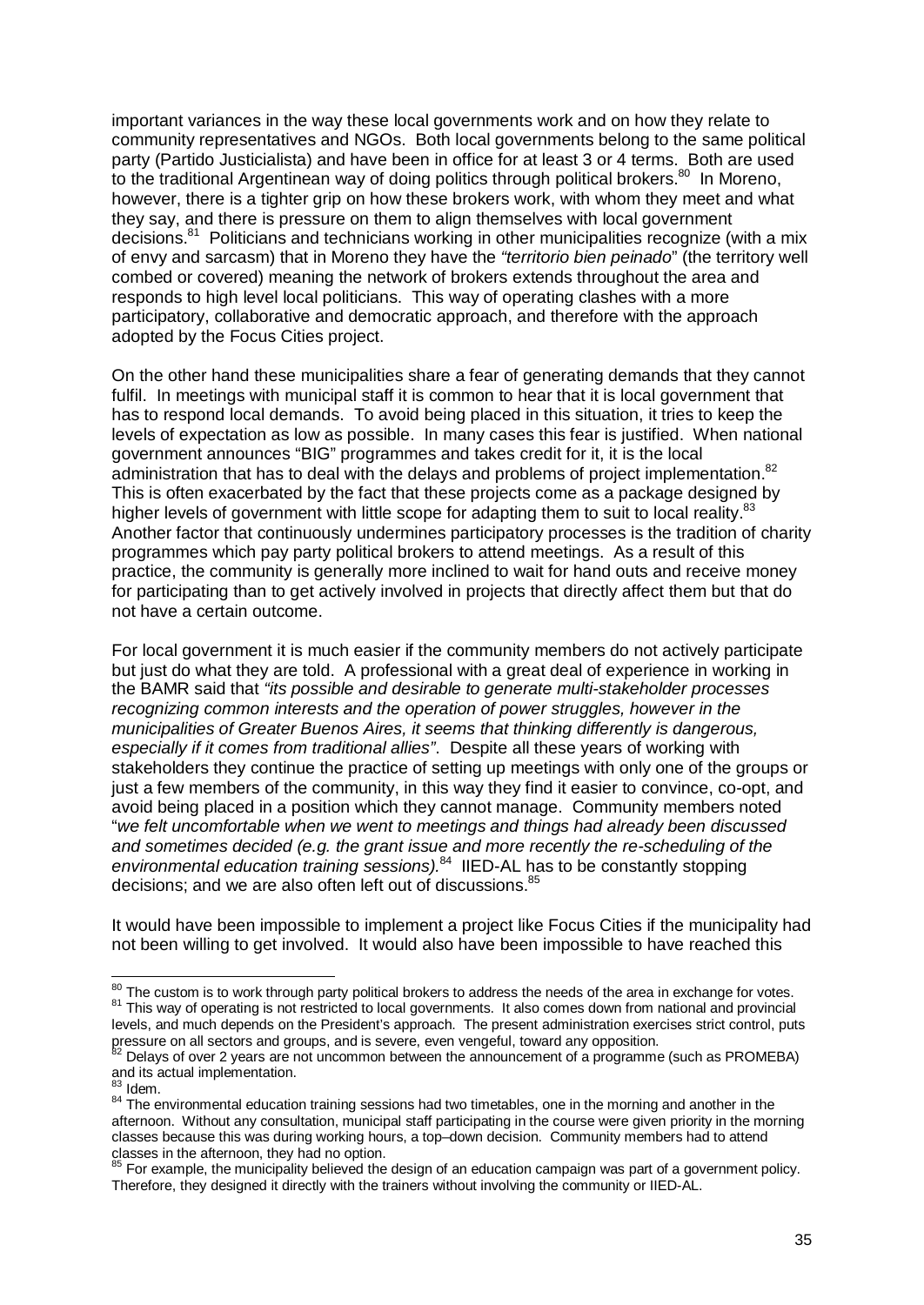important variances in the way these local governments work and on how they relate to community representatives and NGOs. Both local governments belong to the same political party (Partido Justicialista) and have been in office for at least 3 or 4 terms. Both are used to the traditional Argentinean way of doing politics through political brokers.[80] In Moreno, however, there is a tighter grip on how these brokers work, with whom they meet and what they say, and there is pressure on them to align themselves with local government decisions.[81] Politicians and technicians working in other municipalities recognize (with a mix of envy and sarcasm) that in Moreno they have the *"territorio bien peinado"* (the territory well combed or covered) meaning the network of brokers extends throughout the area and responds to high level local politicians. This way of operating clashes with a more participatory, collaborative and democratic approach, and therefore with the approach adopted by the Focus Cities project.

On the other hand these municipalities share a fear of generating demands that they cannot fulfil. In meetings with municipal staff it is common to hear that it is local government that has to respond local demands. To avoid being placed in this situation, it tries to keep the levels of expectation as low as possible. In many cases this fear is justified. When national government announces "BIG" programmes and takes credit for it, it is the local administration that has to deal with the delays and problems of project implementation.[82] This is often exacerbated by the fact that these projects come as a package designed by higher levels of government with little scope for adapting them to suit to local reality.[83] Another factor that continuously undermines participatory processes is the tradition of charity programmes which pay party political brokers to attend meetings. As a result of this practice, the community is generally more inclined to wait for hand outs and receive money for participating than to get actively involved in projects that directly affect them but that do not have a certain outcome.

For local government it is much easier if the community members do not actively participate but just do what they are told. A professional with a great deal of experience in working in the BAMR said that *"its possible and desirable to generate multi-stakeholder processes recognizing common interests and the operation of power struggles, however in the municipalities of Greater Buenos Aires, it seems that thinking differently is dangerous, especially if it comes from traditional allies"*. Despite all these years of working with stakeholders they continue the practice of setting up meetings with only one of the groups or just a few members of the community, in this way they find it easier to convince, co-opt, and avoid being placed in a position which they cannot manage. Community members noted "*we felt uncomfortable when we went to meetings and things had already been discussed and sometimes decided (e.g. the grant issue and more recently the re-scheduling of the environmental education training sessions).*[84] IIED-AL has to be constantly stopping decisions; and we are also often left out of discussions.[85]

It would have been impossible to implement a project like Focus Cities if the municipality had not been willing to get involved. It would also have been impossible to have reached this

---

[80] The custom is to work through party political brokers to address the needs of the area in exchange for votes.

[81] This way of operating is not restricted to local governments. It also comes down from national and provincial levels, and much depends on the President's approach. The present administration exercises strict control, puts pressure on all sectors and groups, and is severe, even vengeful, toward any opposition.

[82] Delays of over 2 years are not uncommon between the announcement of a programme (such as PROMEBA) and its actual implementation.

[83] Idem.

[84] The environmental education training sessions had two timetables, one in the morning and another in the afternoon. Without any consultation, municipal staff participating in the course were given priority in the morning classes because this was during working hours, a top–down decision. Community members had to attend classes in the afternoon, they had no option.

[85] For example, the municipality believed the design of an education campaign was part of a government policy. Therefore, they designed it directly with the trainers without involving the community or IIED-AL.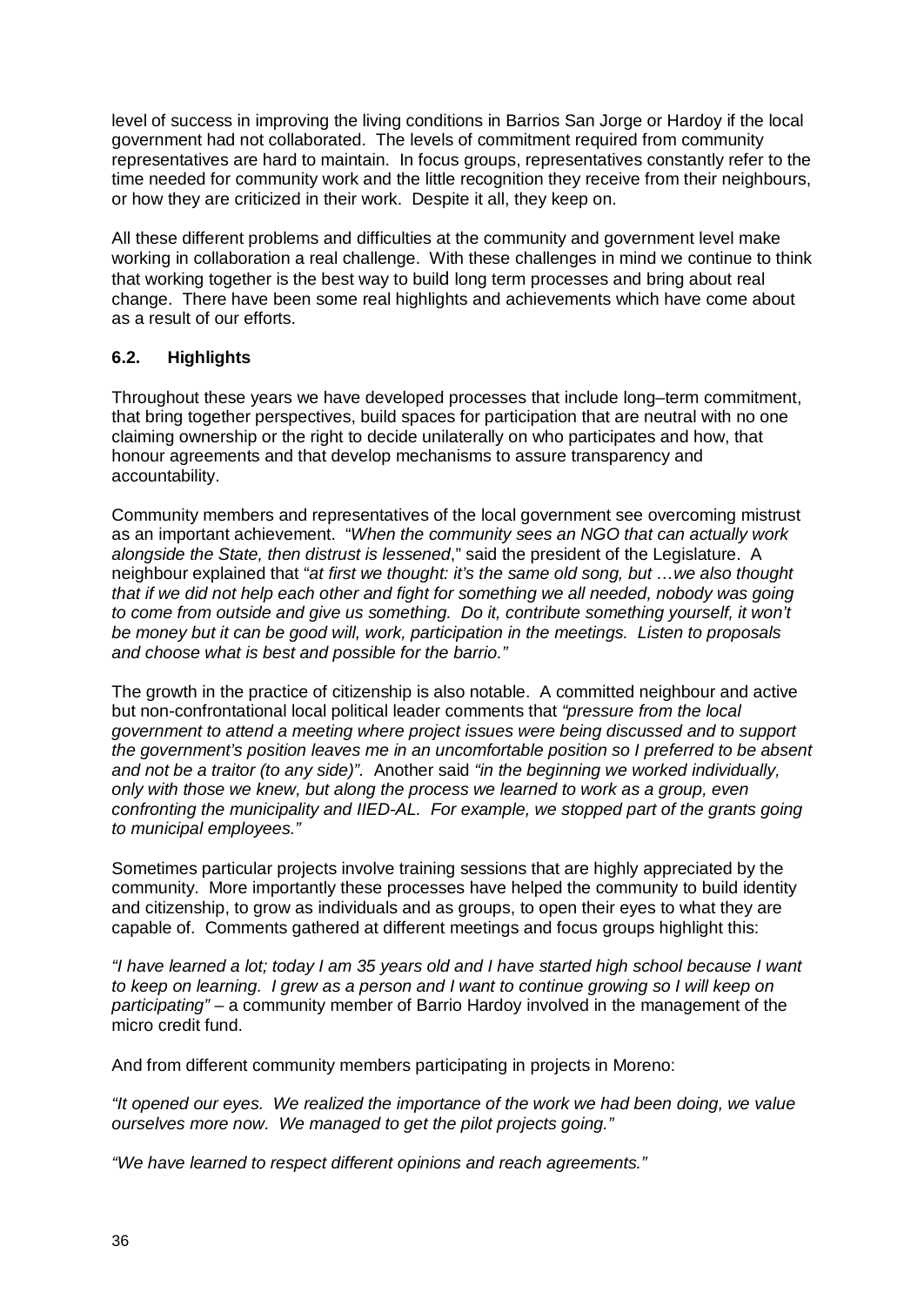level of success in improving the living conditions in Barrios San Jorge or Hardoy if the local government had not collaborated. The levels of commitment required from community representatives are hard to maintain. In focus groups, representatives constantly refer to the time needed for community work and the little recognition they receive from their neighbours, or how they are criticized in their work. Despite it all, they keep on.

All these different problems and difficulties at the community and government level make working in collaboration a real challenge. With these challenges in mind we continue to think that working together is the best way to build long term processes and bring about real change. There have been some real highlights and achievements which have come about as a result of our efforts.

### 6.2. Highlights

Throughout these years we have developed processes that include long–term commitment, that bring together perspectives, build spaces for participation that are neutral with no one claiming ownership or the right to decide unilaterally on who participates and how, that honour agreements and that develop mechanisms to assure transparency and accountability.

Community members and representatives of the local government see overcoming mistrust as an important achievement. "*When the community sees an NGO that can actually work alongside the State, then distrust is lessened*," said the president of the Legislature. A neighbour explained that "*at first we thought: it's the same old song, but …we also thought that if we did not help each other and fight for something we all needed, nobody was going to come from outside and give us something. Do it, contribute something yourself, it won't be money but it can be good will, work, participation in the meetings. Listen to proposals and choose what is best and possible for the barrio.*"

The growth in the practice of citizenship is also notable. A committed neighbour and active but non-confrontational local political leader comments that *"pressure from the local government to attend a meeting where project issues were being discussed and to support the government's position leaves me in an uncomfortable position so I preferred to be absent and not be a traitor (to any side)".* Another said *"in the beginning we worked individually, only with those we knew, but along the process we learned to work as a group, even confronting the municipality and IIED-AL. For example, we stopped part of the grants going to municipal employees."*

Sometimes particular projects involve training sessions that are highly appreciated by the community. More importantly these processes have helped the community to build identity and citizenship, to grow as individuals and as groups, to open their eyes to what they are capable of. Comments gathered at different meetings and focus groups highlight this:

*"I have learned a lot; today I am 35 years old and I have started high school because I want to keep on learning. I grew as a person and I want to continue growing so I will keep on participating"* – a community member of Barrio Hardoy involved in the management of the micro credit fund.

And from different community members participating in projects in Moreno:

*"It opened our eyes. We realized the importance of the work we had been doing, we value ourselves more now. We managed to get the pilot projects going."*

*"We have learned to respect different opinions and reach agreements."*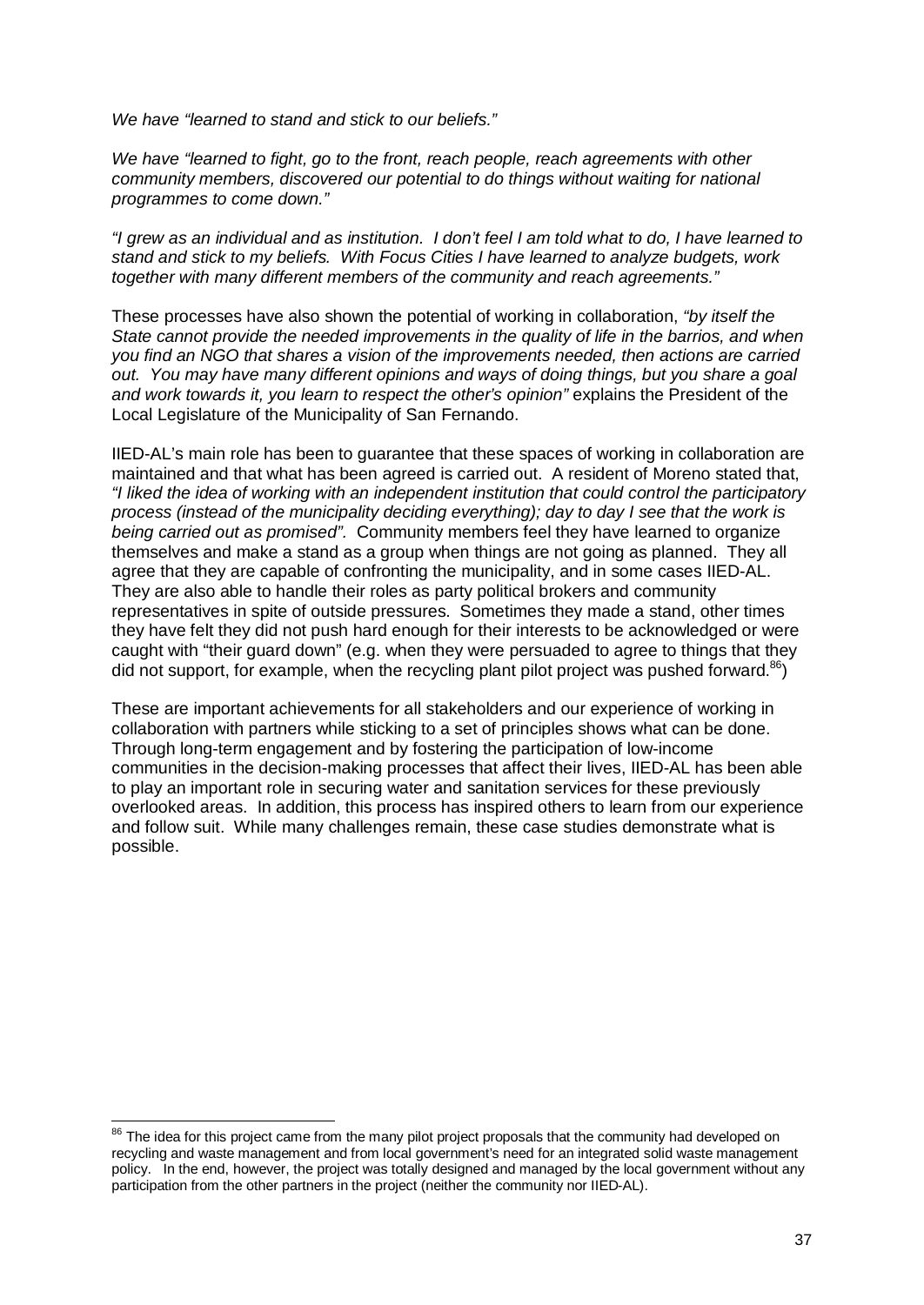*We have "learned to stand and stick to our beliefs."*

*We have "learned to fight, go to the front, reach people, reach agreements with other community members, discovered our potential to do things without waiting for national programmes to come down."*

*"I grew as an individual and as institution. I don't feel I am told what to do, I have learned to stand and stick to my beliefs. With Focus Cities I have learned to analyze budgets, work together with many different members of the community and reach agreements."*

These processes have also shown the potential of working in collaboration, *"by itself the State cannot provide the needed improvements in the quality of life in the barrios, and when you find an NGO that shares a vision of the improvements needed, then actions are carried out. You may have many different opinions and ways of doing things, but you share a goal and work towards it, you learn to respect the other's opinion"* explains the President of the Local Legislature of the Municipality of San Fernando.

IIED-AL's main role has been to guarantee that these spaces of working in collaboration are maintained and that what has been agreed is carried out. A resident of Moreno stated that, *"I liked the idea of working with an independent institution that could control the participatory process (instead of the municipality deciding everything); day to day I see that the work is being carried out as promised".* Community members feel they have learned to organize themselves and make a stand as a group when things are not going as planned. They all agree that they are capable of confronting the municipality, and in some cases IIED-AL. They are also able to handle their roles as party political brokers and community representatives in spite of outside pressures. Sometimes they made a stand, other times they have felt they did not push hard enough for their interests to be acknowledged or were caught with "their guard down" (e.g. when they were persuaded to agree to things that they did not support, for example, when the recycling plant pilot project was pushed forward.[86])

These are important achievements for all stakeholders and our experience of working in collaboration with partners while sticking to a set of principles shows what can be done. Through long-term engagement and by fostering the participation of low-income communities in the decision-making processes that affect their lives, IIED-AL has been able to play an important role in securing water and sanitation services for these previously overlooked areas. In addition, this process has inspired others to learn from our experience and follow suit. While many challenges remain, these case studies demonstrate what is possible.

---

[86] The idea for this project came from the many pilot project proposals that the community had developed on recycling and waste management and from local government's need for an integrated solid waste management policy. In the end, however, the project was totally designed and managed by the local government without any participation from the other partners in the project (neither the community nor IIED-AL).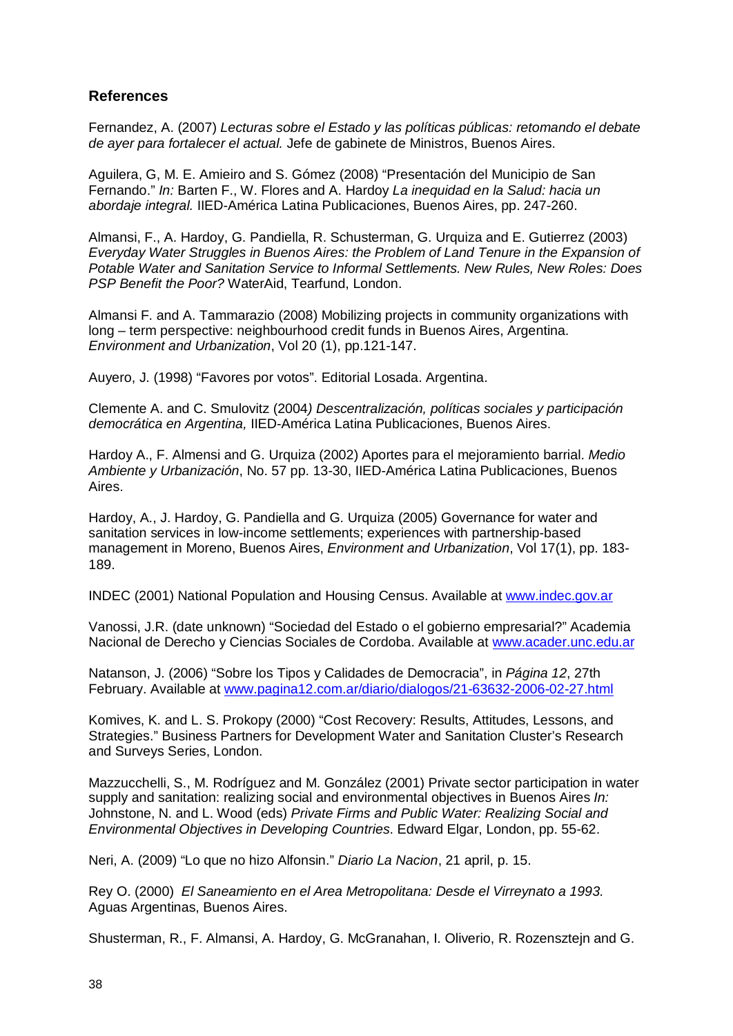## References

Fernandez, A. (2007) *Lecturas sobre el Estado y las políticas públicas: retomando el debate de ayer para fortalecer el actual.* Jefe de gabinete de Ministros, Buenos Aires.

Aguilera, G, M. E. Amieiro and S. Gómez (2008) "Presentación del Municipio de San Fernando." *In:* Barten F., W. Flores and A. Hardoy *La inequidad en la Salud: hacia un abordaje integral.* IIED-América Latina Publicaciones, Buenos Aires, pp. 247-260.

Almansi, F., A. Hardoy, G. Pandiella, R. Schusterman, G. Urquiza and E. Gutierrez (2003) *Everyday Water Struggles in Buenos Aires: the Problem of Land Tenure in the Expansion of Potable Water and Sanitation Service to Informal Settlements. New Rules, New Roles: Does PSP Benefit the Poor?* WaterAid, Tearfund, London.

Almansi F. and A. Tammarazio (2008) Mobilizing projects in community organizations with long – term perspective: neighbourhood credit funds in Buenos Aires, Argentina. *Environment and Urbanization*, Vol 20 (1), pp.121-147.

Auyero, J. (1998) "Favores por votos". Editorial Losada. Argentina.

Clemente A. and C. Smulovitz (2004*) Descentralización, políticas sociales y participación democrática en Argentina,* IIED-América Latina Publicaciones, Buenos Aires.

Hardoy A., F. Almensi and G. Urquiza (2002) Aportes para el mejoramiento barrial. *Medio Ambiente y Urbanización*, No. 57 pp. 13-30, IIED-América Latina Publicaciones, Buenos Aires.

Hardoy, A., J. Hardoy, G. Pandiella and G. Urquiza (2005) Governance for water and sanitation services in low-income settlements; experiences with partnership-based management in Moreno, Buenos Aires, *Environment and Urbanization*, Vol 17(1), pp. 183-189.

INDEC (2001) National Population and Housing Census. Available at www.indec.gov.ar

Vanossi, J.R. (date unknown) "Sociedad del Estado o el gobierno empresarial?" Academia Nacional de Derecho y Ciencias Sociales de Cordoba. Available at www.acader.unc.edu.ar

Natanson, J. (2006) "Sobre los Tipos y Calidades de Democracia", in *Página 12*, 27th February. Available at www.pagina12.com.ar/diario/dialogos/21-63632-2006-02-27.html

Komives, K. and L. S. Prokopy (2000) "Cost Recovery: Results, Attitudes, Lessons, and Strategies." Business Partners for Development Water and Sanitation Cluster's Research and Surveys Series, London.

Mazzucchelli, S., M. Rodríguez and M. González (2001) Private sector participation in water supply and sanitation: realizing social and environmental objectives in Buenos Aires *In:* Johnstone, N. and L. Wood (eds) *Private Firms and Public Water: Realizing Social and Environmental Objectives in Developing Countries*. Edward Elgar, London, pp. 55-62.

Neri, A. (2009) "Lo que no hizo Alfonsin." *Diario La Nacion*, 21 april, p. 15.

Rey O. (2000) *El Saneamiento en el Area Metropolitana: Desde el Virreynato a 1993.* Aguas Argentinas, Buenos Aires.

Shusterman, R., F. Almansi, A. Hardoy, G. McGranahan, I. Oliverio, R. Rozensztejn and G.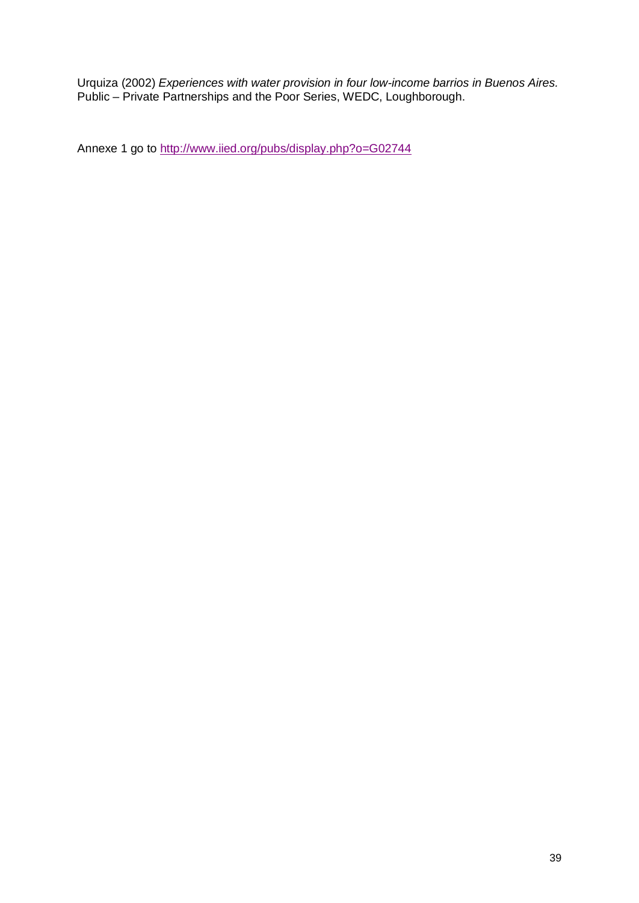Urquiza (2002) *Experiences with water provision in four low-income barrios in Buenos Aires.* Public – Private Partnerships and the Poor Series, WEDC, Loughborough.

Annexe 1 go to http://www.iied.org/pubs/display.php?o=G02744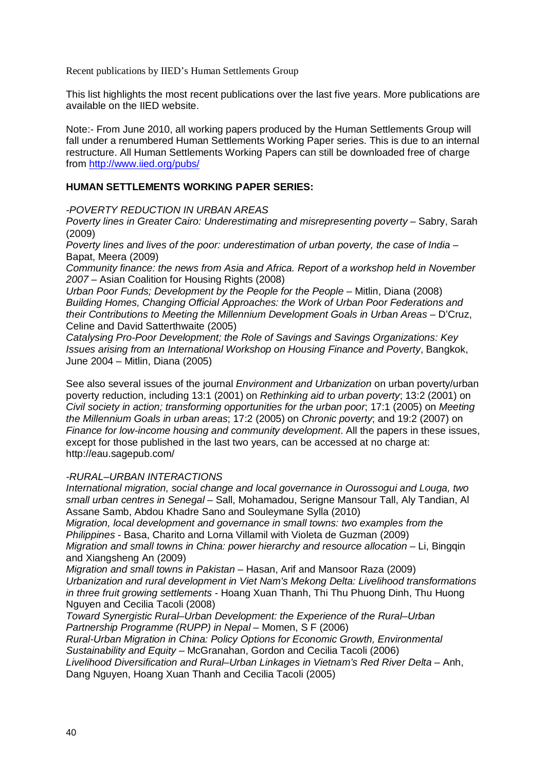Recent publications by IIED's Human Settlements Group

This list highlights the most recent publications over the last five years. More publications are available on the IIED website.

Note:- From June 2010, all working papers produced by the Human Settlements Group will fall under a renumbered Human Settlements Working Paper series. This is due to an internal restructure. All Human Settlements Working Papers can still be downloaded free of charge from http://www.iied.org/pubs/

## HUMAN SETTLEMENTS WORKING PAPER SERIES:

*-POVERTY REDUCTION IN URBAN AREAS*

*Poverty lines in Greater Cairo: Underestimating and misrepresenting poverty* – Sabry, Sarah (2009)

*Poverty lines and lives of the poor: underestimation of urban poverty, the case of India* – Bapat, Meera (2009)

*Community finance: the news from Asia and Africa. Report of a workshop held in November 2007* – Asian Coalition for Housing Rights (2008)

*Urban Poor Funds; Development by the People for the People* – Mitlin, Diana (2008)

*Building Homes, Changing Official Approaches: the Work of Urban Poor Federations and their Contributions to Meeting the Millennium Development Goals in Urban Areas* – D'Cruz, Celine and David Satterthwaite (2005)

*Catalysing Pro-Poor Development; the Role of Savings and Savings Organizations: Key Issues arising from an International Workshop on Housing Finance and Poverty*, Bangkok, June 2004 – Mitlin, Diana (2005)

See also several issues of the journal *Environment and Urbanization* on urban poverty/urban poverty reduction, including 13:1 (2001) on *Rethinking aid to urban poverty*; 13:2 (2001) on *Civil society in action; transforming opportunities for the urban poor*; 17:1 (2005) on *Meeting the Millennium Goals in urban areas*; 17:2 (2005) on *Chronic poverty*; and 19:2 (2007) on *Finance for low-income housing and community development*. All the papers in these issues, except for those published in the last two years, can be accessed at no charge at: http://eau.sagepub.com/

*-RURAL–URBAN INTERACTIONS*

*International migration, social change and local governance in Ourossogui and Louga, two small urban centres in Senegal* – Sall, Mohamadou, Serigne Mansour Tall, Aly Tandian, Al Assane Samb, Abdou Khadre Sano and Souleymane Sylla (2010)

*Migration, local development and governance in small towns: two examples from the Philippines* - Basa, Charito and Lorna Villamil with Violeta de Guzman (2009)

*Migration and small towns in China: power hierarchy and resource allocation* – Li, Bingqin and Xiangsheng An (2009)

*Migration and small towns in Pakistan* – Hasan, Arif and Mansoor Raza (2009)

*Urbanization and rural development in Viet Nam's Mekong Delta: Livelihood transformations in three fruit growing settlements* - Hoang Xuan Thanh, Thi Thu Phuong Dinh, Thu Huong Nguyen and Cecilia Tacoli (2008)

*Toward Synergistic Rural–Urban Development: the Experience of the Rural–Urban Partnership Programme (RUPP) in Nepal* – Momen, S F (2006)

*Rural-Urban Migration in China: Policy Options for Economic Growth, Environmental Sustainability and Equity* – McGranahan, Gordon and Cecilia Tacoli (2006)

*Livelihood Diversification and Rural–Urban Linkages in Vietnam's Red River Delta* – Anh, Dang Nguyen, Hoang Xuan Thanh and Cecilia Tacoli (2005)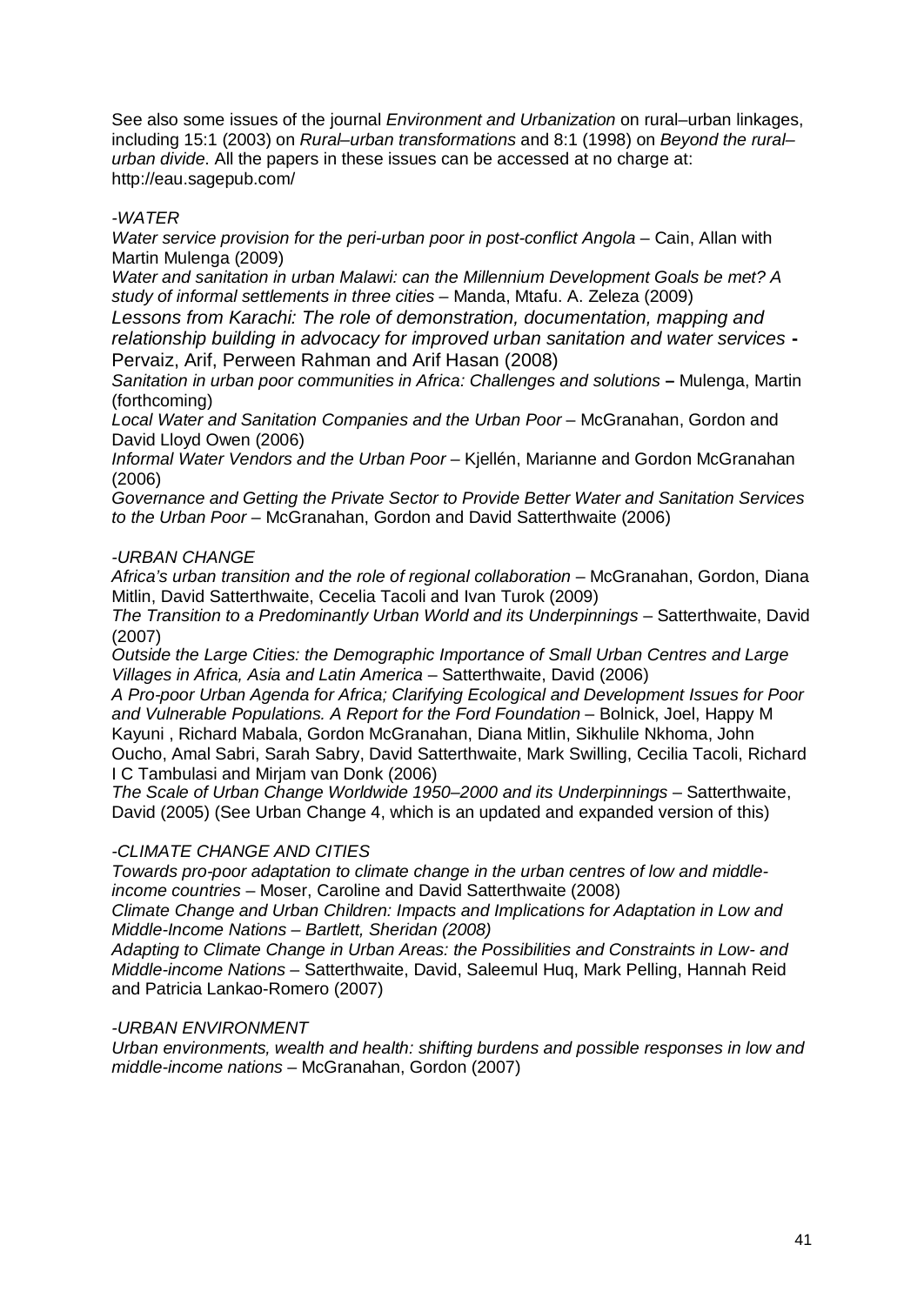See also some issues of the journal *Environment and Urbanization* on rural–urban linkages, including 15:1 (2003) on *Rural–urban transformations* and 8:1 (1998) on *Beyond the rural–urban divide.* All the papers in these issues can be accessed at no charge at: http://eau.sagepub.com/

*-WATER*

*Water service provision for the peri-urban poor in post-conflict Angola* – Cain, Allan with Martin Mulenga (2009)

*Water and sanitation in urban Malawi: can the Millennium Development Goals be met? A study of informal settlements in three cities* – Manda, Mtafu. A. Zeleza (2009)

*Lessons from Karachi: The role of demonstration, documentation, mapping and relationship building in advocacy for improved urban sanitation and water services* **-** Pervaiz, Arif, Perween Rahman and Arif Hasan (2008)

*Sanitation in urban poor communities in Africa: Challenges and solutions* **–** Mulenga, Martin (forthcoming)

*Local Water and Sanitation Companies and the Urban Poor* – McGranahan, Gordon and David Lloyd Owen (2006)

*Informal Water Vendors and the Urban Poor* – Kjellén, Marianne and Gordon McGranahan (2006)

*Governance and Getting the Private Sector to Provide Better Water and Sanitation Services to the Urban Poor* – McGranahan, Gordon and David Satterthwaite (2006)

*-URBAN CHANGE*

*Africa's urban transition and the role of regional collaboration* – McGranahan, Gordon, Diana Mitlin, David Satterthwaite, Cecelia Tacoli and Ivan Turok (2009)

*The Transition to a Predominantly Urban World and its Underpinnings* – Satterthwaite, David (2007)

*Outside the Large Cities: the Demographic Importance of Small Urban Centres and Large Villages in Africa, Asia and Latin America* – Satterthwaite, David (2006)

*A Pro-poor Urban Agenda for Africa; Clarifying Ecological and Development Issues for Poor and Vulnerable Populations. A Report for the Ford Foundation* – Bolnick, Joel, Happy M Kayuni , Richard Mabala, Gordon McGranahan, Diana Mitlin, Sikhulile Nkhoma, John Oucho, Amal Sabri, Sarah Sabry, David Satterthwaite, Mark Swilling, Cecilia Tacoli, Richard I C Tambulasi and Mirjam van Donk (2006)

*The Scale of Urban Change Worldwide 1950–2000 and its Underpinnings* – Satterthwaite, David (2005) (See Urban Change 4, which is an updated and expanded version of this)

*-CLIMATE CHANGE AND CITIES*

*Towards pro-poor adaptation to climate change in the urban centres of low and middle-income countries* – Moser, Caroline and David Satterthwaite (2008)

*Climate Change and Urban Children: Impacts and Implications for Adaptation in Low and Middle-Income Nations – Bartlett, Sheridan (2008)*

*Adapting to Climate Change in Urban Areas: the Possibilities and Constraints in Low- and Middle-income Nations* – Satterthwaite, David, Saleemul Huq, Mark Pelling, Hannah Reid and Patricia Lankao-Romero (2007)

*-URBAN ENVIRONMENT*

*Urban environments, wealth and health: shifting burdens and possible responses in low and middle-income nations* – McGranahan, Gordon (2007)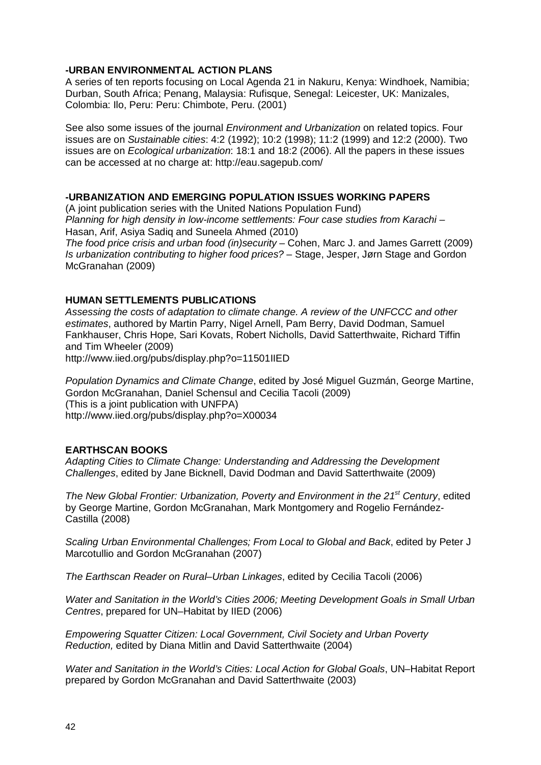**-URBAN ENVIRONMENTAL ACTION PLANS**
A series of ten reports focusing on Local Agenda 21 in Nakuru, Kenya: Windhoek, Namibia; Durban, South Africa; Penang, Malaysia: Rufisque, Senegal: Leicester, UK: Manizales, Colombia: Ilo, Peru: Peru: Chimbote, Peru. (2001)

See also some issues of the journal *Environment and Urbanization* on related topics. Four issues are on *Sustainable cities*: 4:2 (1992); 10:2 (1998); 11:2 (1999) and 12:2 (2000). Two issues are on *Ecological urbanization*: 18:1 and 18:2 (2006). All the papers in these issues can be accessed at no charge at: http://eau.sagepub.com/

**-URBANIZATION AND EMERGING POPULATION ISSUES WORKING PAPERS**
(A joint publication series with the United Nations Population Fund)
*Planning for high density in low-income settlements: Four case studies from Karachi* – Hasan, Arif, Asiya Sadiq and Suneela Ahmed (2010)
*The food price crisis and urban food (in)security* – Cohen, Marc J. and James Garrett (2009)
*Is urbanization contributing to higher food prices?* – Stage, Jesper, Jørn Stage and Gordon McGranahan (2009)

**HUMAN SETTLEMENTS PUBLICATIONS**
*Assessing the costs of adaptation to climate change. A review of the UNFCCC and other estimates*, authored by Martin Parry, Nigel Arnell, Pam Berry, David Dodman, Samuel Fankhauser, Chris Hope, Sari Kovats, Robert Nicholls, David Satterthwaite, Richard Tiffin and Tim Wheeler (2009)
http://www.iied.org/pubs/display.php?o=11501IIED

*Population Dynamics and Climate Change*, edited by José Miguel Guzmán, George Martine, Gordon McGranahan, Daniel Schensul and Cecilia Tacoli (2009)
(This is a joint publication with UNFPA)
http://www.iied.org/pubs/display.php?o=X00034

**EARTHSCAN BOOKS**
*Adapting Cities to Climate Change: Understanding and Addressing the Development Challenges*, edited by Jane Bicknell, David Dodman and David Satterthwaite (2009)

*The New Global Frontier: Urbanization, Poverty and Environment in the 21st Century*, edited by George Martine, Gordon McGranahan, Mark Montgomery and Rogelio Fernández-Castilla (2008)

*Scaling Urban Environmental Challenges; From Local to Global and Back*, edited by Peter J Marcotullio and Gordon McGranahan (2007)

*The Earthscan Reader on Rural–Urban Linkages*, edited by Cecilia Tacoli (2006)

*Water and Sanitation in the World's Cities 2006; Meeting Development Goals in Small Urban Centres*, prepared for UN–Habitat by IIED (2006)

*Empowering Squatter Citizen: Local Government, Civil Society and Urban Poverty Reduction,* edited by Diana Mitlin and David Satterthwaite (2004)

*Water and Sanitation in the World's Cities: Local Action for Global Goals*, UN–Habitat Report prepared by Gordon McGranahan and David Satterthwaite (2003)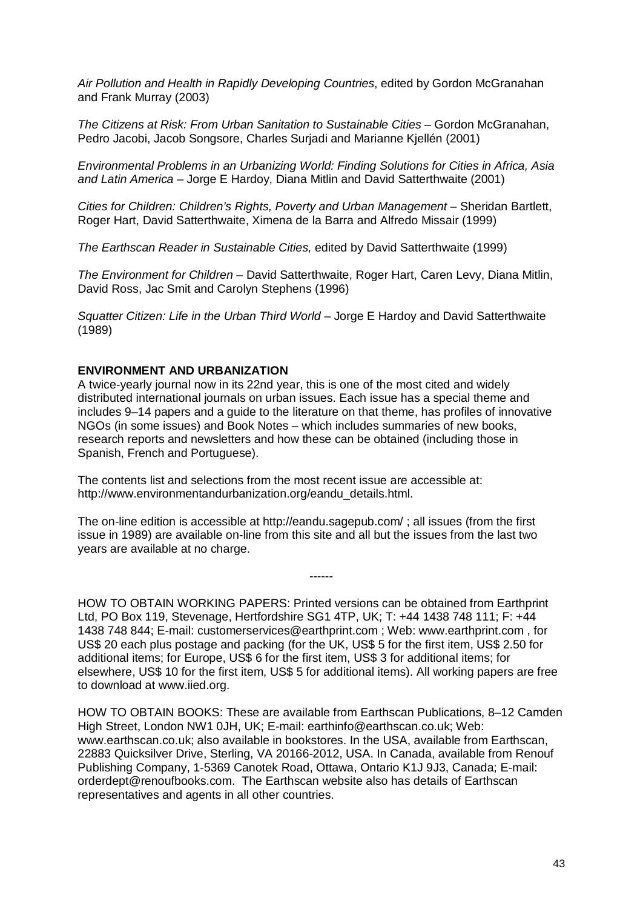*Air Pollution and Health in Rapidly Developing Countries*, edited by Gordon McGranahan and Frank Murray (2003)

*The Citizens at Risk: From Urban Sanitation to Sustainable Cities* – Gordon McGranahan, Pedro Jacobi, Jacob Songsore, Charles Surjadi and Marianne Kjellén (2001)

*Environmental Problems in an Urbanizing World: Finding Solutions for Cities in Africa, Asia and Latin America* – Jorge E Hardoy, Diana Mitlin and David Satterthwaite (2001)

*Cities for Children: Children's Rights, Poverty and Urban Management* – Sheridan Bartlett, Roger Hart, David Satterthwaite, Ximena de la Barra and Alfredo Missair (1999)

*The Earthscan Reader in Sustainable Cities,* edited by David Satterthwaite (1999)

*The Environment for Children* – David Satterthwaite, Roger Hart, Caren Levy, Diana Mitlin, David Ross, Jac Smit and Carolyn Stephens (1996)

*Squatter Citizen: Life in the Urban Third World* – Jorge E Hardoy and David Satterthwaite (1989)

**ENVIRONMENT AND URBANIZATION**

A twice-yearly journal now in its 22nd year, this is one of the most cited and widely distributed international journals on urban issues. Each issue has a special theme and includes 9–14 papers and a guide to the literature on that theme, has profiles of innovative NGOs (in some issues) and Book Notes – which includes summaries of new books, research reports and newsletters and how these can be obtained (including those in Spanish, French and Portuguese).

The contents list and selections from the most recent issue are accessible at: http://www.environmentandurbanization.org/eandu_details.html.

The on-line edition is accessible at http://eandu.sagepub.com/ ; all issues (from the first issue in 1989) are available on-line from this site and all but the issues from the last two years are available at no charge.

------

HOW TO OBTAIN WORKING PAPERS: Printed versions can be obtained from Earthprint Ltd, PO Box 119, Stevenage, Hertfordshire SG1 4TP, UK; T: +44 1438 748 111; F: +44 1438 748 844; E-mail: customerservices@earthprint.com ; Web: www.earthprint.com , for US$ 20 each plus postage and packing (for the UK, US$ 5 for the first item, US$ 2.50 for additional items; for Europe, US$ 6 for the first item, US$ 3 for additional items; for elsewhere, US$ 10 for the first item, US$ 5 for additional items). All working papers are free to download at www.iied.org.

HOW TO OBTAIN BOOKS: These are available from Earthscan Publications, 8–12 Camden High Street, London NW1 0JH, UK; E-mail: earthinfo@earthscan.co.uk; Web: www.earthscan.co.uk; also available in bookstores. In the USA, available from Earthscan, 22883 Quicksilver Drive, Sterling, VA 20166-2012, USA. In Canada, available from Renouf Publishing Company, 1-5369 Canotek Road, Ottawa, Ontario K1J 9J3, Canada; E-mail: orderdept@renoufbooks.com. The Earthscan website also has details of Earthscan representatives and agents in all other countries.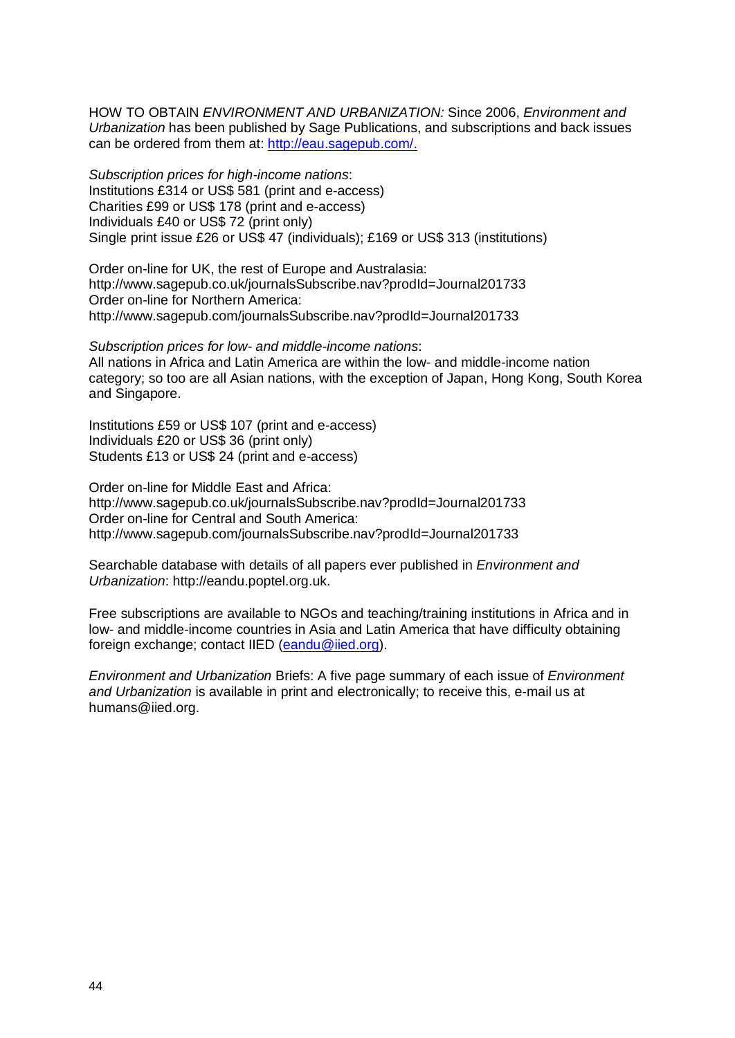HOW TO OBTAIN *ENVIRONMENT AND URBANIZATION:* Since 2006, *Environment and Urbanization* has been published by Sage Publications, and subscriptions and back issues can be ordered from them at: http://eau.sagepub.com/.

*Subscription prices for high-income nations*:
Institutions £314 or US$ 581 (print and e-access)
Charities £99 or US$ 178 (print and e-access)
Individuals £40 or US$ 72 (print only)
Single print issue £26 or US$ 47 (individuals); £169 or US$ 313 (institutions)

Order on-line for UK, the rest of Europe and Australasia:
http://www.sagepub.co.uk/journalsSubscribe.nav?prodId=Journal201733
Order on-line for Northern America:
http://www.sagepub.com/journalsSubscribe.nav?prodId=Journal201733

*Subscription prices for low- and middle-income nations*:
All nations in Africa and Latin America are within the low- and middle-income nation category; so too are all Asian nations, with the exception of Japan, Hong Kong, South Korea and Singapore.

Institutions £59 or US$ 107 (print and e-access)
Individuals £20 or US$ 36 (print only)
Students £13 or US$ 24 (print and e-access)

Order on-line for Middle East and Africa:
http://www.sagepub.co.uk/journalsSubscribe.nav?prodId=Journal201733
Order on-line for Central and South America:
http://www.sagepub.com/journalsSubscribe.nav?prodId=Journal201733

Searchable database with details of all papers ever published in *Environment and Urbanization*: http://eandu.poptel.org.uk.

Free subscriptions are available to NGOs and teaching/training institutions in Africa and in low- and middle-income countries in Asia and Latin America that have difficulty obtaining foreign exchange; contact IIED (eandu@iied.org).

*Environment and Urbanization* Briefs: A five page summary of each issue of *Environment and Urbanization* is available in print and electronically; to receive this, e-mail us at humans@iied.org.